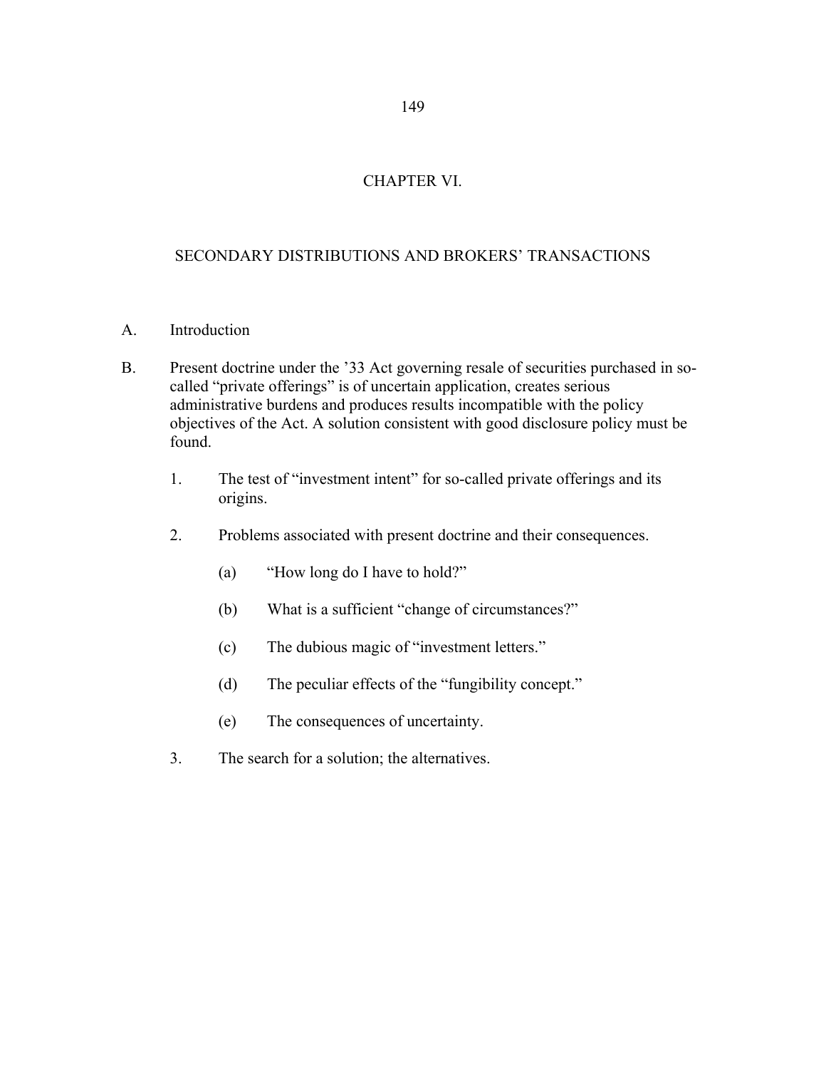# CHAPTER VI.

## SECONDARY DISTRIBUTIONS AND BROKERS' TRANSACTIONS

A. Introduction

B. Present doctrine under the '33 Act governing resale of securities purchased in so-called "private offerings" is of uncertain application, creates serious administrative burdens and produces results incompatible with the policy objectives of the Act. A solution consistent with good disclosure policy must be found.

   1. The test of "investment intent" for so-called private offerings and its origins.

   2. Problems associated with present doctrine and their consequences.

      (a) "How long do I have to hold?"

      (b) What is a sufficient "change of circumstances?"

      (c) The dubious magic of "investment letters."

      (d) The peculiar effects of the "fungibility concept."

      (e) The consequences of uncertainty.

   3. The search for a solution; the alternatives.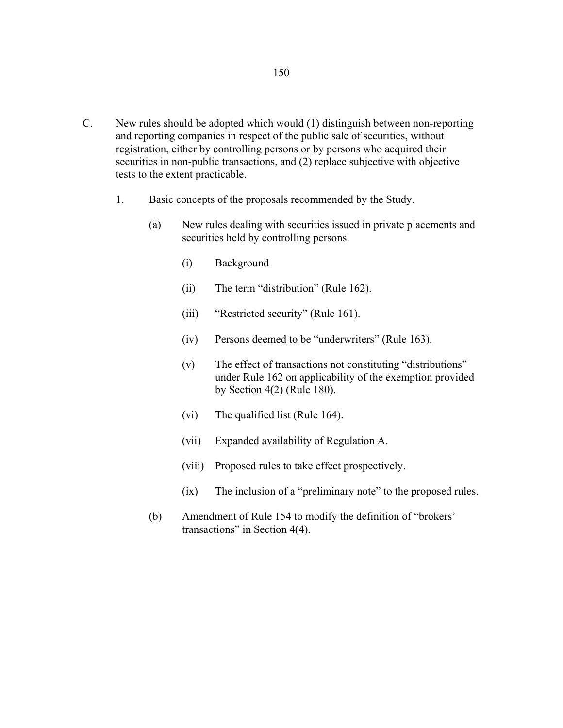C. New rules should be adopted which would (1) distinguish between non-reporting and reporting companies in respect of the public sale of securities, without registration, either by controlling persons or by persons who acquired their securities in non-public transactions, and (2) replace subjective with objective tests to the extent practicable.

1. Basic concepts of the proposals recommended by the Study.

   (a) New rules dealing with securities issued in private placements and securities held by controlling persons.

      (i) Background

      (ii) The term "distribution" (Rule 162).

      (iii) "Restricted security" (Rule 161).

      (iv) Persons deemed to be "underwriters" (Rule 163).

      (v) The effect of transactions not constituting "distributions" under Rule 162 on applicability of the exemption provided by Section 4(2) (Rule 180).

      (vi) The qualified list (Rule 164).

      (vii) Expanded availability of Regulation A.

      (viii) Proposed rules to take effect prospectively.

      (ix) The inclusion of a "preliminary note" to the proposed rules.

   (b) Amendment of Rule 154 to modify the definition of "brokers' transactions" in Section 4(4).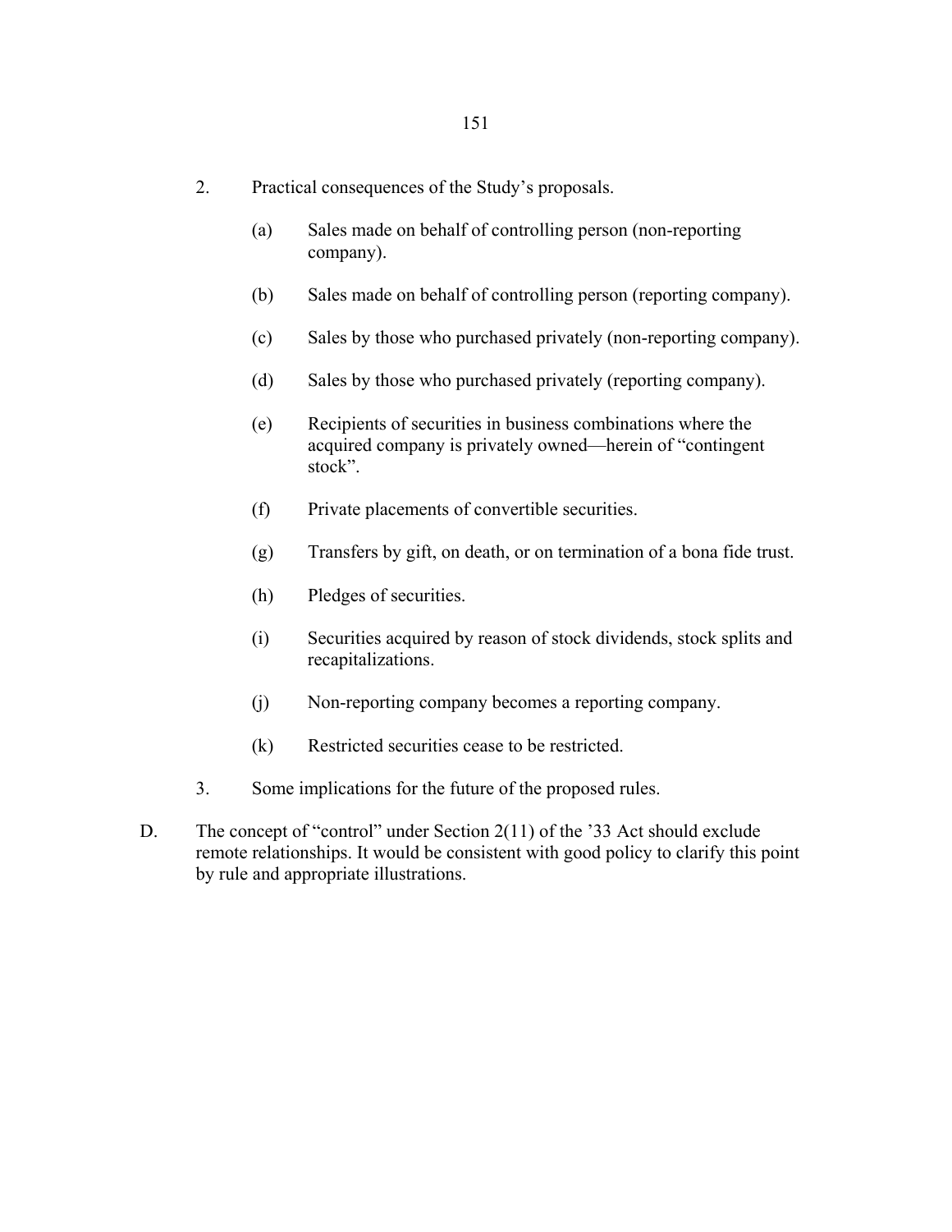2. Practical consequences of the Study's proposals.

   (a) Sales made on behalf of controlling person (non-reporting company).

   (b) Sales made on behalf of controlling person (reporting company).

   (c) Sales by those who purchased privately (non-reporting company).

   (d) Sales by those who purchased privately (reporting company).

   (e) Recipients of securities in business combinations where the acquired company is privately owned—herein of "contingent stock".

   (f) Private placements of convertible securities.

   (g) Transfers by gift, on death, or on termination of a bona fide trust.

   (h) Pledges of securities.

   (i) Securities acquired by reason of stock dividends, stock splits and recapitalizations.

   (j) Non-reporting company becomes a reporting company.

   (k) Restricted securities cease to be restricted.

3. Some implications for the future of the proposed rules.

D. The concept of "control" under Section 2(11) of the '33 Act should exclude remote relationships. It would be consistent with good policy to clarify this point by rule and appropriate illustrations.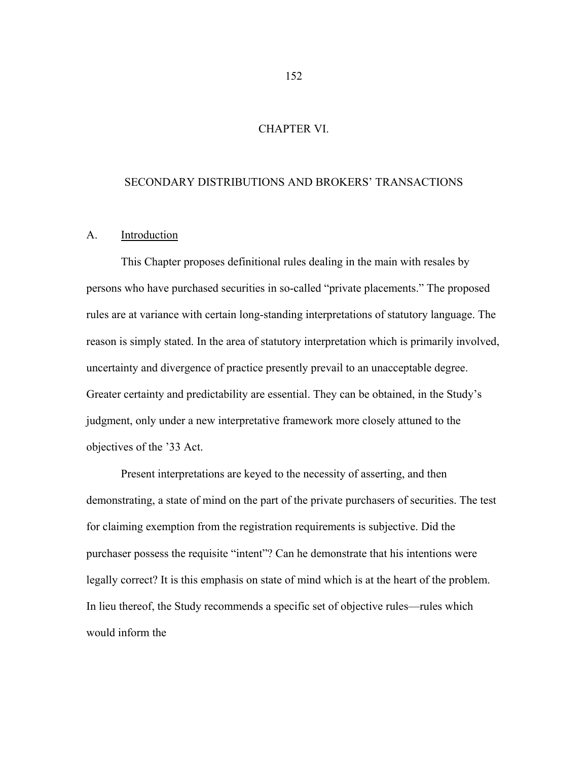# CHAPTER VI.

## SECONDARY DISTRIBUTIONS AND BROKERS' TRANSACTIONS

### A. Introduction

This Chapter proposes definitional rules dealing in the main with resales by persons who have purchased securities in so-called "private placements." The proposed rules are at variance with certain long-standing interpretations of statutory language. The reason is simply stated. In the area of statutory interpretation which is primarily involved, uncertainty and divergence of practice presently prevail to an unacceptable degree. Greater certainty and predictability are essential. They can be obtained, in the Study's judgment, only under a new interpretative framework more closely attuned to the objectives of the '33 Act.

Present interpretations are keyed to the necessity of asserting, and then demonstrating, a state of mind on the part of the private purchasers of securities. The test for claiming exemption from the registration requirements is subjective. Did the purchaser possess the requisite "intent"? Can he demonstrate that his intentions were legally correct? It is this emphasis on state of mind which is at the heart of the problem. In lieu thereof, the Study recommends a specific set of objective rules—rules which would inform the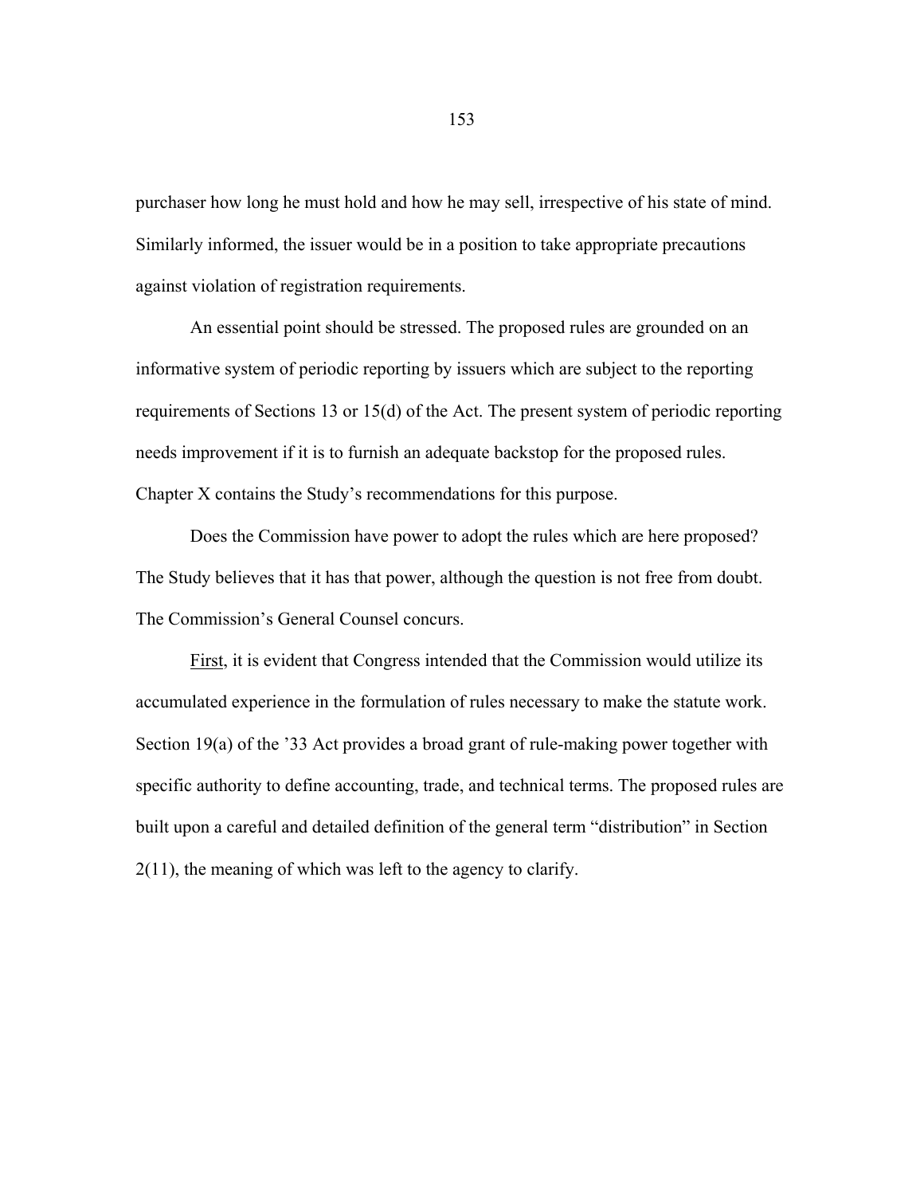purchaser how long he must hold and how he may sell, irrespective of his state of mind. Similarly informed, the issuer would be in a position to take appropriate precautions against violation of registration requirements.

An essential point should be stressed. The proposed rules are grounded on an informative system of periodic reporting by issuers which are subject to the reporting requirements of Sections 13 or 15(d) of the Act. The present system of periodic reporting needs improvement if it is to furnish an adequate backstop for the proposed rules. Chapter X contains the Study's recommendations for this purpose.

Does the Commission have power to adopt the rules which are here proposed? The Study believes that it has that power, although the question is not free from doubt. The Commission's General Counsel concurs.

First, it is evident that Congress intended that the Commission would utilize its accumulated experience in the formulation of rules necessary to make the statute work. Section 19(a) of the '33 Act provides a broad grant of rule-making power together with specific authority to define accounting, trade, and technical terms. The proposed rules are built upon a careful and detailed definition of the general term "distribution" in Section 2(11), the meaning of which was left to the agency to clarify.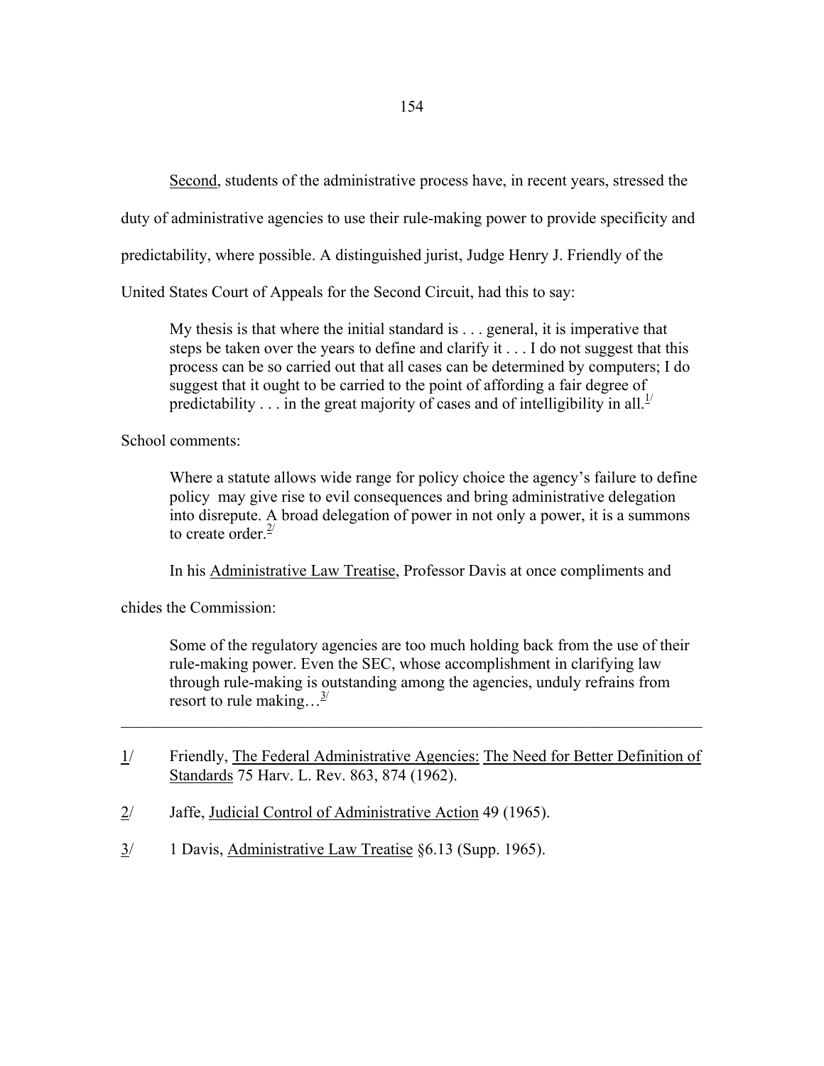Second, students of the administrative process have, in recent years, stressed the duty of administrative agencies to use their rule-making power to provide specificity and predictability, where possible. A distinguished jurist, Judge Henry J. Friendly of the United States Court of Appeals for the Second Circuit, had this to say:

> My thesis is that where the initial standard is . . . general, it is imperative that steps be taken over the years to define and clarify it . . . I do not suggest that this process can be so carried out that all cases can be determined by computers; I do suggest that it ought to be carried to the point of affording a fair degree of predictability . . . in the great majority of cases and of intelligibility in all.[1/]

School comments:

> Where a statute allows wide range for policy choice the agency's failure to define policy may give rise to evil consequences and bring administrative delegation into disrepute. A broad delegation of power in not only a power, it is a summons to create order.[2/]

In his Administrative Law Treatise, Professor Davis at once compliments and chides the Commission:

> Some of the regulatory agencies are too much holding back from the use of their rule-making power. Even the SEC, whose accomplishment in clarifying law through rule-making is outstanding among the agencies, unduly refrains from resort to rule making…[3/]

---

1/ Friendly, The Federal Administrative Agencies: The Need for Better Definition of Standards 75 Harv. L. Rev. 863, 874 (1962).

2/ Jaffe, Judicial Control of Administrative Action 49 (1965).

3/ 1 Davis, Administrative Law Treatise §6.13 (Supp. 1965).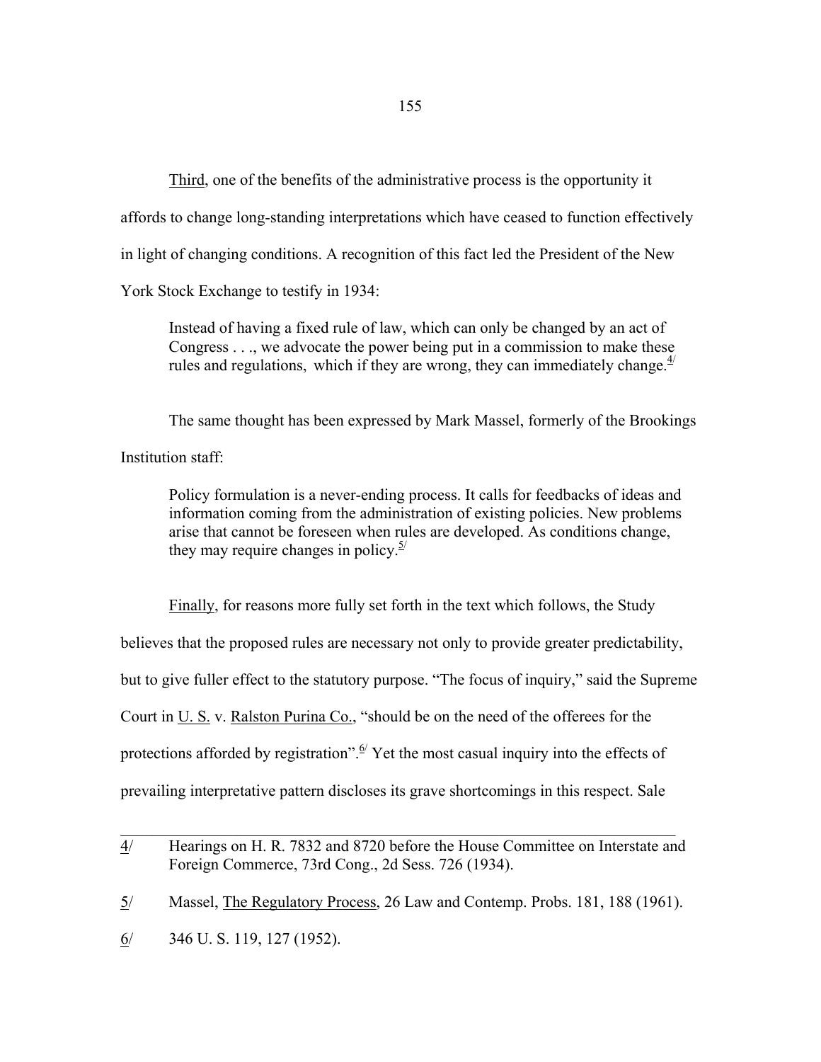Third, one of the benefits of the administrative process is the opportunity it affords to change long-standing interpretations which have ceased to function effectively in light of changing conditions. A recognition of this fact led the President of the New York Stock Exchange to testify in 1934:

> Instead of having a fixed rule of law, which can only be changed by an act of Congress . . ., we advocate the power being put in a commission to make these rules and regulations, which if they are wrong, they can immediately change.[4/]

The same thought has been expressed by Mark Massel, formerly of the Brookings Institution staff:

> Policy formulation is a never-ending process. It calls for feedbacks of ideas and information coming from the administration of existing policies. New problems arise that cannot be foreseen when rules are developed. As conditions change, they may require changes in policy.[5/]

Finally, for reasons more fully set forth in the text which follows, the Study believes that the proposed rules are necessary not only to provide greater predictability, but to give fuller effect to the statutory purpose. "The focus of inquiry," said the Supreme Court in U. S. v. Ralston Purina Co., "should be on the need of the offerees for the protections afforded by registration".[6/] Yet the most casual inquiry into the effects of prevailing interpretative pattern discloses its grave shortcomings in this respect. Sale

---

4/ Hearings on H. R. 7832 and 8720 before the House Committee on Interstate and Foreign Commerce, 73rd Cong., 2d Sess. 726 (1934).

5/ Massel, The Regulatory Process, 26 Law and Contemp. Probs. 181, 188 (1961).

6/ 346 U. S. 119, 127 (1952).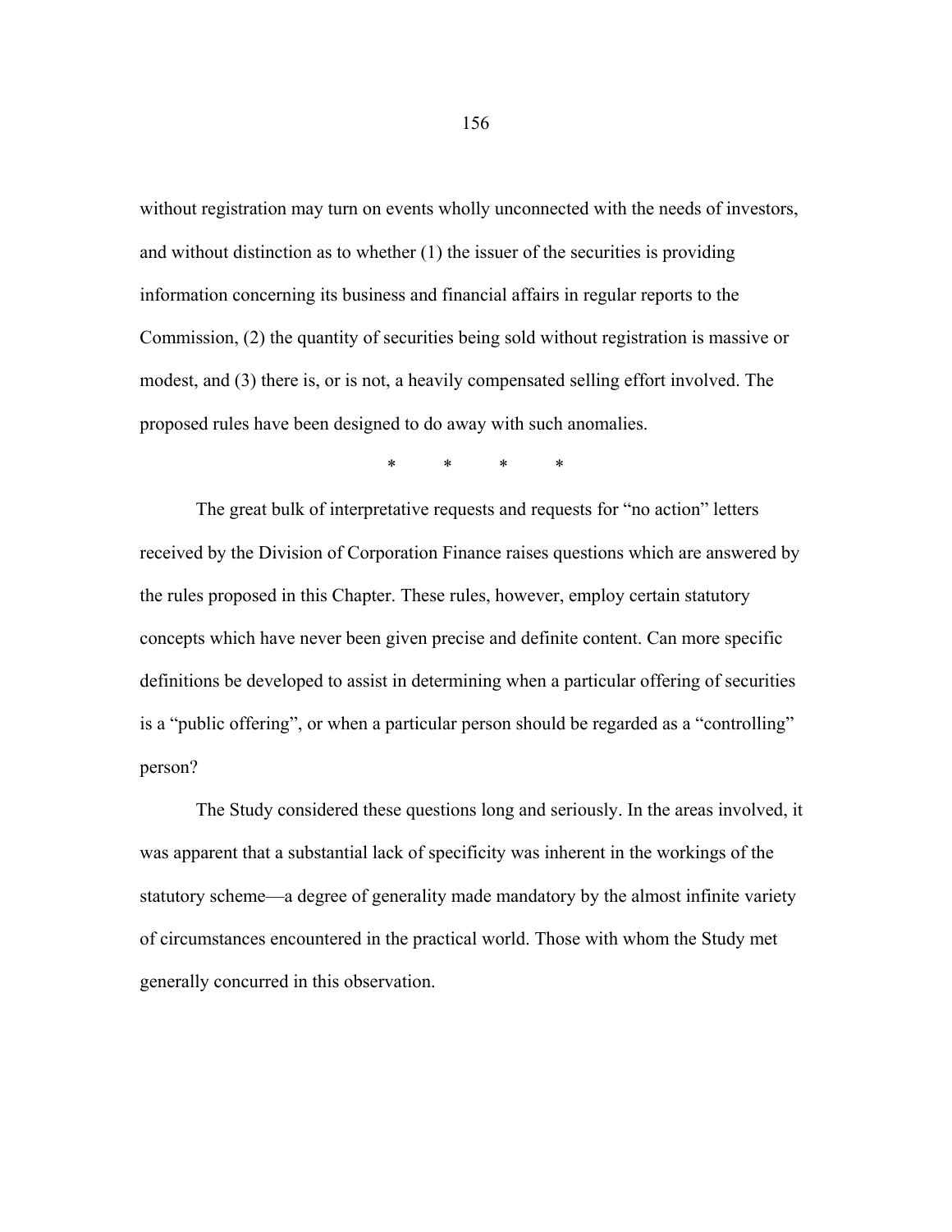without registration may turn on events wholly unconnected with the needs of investors, and without distinction as to whether (1) the issuer of the securities is providing information concerning its business and financial affairs in regular reports to the Commission, (2) the quantity of securities being sold without registration is massive or modest, and (3) there is, or is not, a heavily compensated selling effort involved. The proposed rules have been designed to do away with such anomalies.

\* \* \* \*

The great bulk of interpretative requests and requests for "no action" letters received by the Division of Corporation Finance raises questions which are answered by the rules proposed in this Chapter. These rules, however, employ certain statutory concepts which have never been given precise and definite content. Can more specific definitions be developed to assist in determining when a particular offering of securities is a "public offering", or when a particular person should be regarded as a "controlling" person?

The Study considered these questions long and seriously. In the areas involved, it was apparent that a substantial lack of specificity was inherent in the workings of the statutory scheme—a degree of generality made mandatory by the almost infinite variety of circumstances encountered in the practical world. Those with whom the Study met generally concurred in this observation.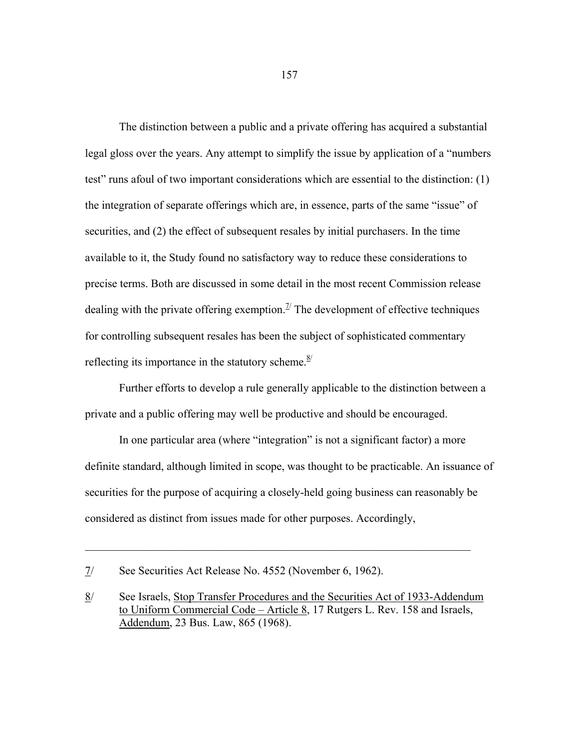The distinction between a public and a private offering has acquired a substantial legal gloss over the years. Any attempt to simplify the issue by application of a "numbers test" runs afoul of two important considerations which are essential to the distinction: (1) the integration of separate offerings which are, in essence, parts of the same "issue" of securities, and (2) the effect of subsequent resales by initial purchasers. In the time available to it, the Study found no satisfactory way to reduce these considerations to precise terms. Both are discussed in some detail in the most recent Commission release dealing with the private offering exemption.[7/] The development of effective techniques for controlling subsequent resales has been the subject of sophisticated commentary reflecting its importance in the statutory scheme.[8/]

Further efforts to develop a rule generally applicable to the distinction between a private and a public offering may well be productive and should be encouraged.

In one particular area (where "integration" is not a significant factor) a more definite standard, although limited in scope, was thought to be practicable. An issuance of securities for the purpose of acquiring a closely-held going business can reasonably be considered as distinct from issues made for other purposes. Accordingly,

---

7/ See Securities Act Release No. 4552 (November 6, 1962).

8/ See Israels, Stop Transfer Procedures and the Securities Act of 1933-Addendum to Uniform Commercial Code – Article 8, 17 Rutgers L. Rev. 158 and Israels, Addendum, 23 Bus. Law, 865 (1968).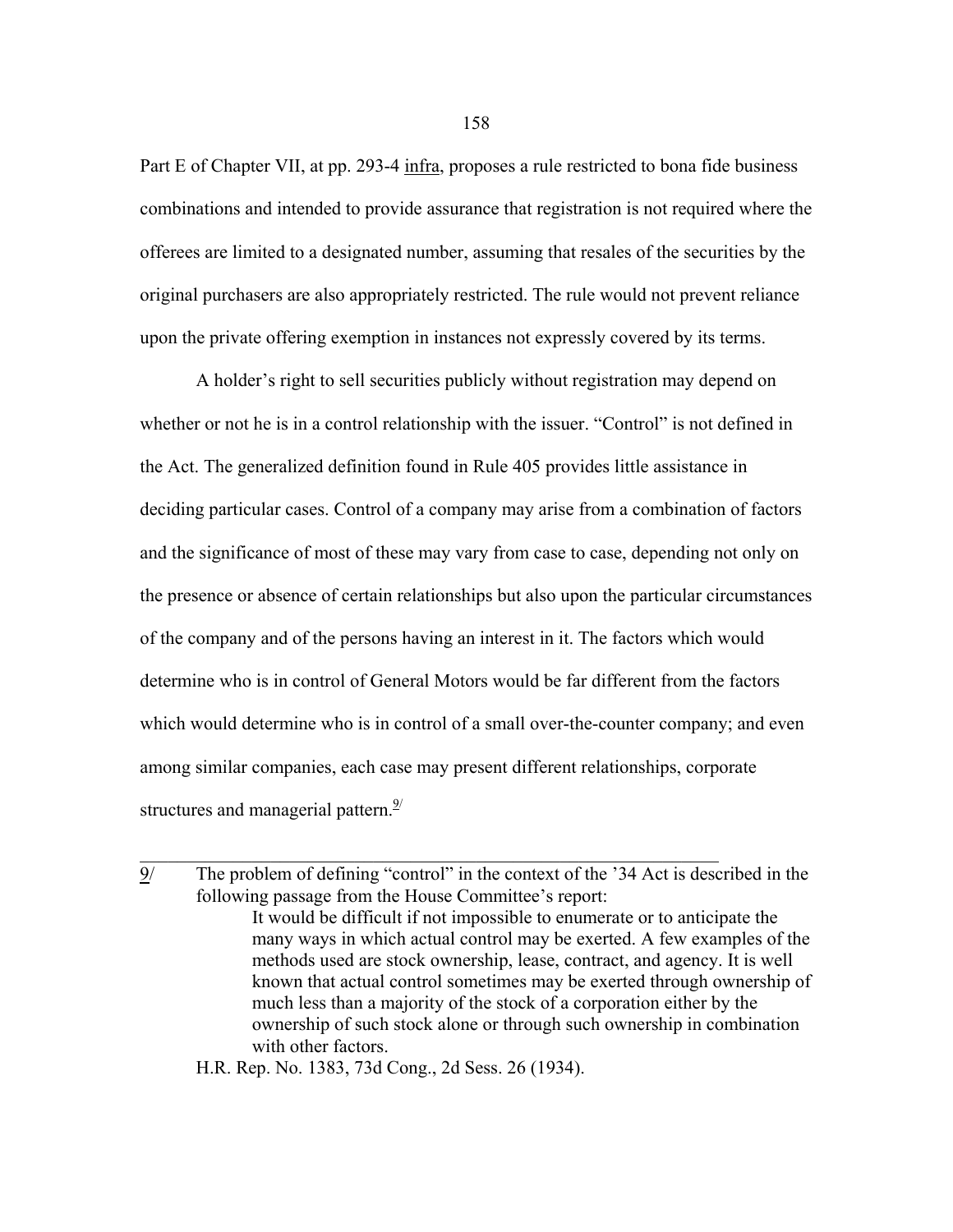Part E of Chapter VII, at pp. 293-4 infra, proposes a rule restricted to bona fide business combinations and intended to provide assurance that registration is not required where the offerees are limited to a designated number, assuming that resales of the securities by the original purchasers are also appropriately restricted. The rule would not prevent reliance upon the private offering exemption in instances not expressly covered by its terms.

A holder's right to sell securities publicly without registration may depend on whether or not he is in a control relationship with the issuer. "Control" is not defined in the Act. The generalized definition found in Rule 405 provides little assistance in deciding particular cases. Control of a company may arise from a combination of factors and the significance of most of these may vary from case to case, depending not only on the presence or absence of certain relationships but also upon the particular circumstances of the company and of the persons having an interest in it. The factors which would determine who is in control of General Motors would be far different from the factors which would determine who is in control of a small over-the-counter company; and even among similar companies, each case may present different relationships, corporate structures and managerial pattern.[9/]

---

9/ The problem of defining "control" in the context of the '34 Act is described in the following passage from the House Committee's report:

> It would be difficult if not impossible to enumerate or to anticipate the many ways in which actual control may be exerted. A few examples of the methods used are stock ownership, lease, contract, and agency. It is well known that actual control sometimes may be exerted through ownership of much less than a majority of the stock of a corporation either by the ownership of such stock alone or through such ownership in combination with other factors.

H.R. Rep. No. 1383, 73d Cong., 2d Sess. 26 (1934).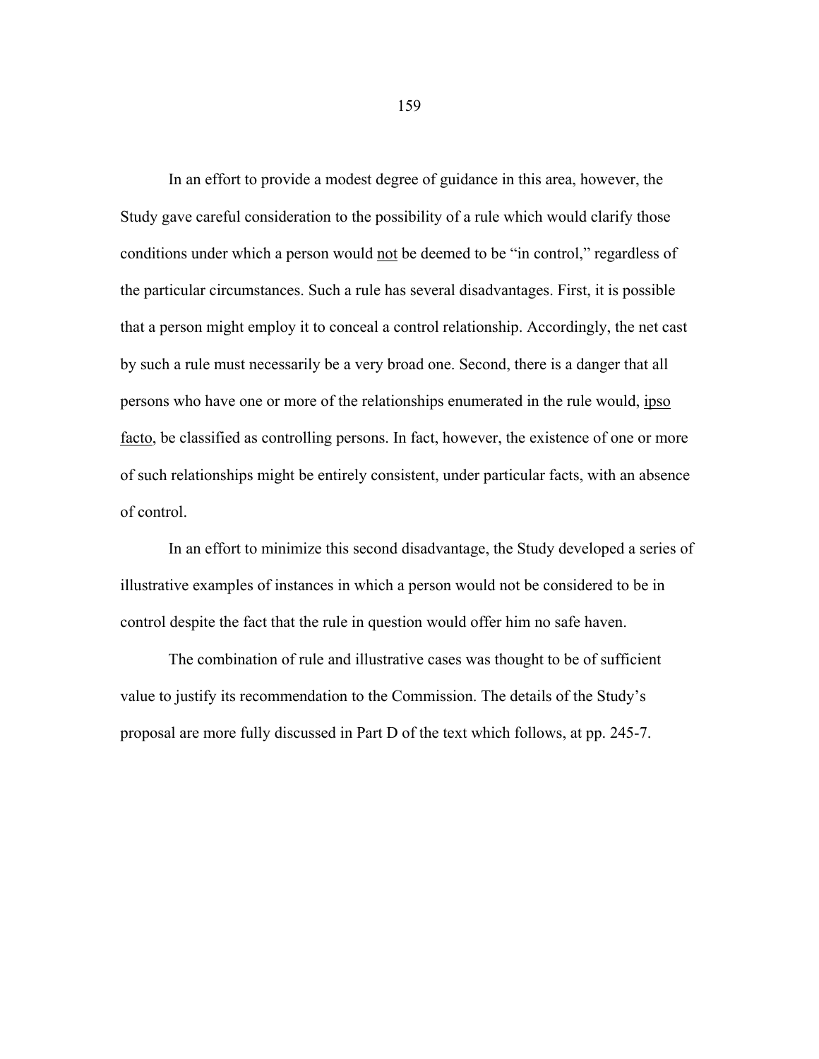In an effort to provide a modest degree of guidance in this area, however, the Study gave careful consideration to the possibility of a rule which would clarify those conditions under which a person would <u>not</u> be deemed to be "in control," regardless of the particular circumstances. Such a rule has several disadvantages. First, it is possible that a person might employ it to conceal a control relationship. Accordingly, the net cast by such a rule must necessarily be a very broad one. Second, there is a danger that all persons who have one or more of the relationships enumerated in the rule would, <u>ipso facto</u>, be classified as controlling persons. In fact, however, the existence of one or more of such relationships might be entirely consistent, under particular facts, with an absence of control.

In an effort to minimize this second disadvantage, the Study developed a series of illustrative examples of instances in which a person would not be considered to be in control despite the fact that the rule in question would offer him no safe haven.

The combination of rule and illustrative cases was thought to be of sufficient value to justify its recommendation to the Commission. The details of the Study's proposal are more fully discussed in Part D of the text which follows, at pp. 245-7.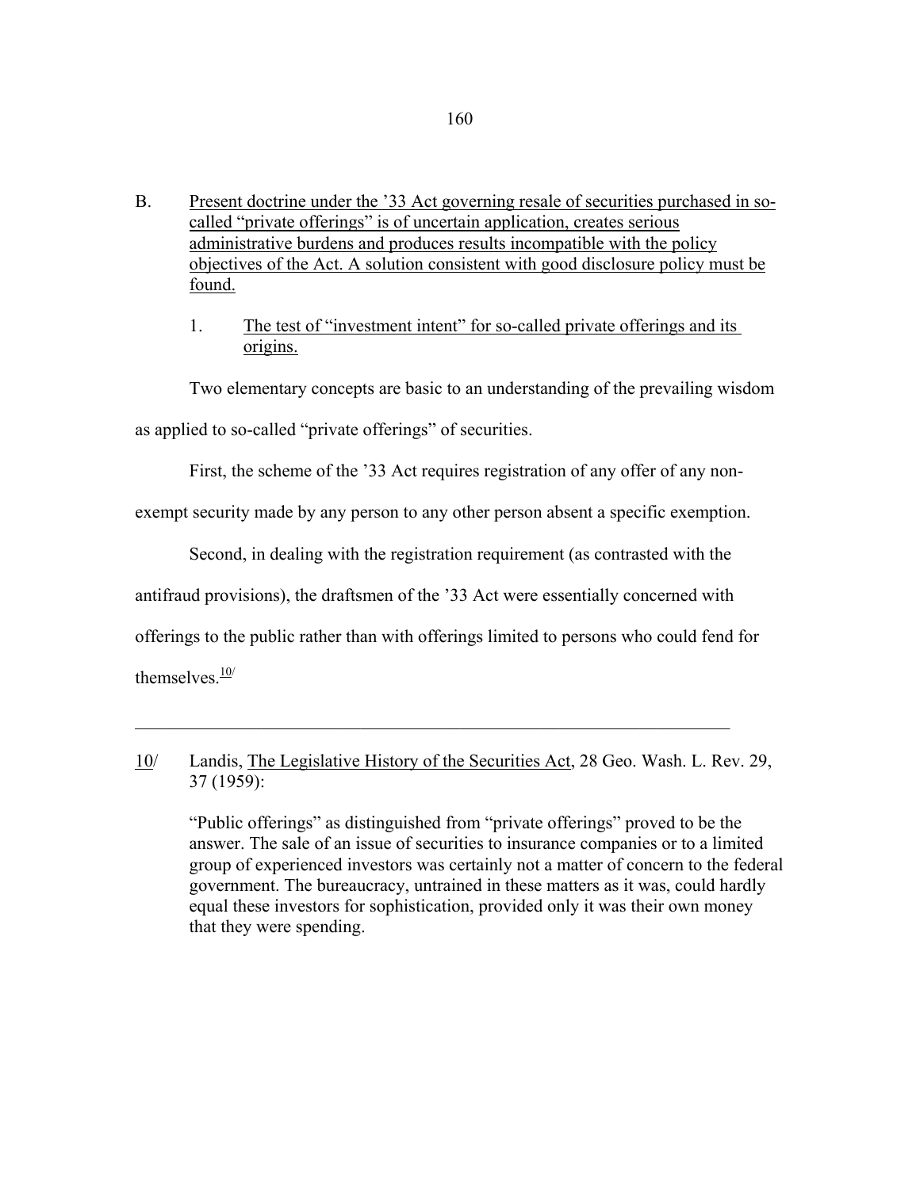B. Present doctrine under the ’33 Act governing resale of securities purchased in so-called “private offerings” is of uncertain application, creates serious administrative burdens and produces results incompatible with the policy objectives of the Act. A solution consistent with good disclosure policy must be found.

1. The test of “investment intent” for so-called private offerings and its origins.

Two elementary concepts are basic to an understanding of the prevailing wisdom as applied to so-called “private offerings” of securities.

First, the scheme of the ’33 Act requires registration of any offer of any non-exempt security made by any person to any other person absent a specific exemption.

Second, in dealing with the registration requirement (as contrasted with the antifraud provisions), the draftsmen of the ’33 Act were essentially concerned with offerings to the public rather than with offerings limited to persons who could fend for themselves.[10/]

---

10/ Landis, The Legislative History of the Securities Act, 28 Geo. Wash. L. Rev. 29, 37 (1959):

> “Public offerings” as distinguished from “private offerings” proved to be the answer. The sale of an issue of securities to insurance companies or to a limited group of experienced investors was certainly not a matter of concern to the federal government. The bureaucracy, untrained in these matters as it was, could hardly equal these investors for sophistication, provided only it was their own money that they were spending.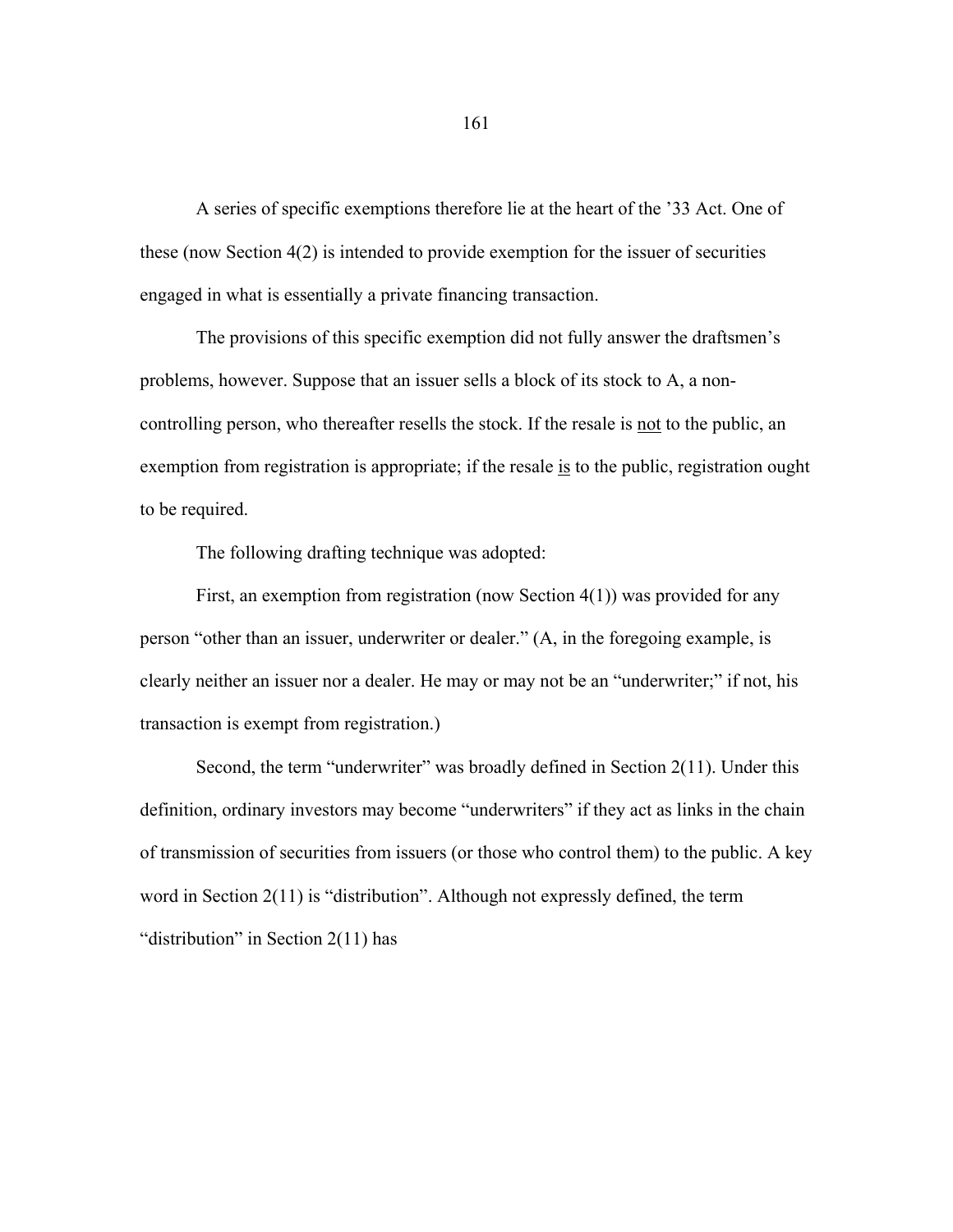A series of specific exemptions therefore lie at the heart of the '33 Act. One of these (now Section 4(2) is intended to provide exemption for the issuer of securities engaged in what is essentially a private financing transaction.

The provisions of this specific exemption did not fully answer the draftsmen's problems, however. Suppose that an issuer sells a block of its stock to A, a non-controlling person, who thereafter resells the stock. If the resale is <u>not</u> to the public, an exemption from registration is appropriate; if the resale <u>is</u> to the public, registration ought to be required.

The following drafting technique was adopted:

First, an exemption from registration (now Section 4(1)) was provided for any person "other than an issuer, underwriter or dealer." (A, in the foregoing example, is clearly neither an issuer nor a dealer. He may or may not be an "underwriter;" if not, his transaction is exempt from registration.)

Second, the term "underwriter" was broadly defined in Section 2(11). Under this definition, ordinary investors may become "underwriters" if they act as links in the chain of transmission of securities from issuers (or those who control them) to the public. A key word in Section 2(11) is "distribution". Although not expressly defined, the term "distribution" in Section 2(11) has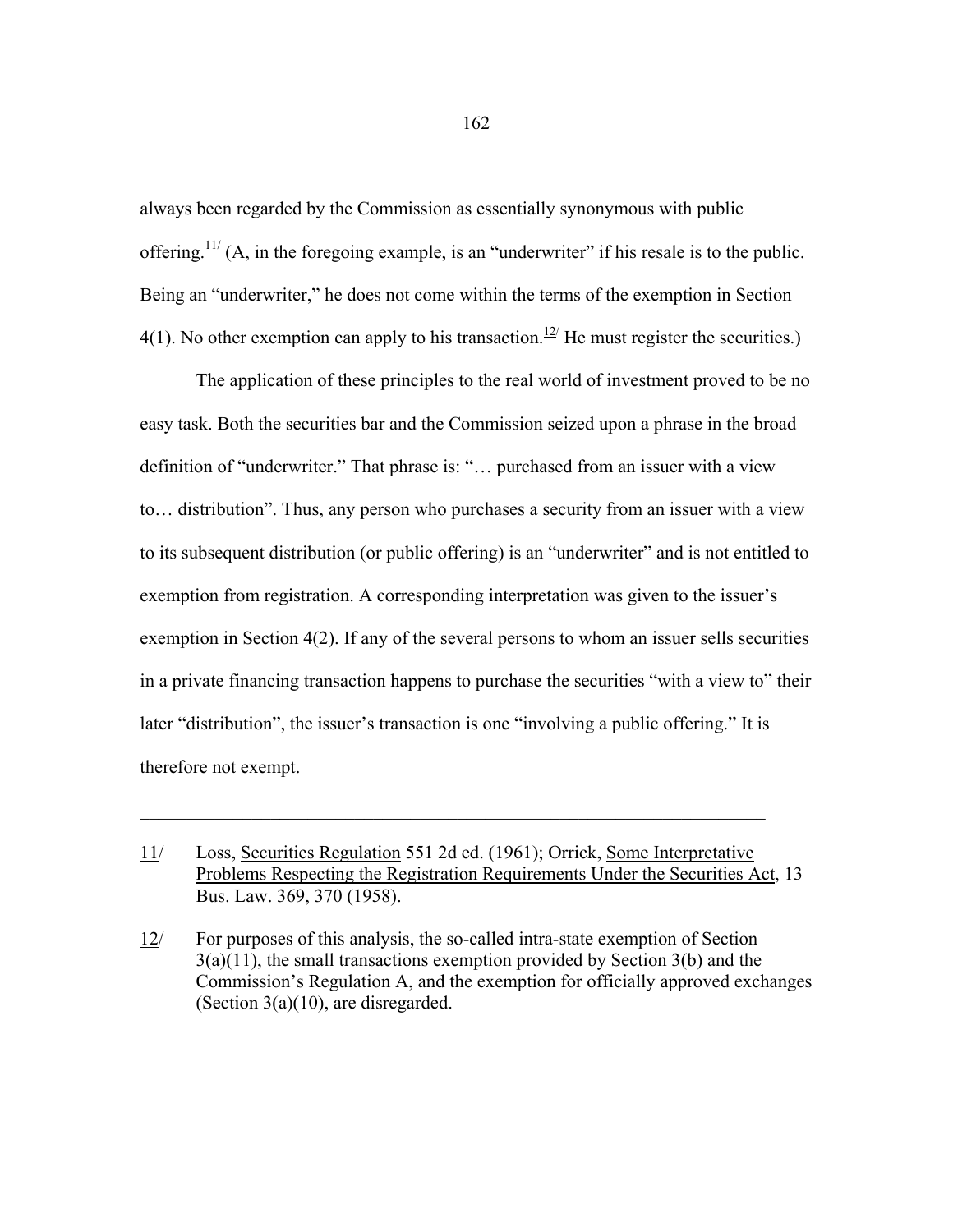always been regarded by the Commission as essentially synonymous with public offering.[11] (A, in the foregoing example, is an "underwriter" if his resale is to the public. Being an "underwriter," he does not come within the terms of the exemption in Section 4(1). No other exemption can apply to his transaction.[12] He must register the securities.)

The application of these principles to the real world of investment proved to be no easy task. Both the securities bar and the Commission seized upon a phrase in the broad definition of "underwriter." That phrase is: "… purchased from an issuer with a view to… distribution". Thus, any person who purchases a security from an issuer with a view to its subsequent distribution (or public offering) is an "underwriter" and is not entitled to exemption from registration. A corresponding interpretation was given to the issuer's exemption in Section 4(2). If any of the several persons to whom an issuer sells securities in a private financing transaction happens to purchase the securities "with a view to" their later "distribution", the issuer's transaction is one "involving a public offering." It is therefore not exempt.

---

11/ Loss, Securities Regulation 551 2d ed. (1961); Orrick, Some Interpretative Problems Respecting the Registration Requirements Under the Securities Act, 13 Bus. Law. 369, 370 (1958).

12/ For purposes of this analysis, the so-called intra-state exemption of Section 3(a)(11), the small transactions exemption provided by Section 3(b) and the Commission's Regulation A, and the exemption for officially approved exchanges (Section 3(a)(10), are disregarded.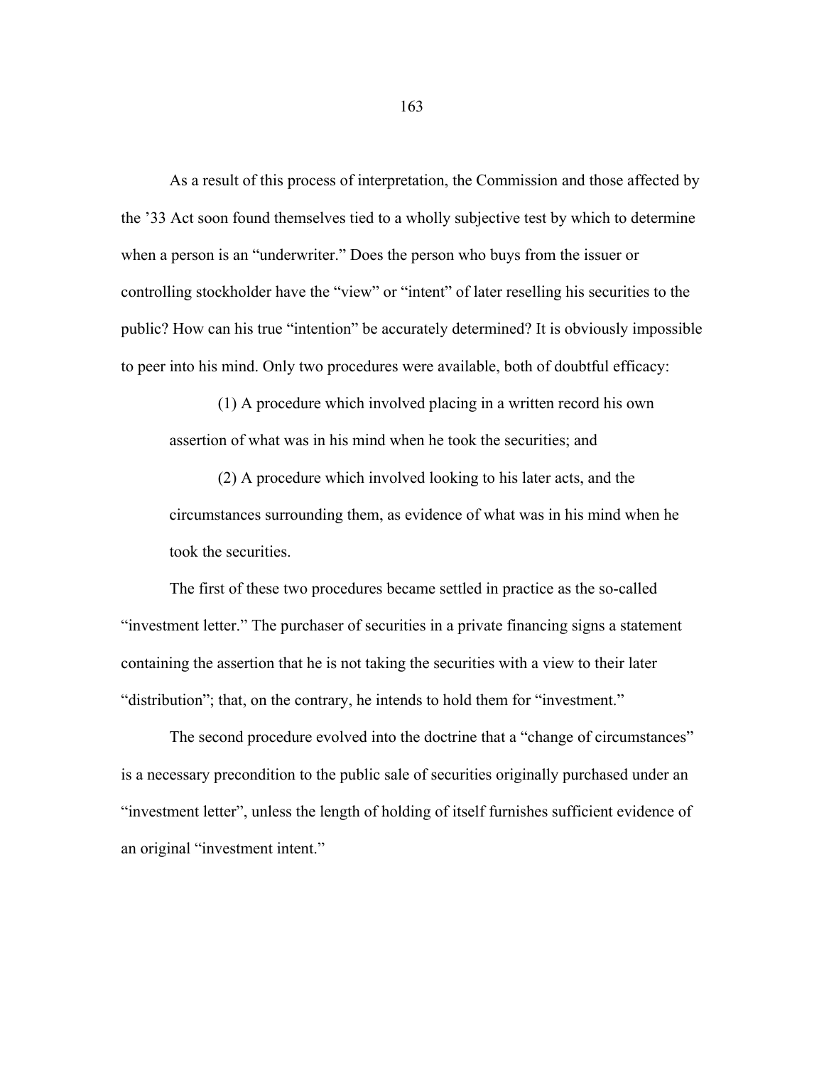As a result of this process of interpretation, the Commission and those affected by the '33 Act soon found themselves tied to a wholly subjective test by which to determine when a person is an "underwriter." Does the person who buys from the issuer or controlling stockholder have the "view" or "intent" of later reselling his securities to the public? How can his true "intention" be accurately determined? It is obviously impossible to peer into his mind. Only two procedures were available, both of doubtful efficacy:

> (1) A procedure which involved placing in a written record his own assertion of what was in his mind when he took the securities; and
>
> (2) A procedure which involved looking to his later acts, and the circumstances surrounding them, as evidence of what was in his mind when he took the securities.

The first of these two procedures became settled in practice as the so-called "investment letter." The purchaser of securities in a private financing signs a statement containing the assertion that he is not taking the securities with a view to their later "distribution"; that, on the contrary, he intends to hold them for "investment."

The second procedure evolved into the doctrine that a "change of circumstances" is a necessary precondition to the public sale of securities originally purchased under an "investment letter", unless the length of holding of itself furnishes sufficient evidence of an original "investment intent."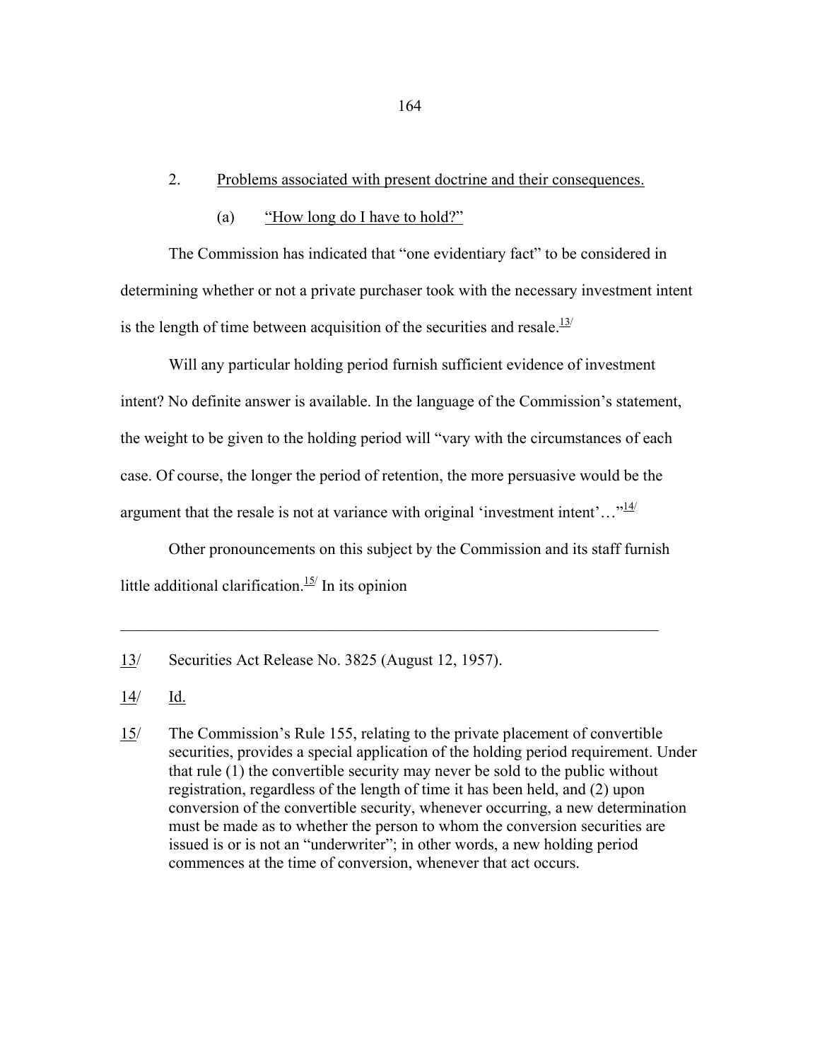## 2. Problems associated with present doctrine and their consequences.

### (a) "How long do I have to hold?"

The Commission has indicated that "one evidentiary fact" to be considered in determining whether or not a private purchaser took with the necessary investment intent is the length of time between acquisition of the securities and resale.[13/]

Will any particular holding period furnish sufficient evidence of investment intent? No definite answer is available. In the language of the Commission's statement, the weight to be given to the holding period will "vary with the circumstances of each case. Of course, the longer the period of retention, the more persuasive would be the argument that the resale is not at variance with original 'investment intent'…"[14/]

Other pronouncements on this subject by the Commission and its staff furnish little additional clarification.[15/] In its opinion

---

13/ Securities Act Release No. 3825 (August 12, 1957).

14/ Id.

15/ The Commission's Rule 155, relating to the private placement of convertible securities, provides a special application of the holding period requirement. Under that rule (1) the convertible security may never be sold to the public without registration, regardless of the length of time it has been held, and (2) upon conversion of the convertible security, whenever occurring, a new determination must be made as to whether the person to whom the conversion securities are issued is or is not an "underwriter"; in other words, a new holding period commences at the time of conversion, whenever that act occurs.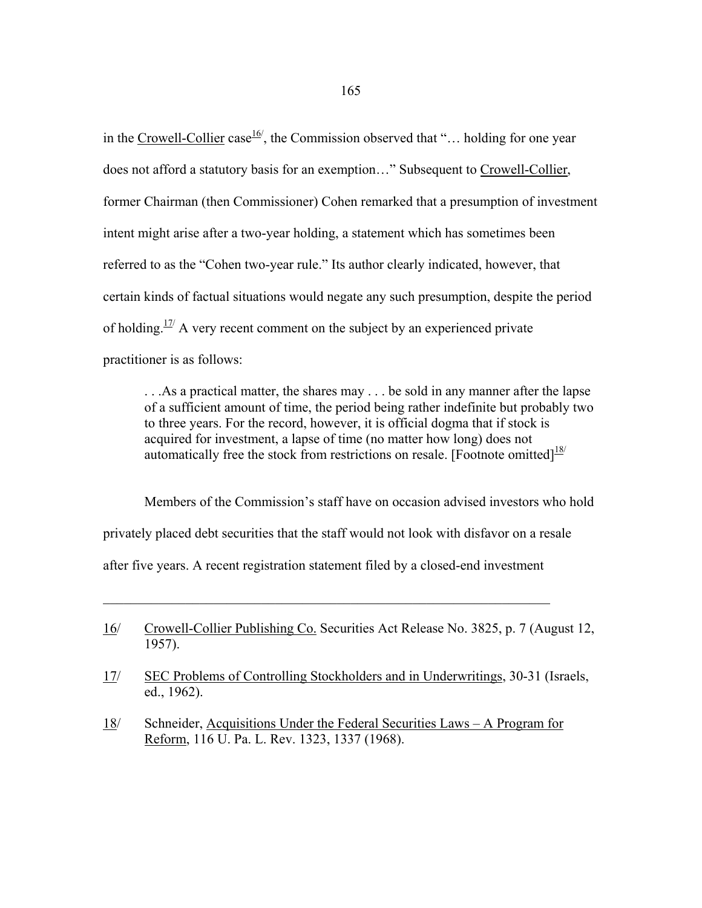in the Crowell-Collier case[16], the Commission observed that "… holding for one year does not afford a statutory basis for an exemption…" Subsequent to Crowell-Collier, former Chairman (then Commissioner) Cohen remarked that a presumption of investment intent might arise after a two-year holding, a statement which has sometimes been referred to as the "Cohen two-year rule." Its author clearly indicated, however, that certain kinds of factual situations would negate any such presumption, despite the period of holding.[17] A very recent comment on the subject by an experienced private practitioner is as follows:

> . . .As a practical matter, the shares may . . . be sold in any manner after the lapse of a sufficient amount of time, the period being rather indefinite but probably two to three years. For the record, however, it is official dogma that if stock is acquired for investment, a lapse of time (no matter how long) does not automatically free the stock from restrictions on resale. [Footnote omitted][18]

Members of the Commission's staff have on occasion advised investors who hold privately placed debt securities that the staff would not look with disfavor on a resale after five years. A recent registration statement filed by a closed-end investment

---

16/ Crowell-Collier Publishing Co. Securities Act Release No. 3825, p. 7 (August 12, 1957).

17/ SEC Problems of Controlling Stockholders and in Underwritings, 30-31 (Israels, ed., 1962).

18/ Schneider, Acquisitions Under the Federal Securities Laws – A Program for Reform, 116 U. Pa. L. Rev. 1323, 1337 (1968).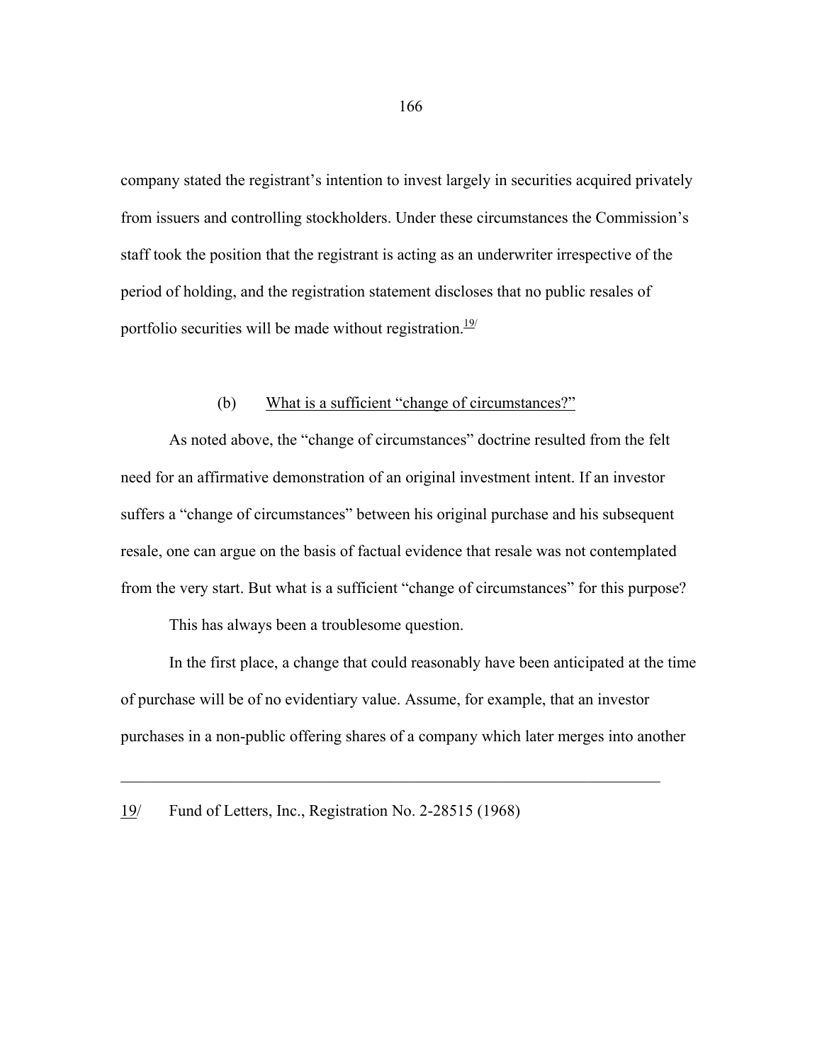company stated the registrant's intention to invest largely in securities acquired privately from issuers and controlling stockholders. Under these circumstances the Commission's staff took the position that the registrant is acting as an underwriter irrespective of the period of holding, and the registration statement discloses that no public resales of portfolio securities will be made without registration.[19/]

### (b) What is a sufficient "change of circumstances?"

As noted above, the "change of circumstances" doctrine resulted from the felt need for an affirmative demonstration of an original investment intent. If an investor suffers a "change of circumstances" between his original purchase and his subsequent resale, one can argue on the basis of factual evidence that resale was not contemplated from the very start. But what is a sufficient "change of circumstances" for this purpose?

This has always been a troublesome question.

In the first place, a change that could reasonably have been anticipated at the time of purchase will be of no evidentiary value. Assume, for example, that an investor purchases in a non-public offering shares of a company which later merges into another

---

19/ Fund of Letters, Inc., Registration No. 2-28515 (1968)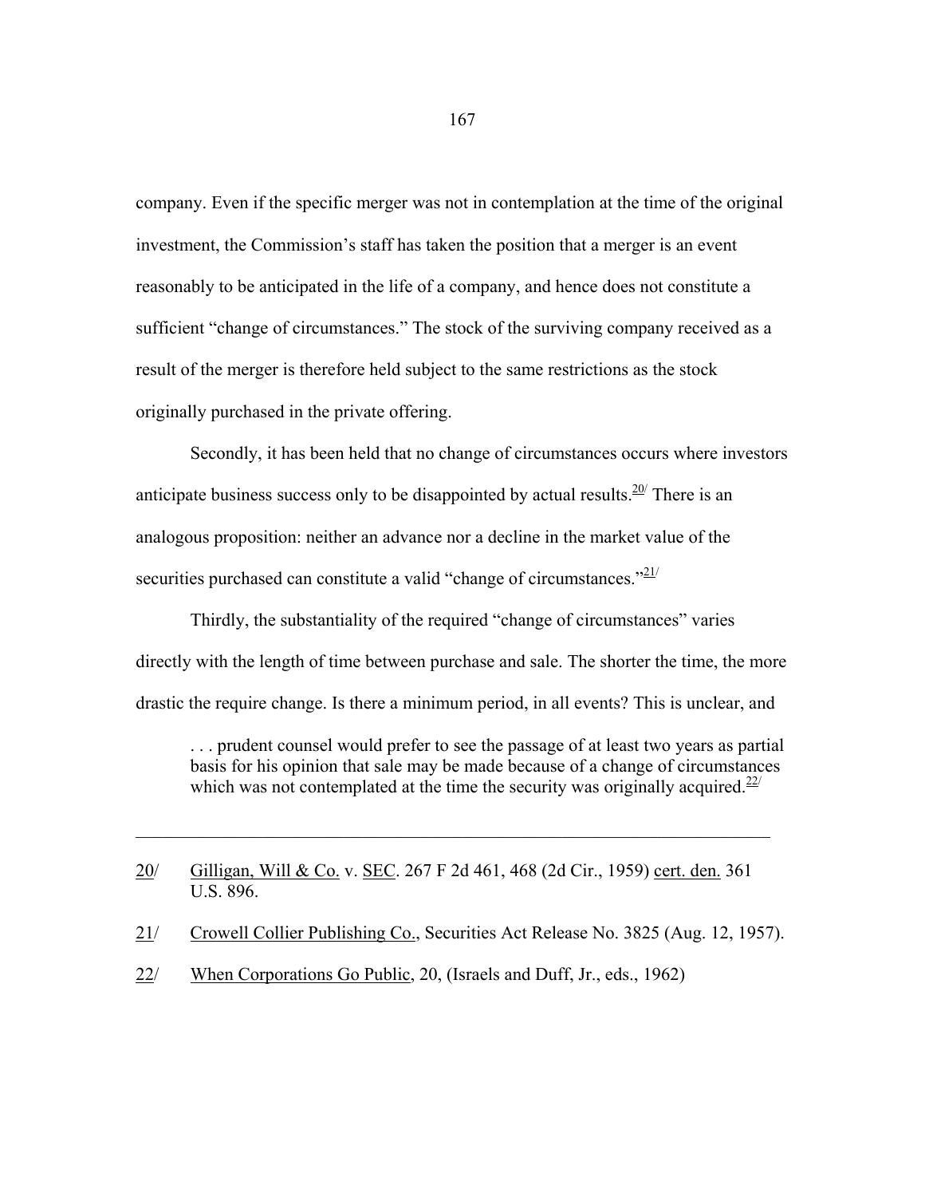company. Even if the specific merger was not in contemplation at the time of the original investment, the Commission's staff has taken the position that a merger is an event reasonably to be anticipated in the life of a company, and hence does not constitute a sufficient "change of circumstances." The stock of the surviving company received as a result of the merger is therefore held subject to the same restrictions as the stock originally purchased in the private offering.

Secondly, it has been held that no change of circumstances occurs where investors anticipate business success only to be disappointed by actual results.[20] There is an analogous proposition: neither an advance nor a decline in the market value of the securities purchased can constitute a valid "change of circumstances."[21]

Thirdly, the substantiality of the required "change of circumstances" varies directly with the length of time between purchase and sale. The shorter the time, the more drastic the require change. Is there a minimum period, in all events? This is unclear, and

> . . . prudent counsel would prefer to see the passage of at least two years as partial basis for his opinion that sale may be made because of a change of circumstances which was not contemplated at the time the security was originally acquired.[22]

---

20/ Gilligan, Will & Co. v. SEC. 267 F 2d 461, 468 (2d Cir., 1959) cert. den. 361 U.S. 896.

21/ Crowell Collier Publishing Co., Securities Act Release No. 3825 (Aug. 12, 1957).

22/ When Corporations Go Public, 20, (Israels and Duff, Jr., eds., 1962)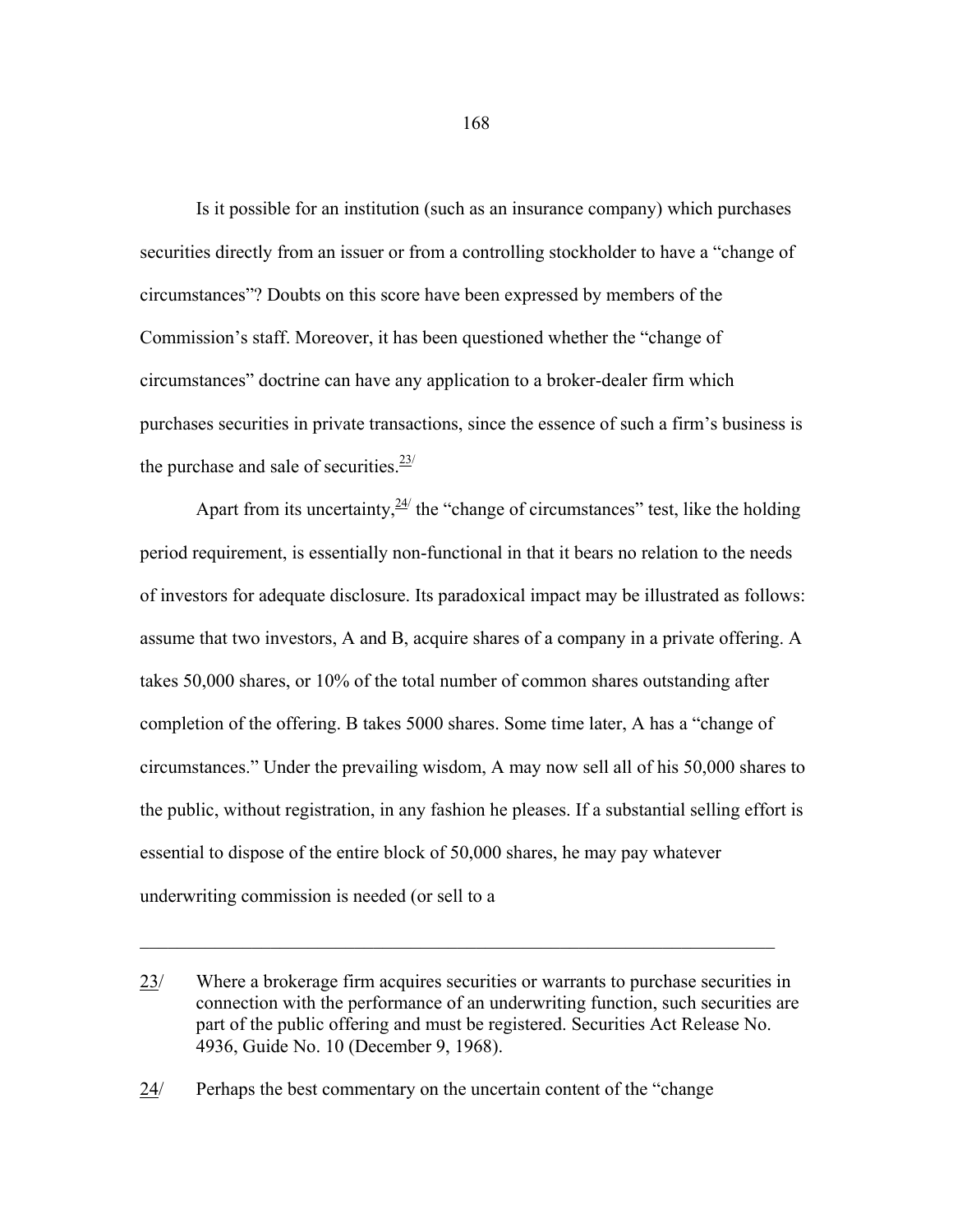Is it possible for an institution (such as an insurance company) which purchases securities directly from an issuer or from a controlling stockholder to have a "change of circumstances"? Doubts on this score have been expressed by members of the Commission's staff. Moreover, it has been questioned whether the "change of circumstances" doctrine can have any application to a broker-dealer firm which purchases securities in private transactions, since the essence of such a firm's business is the purchase and sale of securities.[23/]

Apart from its uncertainty,[24/] the "change of circumstances" test, like the holding period requirement, is essentially non-functional in that it bears no relation to the needs of investors for adequate disclosure. Its paradoxical impact may be illustrated as follows: assume that two investors, A and B, acquire shares of a company in a private offering. A takes 50,000 shares, or 10% of the total number of common shares outstanding after completion of the offering. B takes 5000 shares. Some time later, A has a "change of circumstances." Under the prevailing wisdom, A may now sell all of his 50,000 shares to the public, without registration, in any fashion he pleases. If a substantial selling effort is essential to dispose of the entire block of 50,000 shares, he may pay whatever underwriting commission is needed (or sell to a

---

23/ Where a brokerage firm acquires securities or warrants to purchase securities in connection with the performance of an underwriting function, such securities are part of the public offering and must be registered. Securities Act Release No. 4936, Guide No. 10 (December 9, 1968).

24/ Perhaps the best commentary on the uncertain content of the "change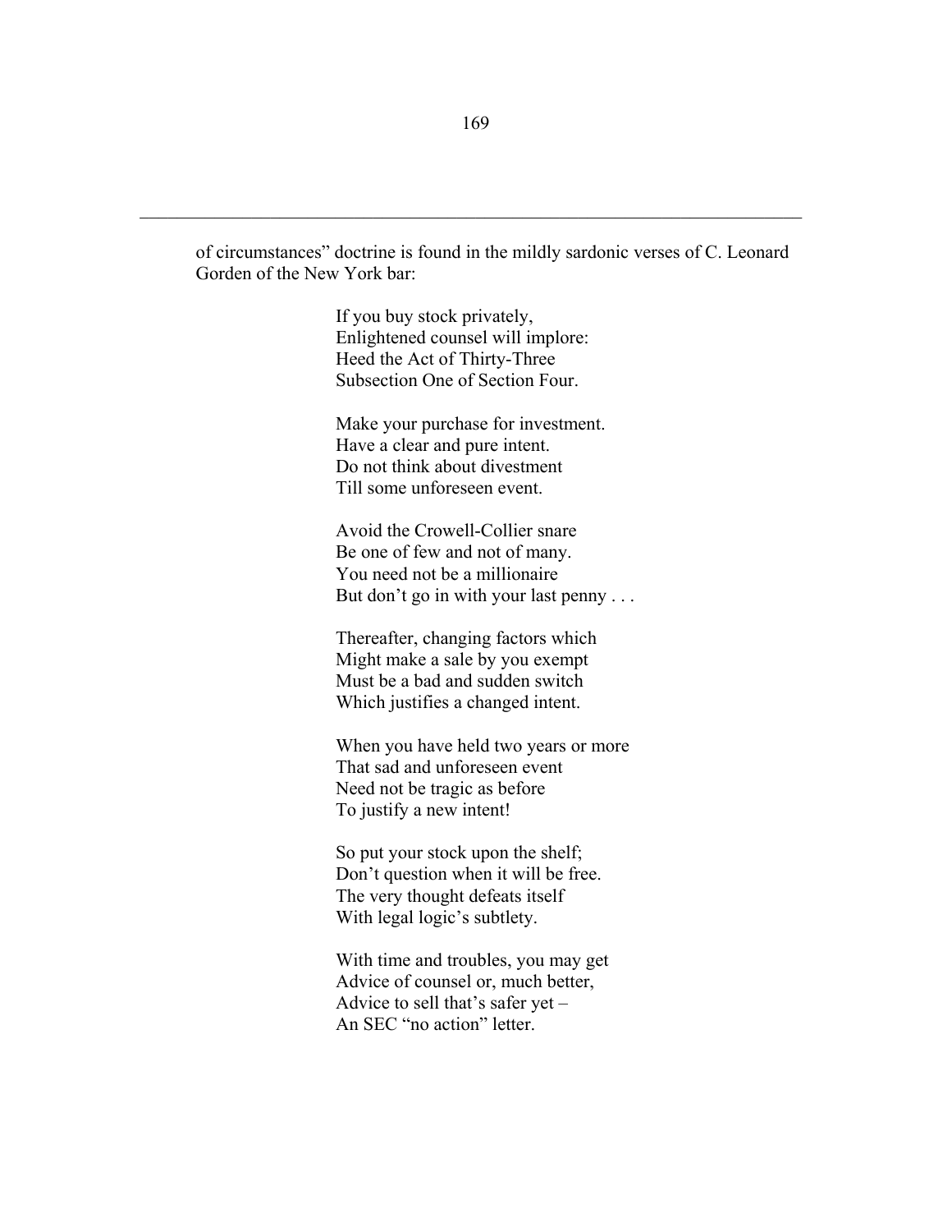of circumstances" doctrine is found in the mildly sardonic verses of C. Leonard Gorden of the New York bar:

> If you buy stock privately,
> Enlightened counsel will implore:
> Heed the Act of Thirty-Three
> Subsection One of Section Four.
>
> Make your purchase for investment.
> Have a clear and pure intent.
> Do not think about divestment
> Till some unforeseen event.
>
> Avoid the Crowell-Collier snare
> Be one of few and not of many.
> You need not be a millionaire
> But don't go in with your last penny . . .
>
> Thereafter, changing factors which
> Might make a sale by you exempt
> Must be a bad and sudden switch
> Which justifies a changed intent.
>
> When you have held two years or more
> That sad and unforeseen event
> Need not be tragic as before
> To justify a new intent!
>
> So put your stock upon the shelf;
> Don't question when it will be free.
> The very thought defeats itself
> With legal logic's subtlety.
>
> With time and troubles, you may get
> Advice of counsel or, much better,
> Advice to sell that's safer yet –
> An SEC "no action" letter.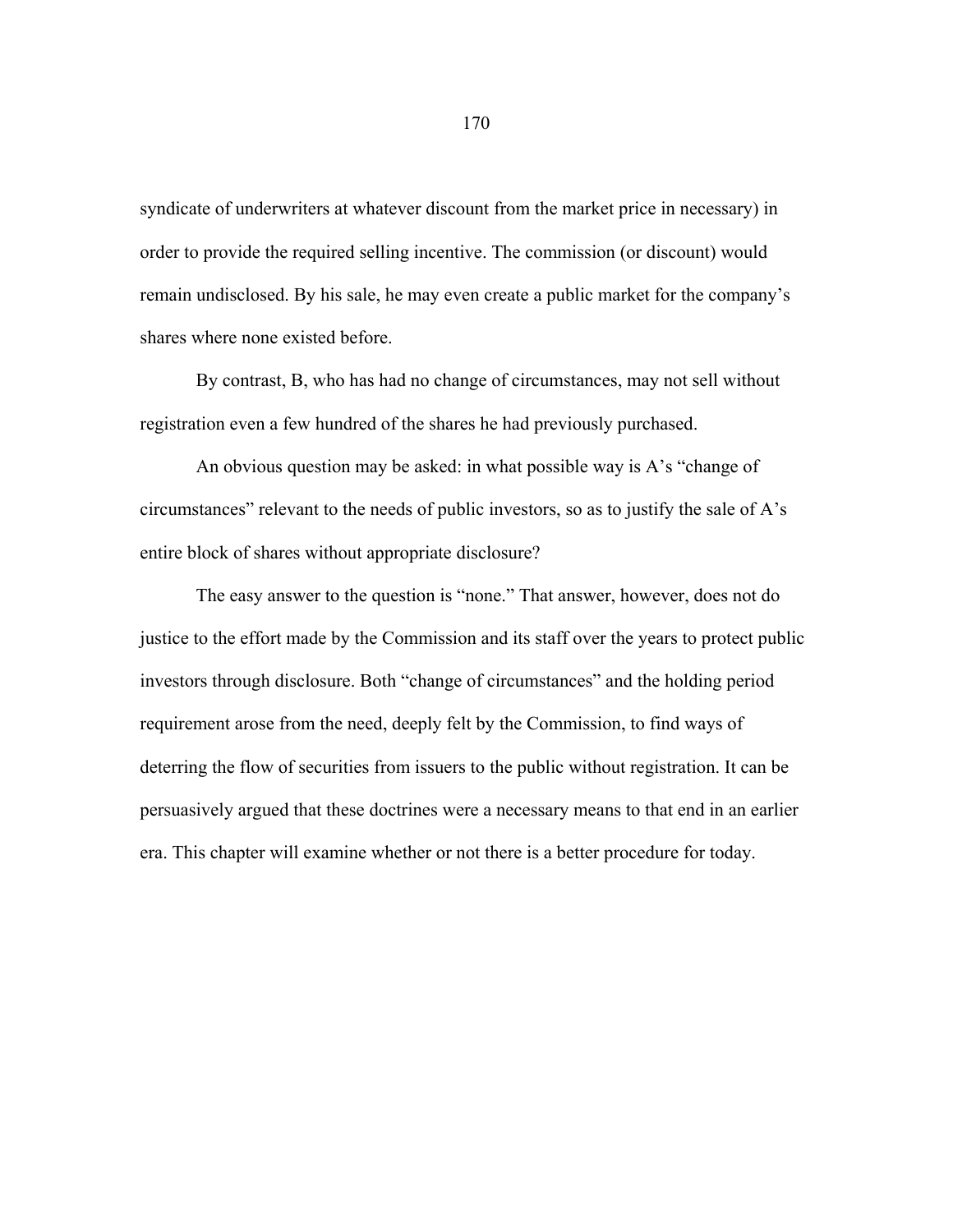syndicate of underwriters at whatever discount from the market price in necessary) in order to provide the required selling incentive. The commission (or discount) would remain undisclosed. By his sale, he may even create a public market for the company's shares where none existed before.

By contrast, B, who has had no change of circumstances, may not sell without registration even a few hundred of the shares he had previously purchased.

An obvious question may be asked: in what possible way is A's "change of circumstances" relevant to the needs of public investors, so as to justify the sale of A's entire block of shares without appropriate disclosure?

The easy answer to the question is "none." That answer, however, does not do justice to the effort made by the Commission and its staff over the years to protect public investors through disclosure. Both "change of circumstances" and the holding period requirement arose from the need, deeply felt by the Commission, to find ways of deterring the flow of securities from issuers to the public without registration. It can be persuasively argued that these doctrines were a necessary means to that end in an earlier era. This chapter will examine whether or not there is a better procedure for today.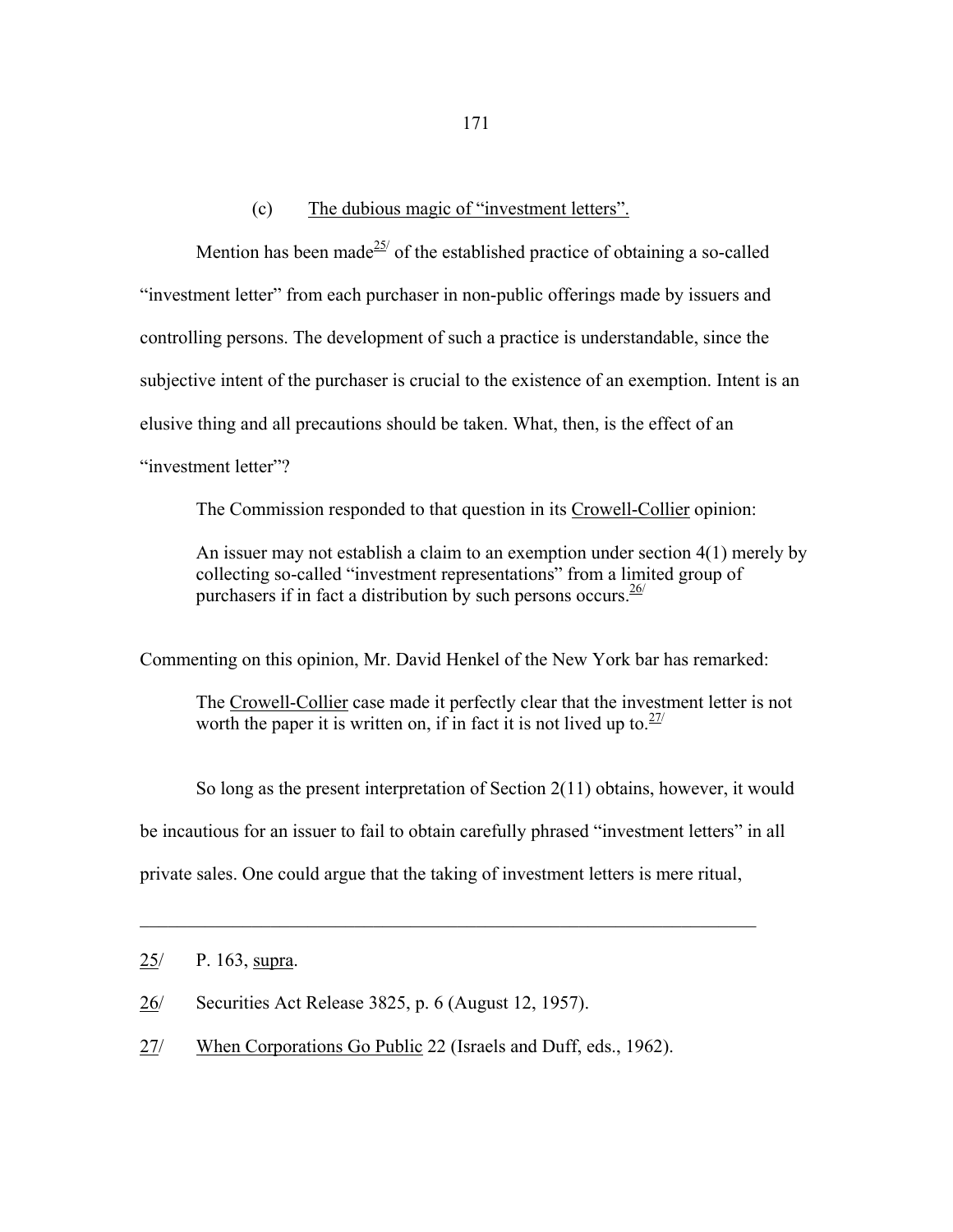### (c) The dubious magic of "investment letters".

Mention has been made[25] of the established practice of obtaining a so-called "investment letter" from each purchaser in non-public offerings made by issuers and controlling persons. The development of such a practice is understandable, since the subjective intent of the purchaser is crucial to the existence of an exemption. Intent is an elusive thing and all precautions should be taken. What, then, is the effect of an "investment letter"?

The Commission responded to that question in its Crowell-Collier opinion:

> An issuer may not establish a claim to an exemption under section 4(1) merely by collecting so-called "investment representations" from a limited group of purchasers if in fact a distribution by such persons occurs.[26]

Commenting on this opinion, Mr. David Henkel of the New York bar has remarked:

> The Crowell-Collier case made it perfectly clear that the investment letter is not worth the paper it is written on, if in fact it is not lived up to.[27]

So long as the present interpretation of Section 2(11) obtains, however, it would be incautious for an issuer to fail to obtain carefully phrased "investment letters" in all private sales. One could argue that the taking of investment letters is mere ritual,

---

25/ P. 163, supra.

26/ Securities Act Release 3825, p. 6 (August 12, 1957).

27/ When Corporations Go Public 22 (Israels and Duff, eds., 1962).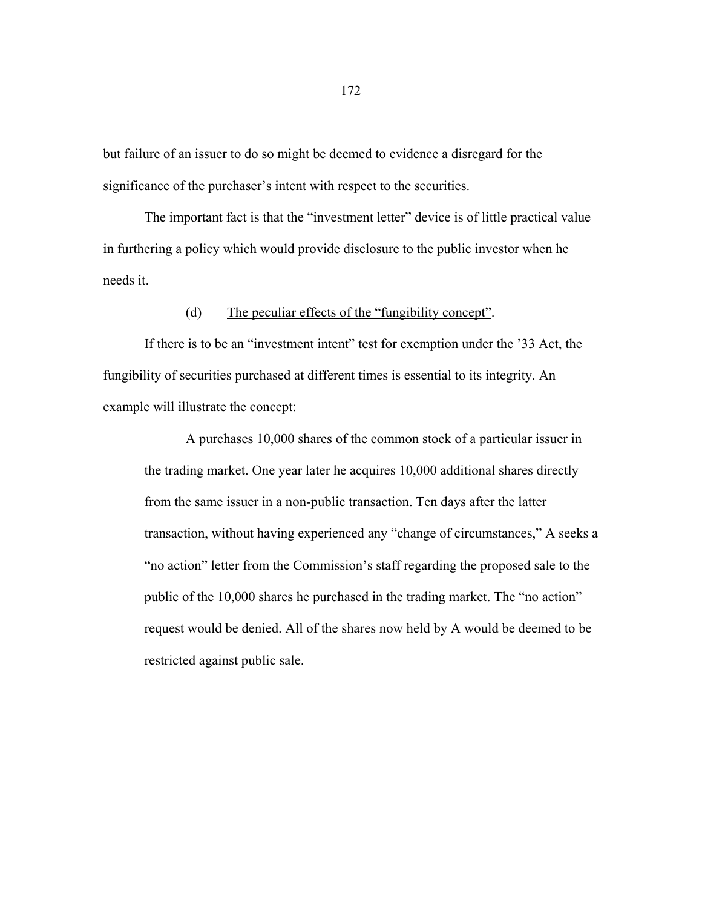but failure of an issuer to do so might be deemed to evidence a disregard for the significance of the purchaser's intent with respect to the securities.

The important fact is that the "investment letter" device is of little practical value in furthering a policy which would provide disclosure to the public investor when he needs it.

(d) <u>The peculiar effects of the "fungibility concept"</u>.

If there is to be an "investment intent" test for exemption under the '33 Act, the fungibility of securities purchased at different times is essential to its integrity. An example will illustrate the concept:

> A purchases 10,000 shares of the common stock of a particular issuer in the trading market. One year later he acquires 10,000 additional shares directly from the same issuer in a non-public transaction. Ten days after the latter transaction, without having experienced any "change of circumstances," A seeks a "no action" letter from the Commission's staff regarding the proposed sale to the public of the 10,000 shares he purchased in the trading market. The "no action" request would be denied. All of the shares now held by A would be deemed to be restricted against public sale.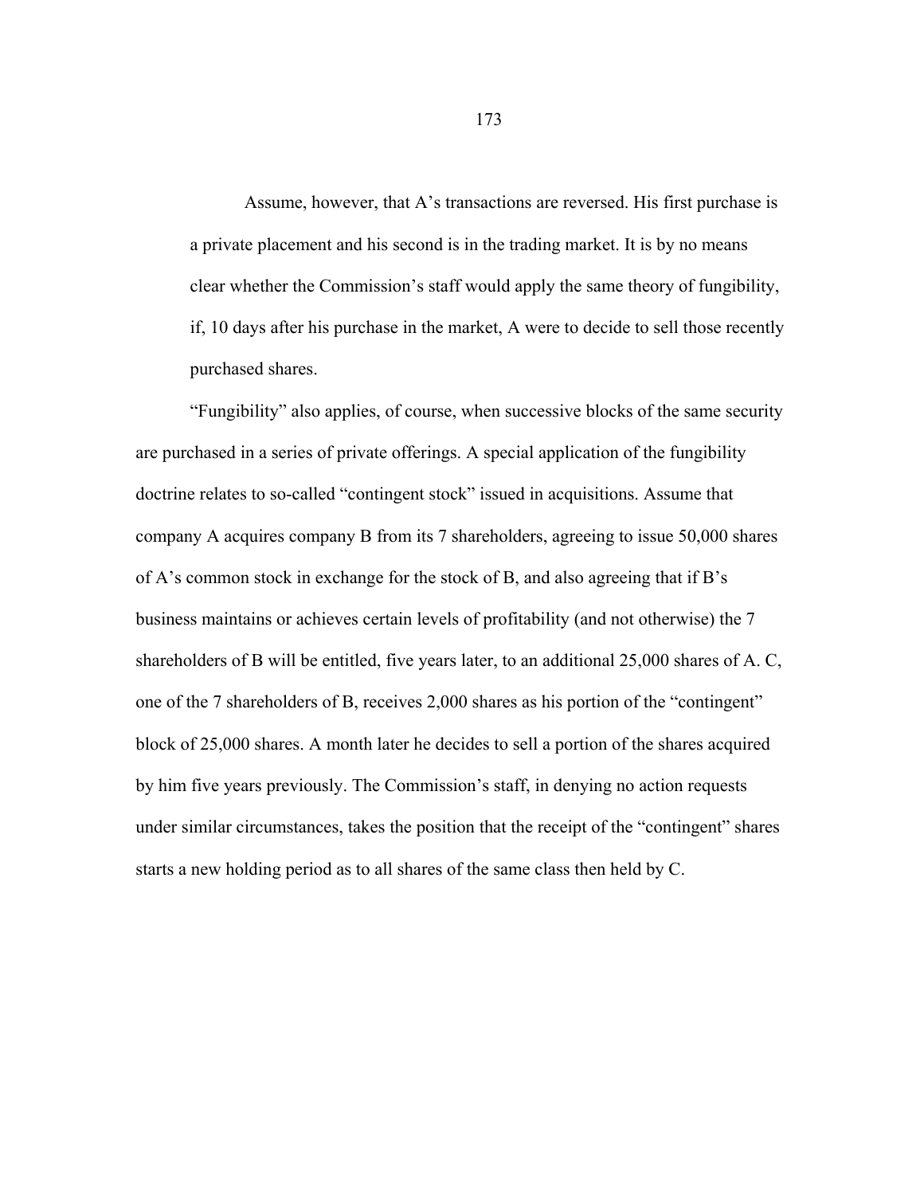Assume, however, that A's transactions are reversed. His first purchase is a private placement and his second is in the trading market. It is by no means clear whether the Commission's staff would apply the same theory of fungibility, if, 10 days after his purchase in the market, A were to decide to sell those recently purchased shares.

"Fungibility" also applies, of course, when successive blocks of the same security are purchased in a series of private offerings. A special application of the fungibility doctrine relates to so-called "contingent stock" issued in acquisitions. Assume that company A acquires company B from its 7 shareholders, agreeing to issue 50,000 shares of A's common stock in exchange for the stock of B, and also agreeing that if B's business maintains or achieves certain levels of profitability (and not otherwise) the 7 shareholders of B will be entitled, five years later, to an additional 25,000 shares of A. C, one of the 7 shareholders of B, receives 2,000 shares as his portion of the "contingent" block of 25,000 shares. A month later he decides to sell a portion of the shares acquired by him five years previously. The Commission's staff, in denying no action requests under similar circumstances, takes the position that the receipt of the "contingent" shares starts a new holding period as to all shares of the same class then held by C.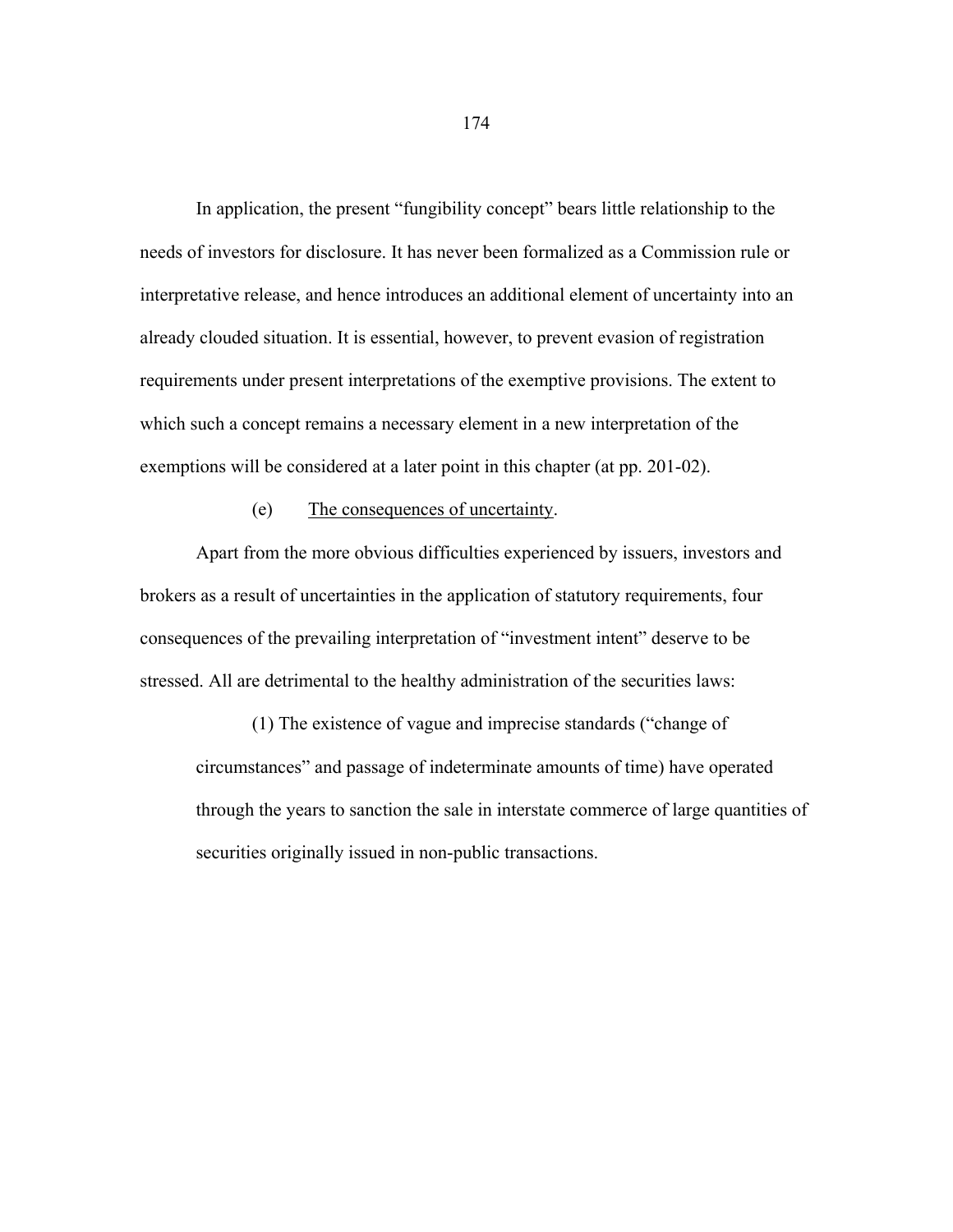In application, the present "fungibility concept" bears little relationship to the needs of investors for disclosure. It has never been formalized as a Commission rule or interpretative release, and hence introduces an additional element of uncertainty into an already clouded situation. It is essential, however, to prevent evasion of registration requirements under present interpretations of the exemptive provisions. The extent to which such a concept remains a necessary element in a new interpretation of the exemptions will be considered at a later point in this chapter (at pp. 201-02).

(e) <u>The consequences of uncertainty</u>.

Apart from the more obvious difficulties experienced by issuers, investors and brokers as a result of uncertainties in the application of statutory requirements, four consequences of the prevailing interpretation of "investment intent" deserve to be stressed. All are detrimental to the healthy administration of the securities laws:

> (1) The existence of vague and imprecise standards ("change of circumstances" and passage of indeterminate amounts of time) have operated through the years to sanction the sale in interstate commerce of large quantities of securities originally issued in non-public transactions.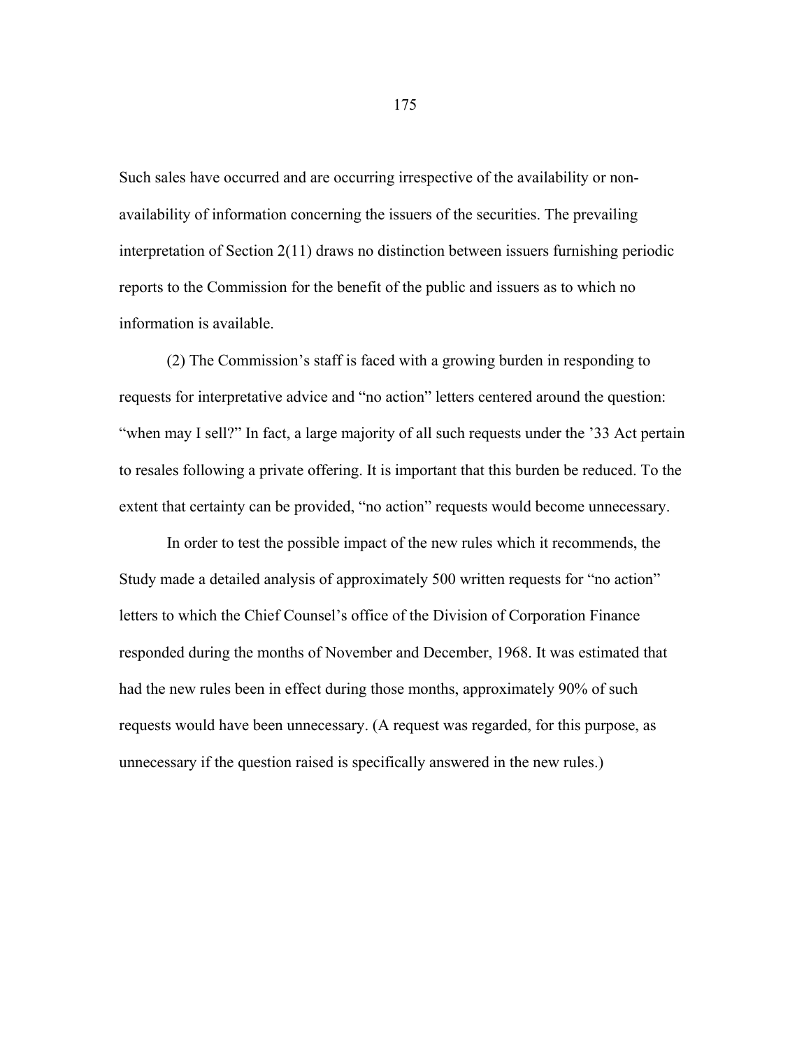Such sales have occurred and are occurring irrespective of the availability or non-availability of information concerning the issuers of the securities. The prevailing interpretation of Section 2(11) draws no distinction between issuers furnishing periodic reports to the Commission for the benefit of the public and issuers as to which no information is available.

(2) The Commission's staff is faced with a growing burden in responding to requests for interpretative advice and "no action" letters centered around the question: "when may I sell?" In fact, a large majority of all such requests under the '33 Act pertain to resales following a private offering. It is important that this burden be reduced. To the extent that certainty can be provided, "no action" requests would become unnecessary.

In order to test the possible impact of the new rules which it recommends, the Study made a detailed analysis of approximately 500 written requests for "no action" letters to which the Chief Counsel's office of the Division of Corporation Finance responded during the months of November and December, 1968. It was estimated that had the new rules been in effect during those months, approximately 90% of such requests would have been unnecessary. (A request was regarded, for this purpose, as unnecessary if the question raised is specifically answered in the new rules.)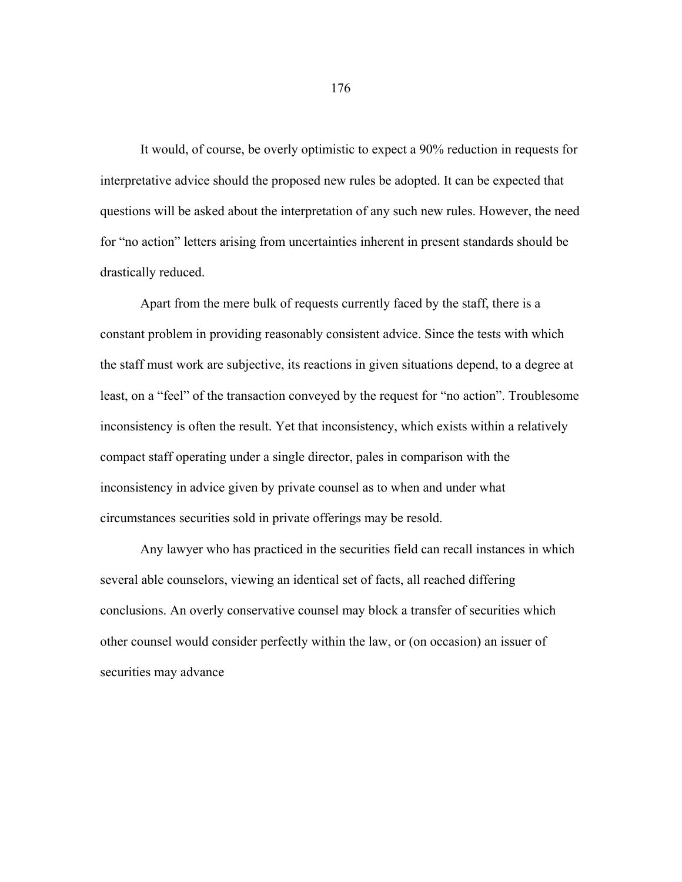It would, of course, be overly optimistic to expect a 90% reduction in requests for interpretative advice should the proposed new rules be adopted. It can be expected that questions will be asked about the interpretation of any such new rules. However, the need for "no action" letters arising from uncertainties inherent in present standards should be drastically reduced.

Apart from the mere bulk of requests currently faced by the staff, there is a constant problem in providing reasonably consistent advice. Since the tests with which the staff must work are subjective, its reactions in given situations depend, to a degree at least, on a "feel" of the transaction conveyed by the request for "no action". Troublesome inconsistency is often the result. Yet that inconsistency, which exists within a relatively compact staff operating under a single director, pales in comparison with the inconsistency in advice given by private counsel as to when and under what circumstances securities sold in private offerings may be resold.

Any lawyer who has practiced in the securities field can recall instances in which several able counselors, viewing an identical set of facts, all reached differing conclusions. An overly conservative counsel may block a transfer of securities which other counsel would consider perfectly within the law, or (on occasion) an issuer of securities may advance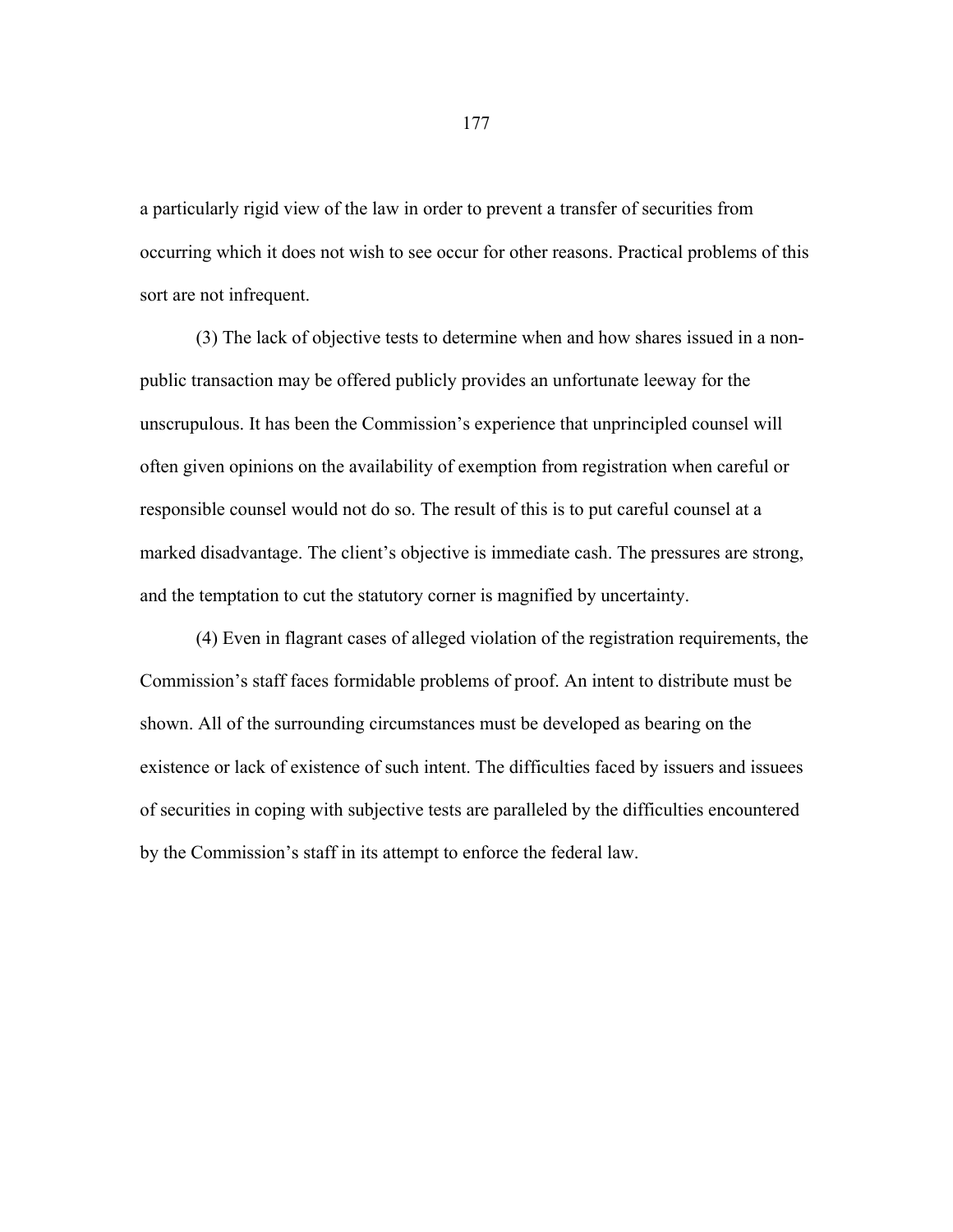a particularly rigid view of the law in order to prevent a transfer of securities from occurring which it does not wish to see occur for other reasons. Practical problems of this sort are not infrequent.

(3) The lack of objective tests to determine when and how shares issued in a non-public transaction may be offered publicly provides an unfortunate leeway for the unscrupulous. It has been the Commission's experience that unprincipled counsel will often given opinions on the availability of exemption from registration when careful or responsible counsel would not do so. The result of this is to put careful counsel at a marked disadvantage. The client's objective is immediate cash. The pressures are strong, and the temptation to cut the statutory corner is magnified by uncertainty.

(4) Even in flagrant cases of alleged violation of the registration requirements, the Commission's staff faces formidable problems of proof. An intent to distribute must be shown. All of the surrounding circumstances must be developed as bearing on the existence or lack of existence of such intent. The difficulties faced by issuers and issuees of securities in coping with subjective tests are paralleled by the difficulties encountered by the Commission's staff in its attempt to enforce the federal law.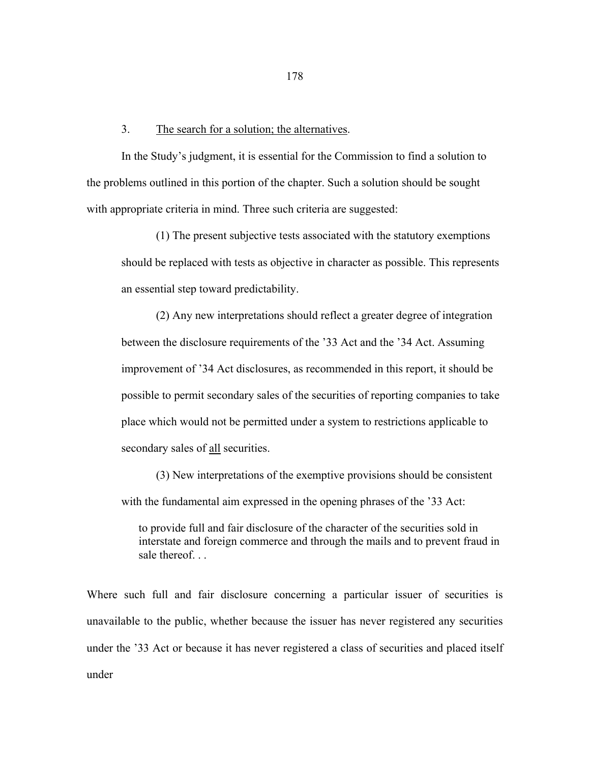3. <u>The search for a solution; the alternatives</u>.

In the Study's judgment, it is essential for the Commission to find a solution to the problems outlined in this portion of the chapter. Such a solution should be sought with appropriate criteria in mind. Three such criteria are suggested:

> (1) The present subjective tests associated with the statutory exemptions should be replaced with tests as objective in character as possible. This represents an essential step toward predictability.
>
> (2) Any new interpretations should reflect a greater degree of integration between the disclosure requirements of the '33 Act and the '34 Act. Assuming improvement of '34 Act disclosures, as recommended in this report, it should be possible to permit secondary sales of the securities of reporting companies to take place which would not be permitted under a system to restrictions applicable to secondary sales of <u>all</u> securities.
>
> (3) New interpretations of the exemptive provisions should be consistent with the fundamental aim expressed in the opening phrases of the '33 Act:
>
> > to provide full and fair disclosure of the character of the securities sold in interstate and foreign commerce and through the mails and to prevent fraud in sale thereof. . .

Where such full and fair disclosure concerning a particular issuer of securities is unavailable to the public, whether because the issuer has never registered any securities under the '33 Act or because it has never registered a class of securities and placed itself under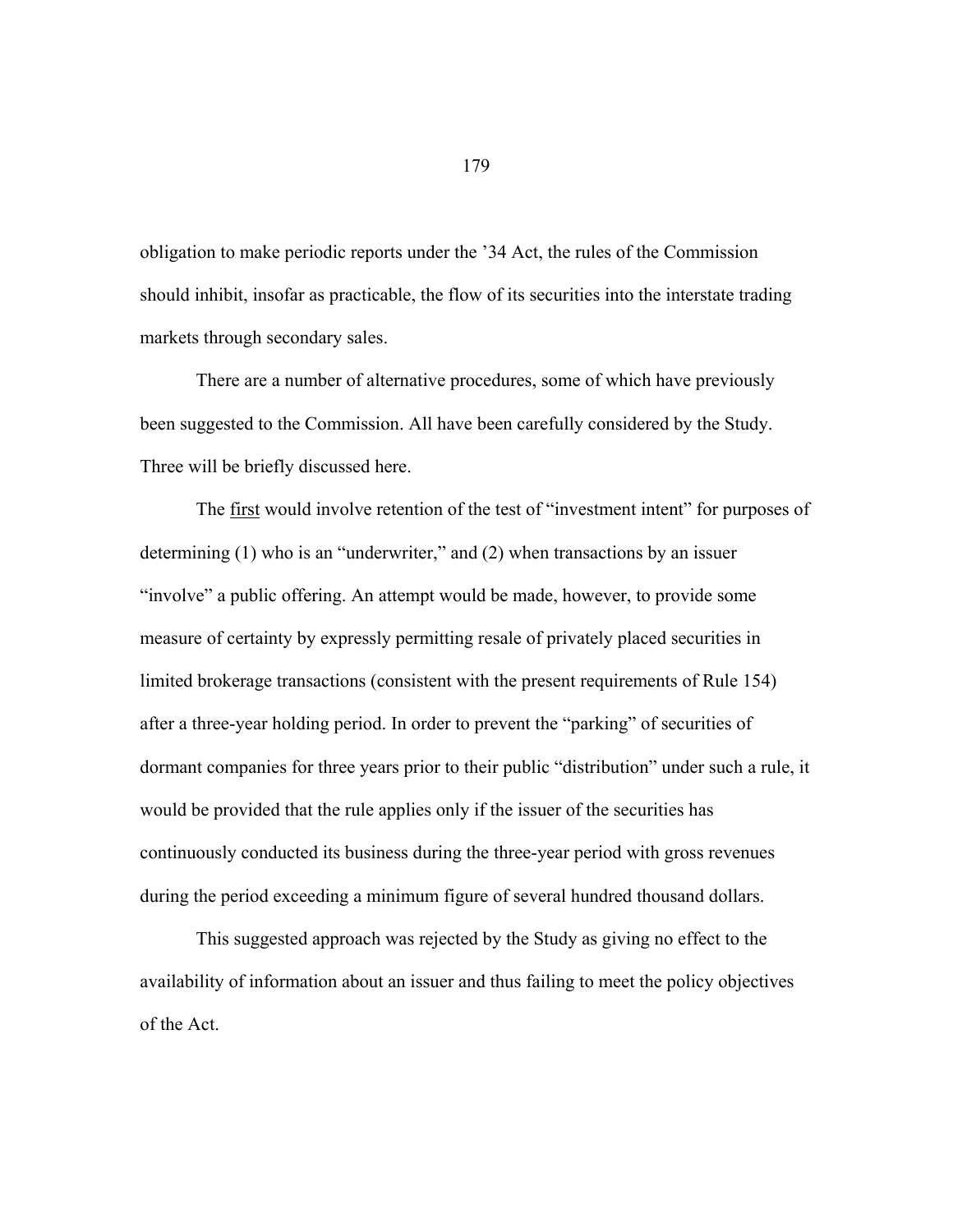obligation to make periodic reports under the '34 Act, the rules of the Commission should inhibit, insofar as practicable, the flow of its securities into the interstate trading markets through secondary sales.

There are a number of alternative procedures, some of which have previously been suggested to the Commission. All have been carefully considered by the Study. Three will be briefly discussed here.

The <u>first</u> would involve retention of the test of "investment intent" for purposes of determining (1) who is an "underwriter," and (2) when transactions by an issuer "involve" a public offering. An attempt would be made, however, to provide some measure of certainty by expressly permitting resale of privately placed securities in limited brokerage transactions (consistent with the present requirements of Rule 154) after a three-year holding period. In order to prevent the "parking" of securities of dormant companies for three years prior to their public "distribution" under such a rule, it would be provided that the rule applies only if the issuer of the securities has continuously conducted its business during the three-year period with gross revenues during the period exceeding a minimum figure of several hundred thousand dollars.

This suggested approach was rejected by the Study as giving no effect to the availability of information about an issuer and thus failing to meet the policy objectives of the Act.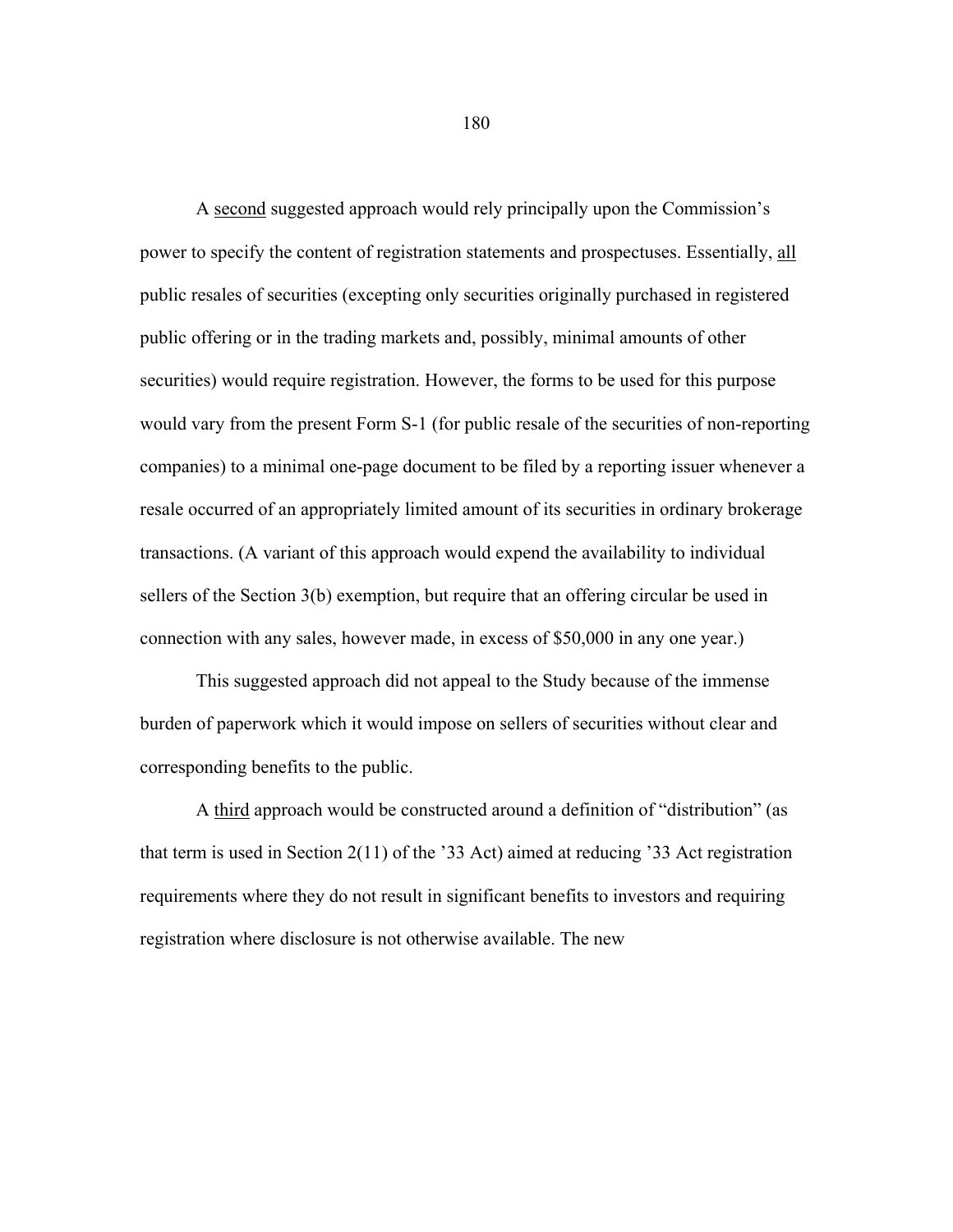A <u>second</u> suggested approach would rely principally upon the Commission's power to specify the content of registration statements and prospectuses. Essentially, <u>all</u> public resales of securities (excepting only securities originally purchased in registered public offering or in the trading markets and, possibly, minimal amounts of other securities) would require registration. However, the forms to be used for this purpose would vary from the present Form S-1 (for public resale of the securities of non-reporting companies) to a minimal one-page document to be filed by a reporting issuer whenever a resale occurred of an appropriately limited amount of its securities in ordinary brokerage transactions. (A variant of this approach would expend the availability to individual sellers of the Section 3(b) exemption, but require that an offering circular be used in connection with any sales, however made, in excess of $50,000 in any one year.)

This suggested approach did not appeal to the Study because of the immense burden of paperwork which it would impose on sellers of securities without clear and corresponding benefits to the public.

A <u>third</u> approach would be constructed around a definition of "distribution" (as that term is used in Section 2(11) of the '33 Act) aimed at reducing '33 Act registration requirements where they do not result in significant benefits to investors and requiring registration where disclosure is not otherwise available. The new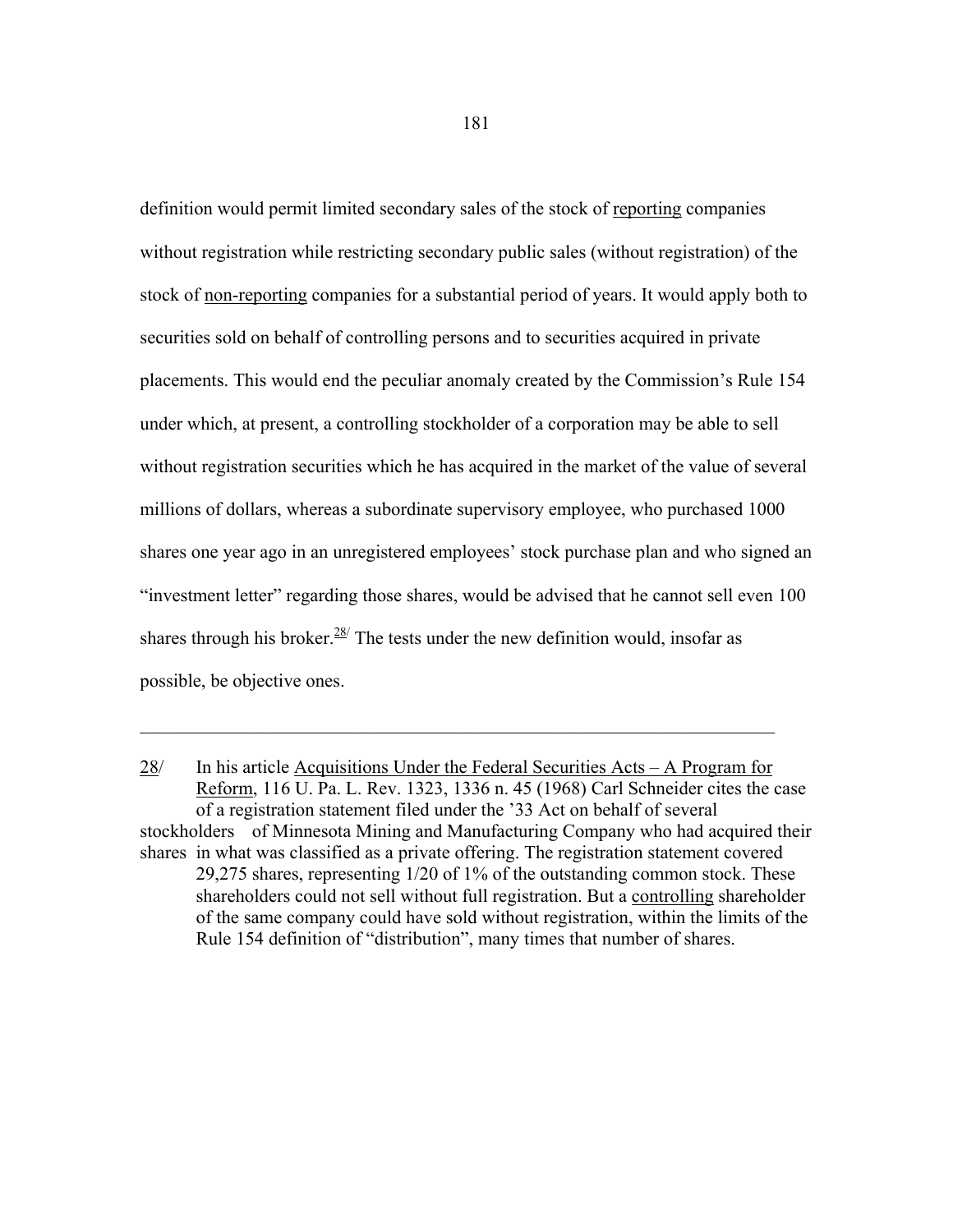definition would permit limited secondary sales of the stock of reporting companies without registration while restricting secondary public sales (without registration) of the stock of non-reporting companies for a substantial period of years. It would apply both to securities sold on behalf of controlling persons and to securities acquired in private placements. This would end the peculiar anomaly created by the Commission's Rule 154 under which, at present, a controlling stockholder of a corporation may be able to sell without registration securities which he has acquired in the market of the value of several millions of dollars, whereas a subordinate supervisory employee, who purchased 1000 shares one year ago in an unregistered employees' stock purchase plan and who signed an "investment letter" regarding those shares, would be advised that he cannot sell even 100 shares through his broker.[28/] The tests under the new definition would, insofar as possible, be objective ones.

---

28/ In his article Acquisitions Under the Federal Securities Acts – A Program for Reform, 116 U. Pa. L. Rev. 1323, 1336 n. 45 (1968) Carl Schneider cites the case of a registration statement filed under the '33 Act on behalf of several stockholders of Minnesota Mining and Manufacturing Company who had acquired their shares in what was classified as a private offering. The registration statement covered 29,275 shares, representing 1/20 of 1% of the outstanding common stock. These shareholders could not sell without full registration. But a controlling shareholder of the same company could have sold without registration, within the limits of the Rule 154 definition of "distribution", many times that number of shares.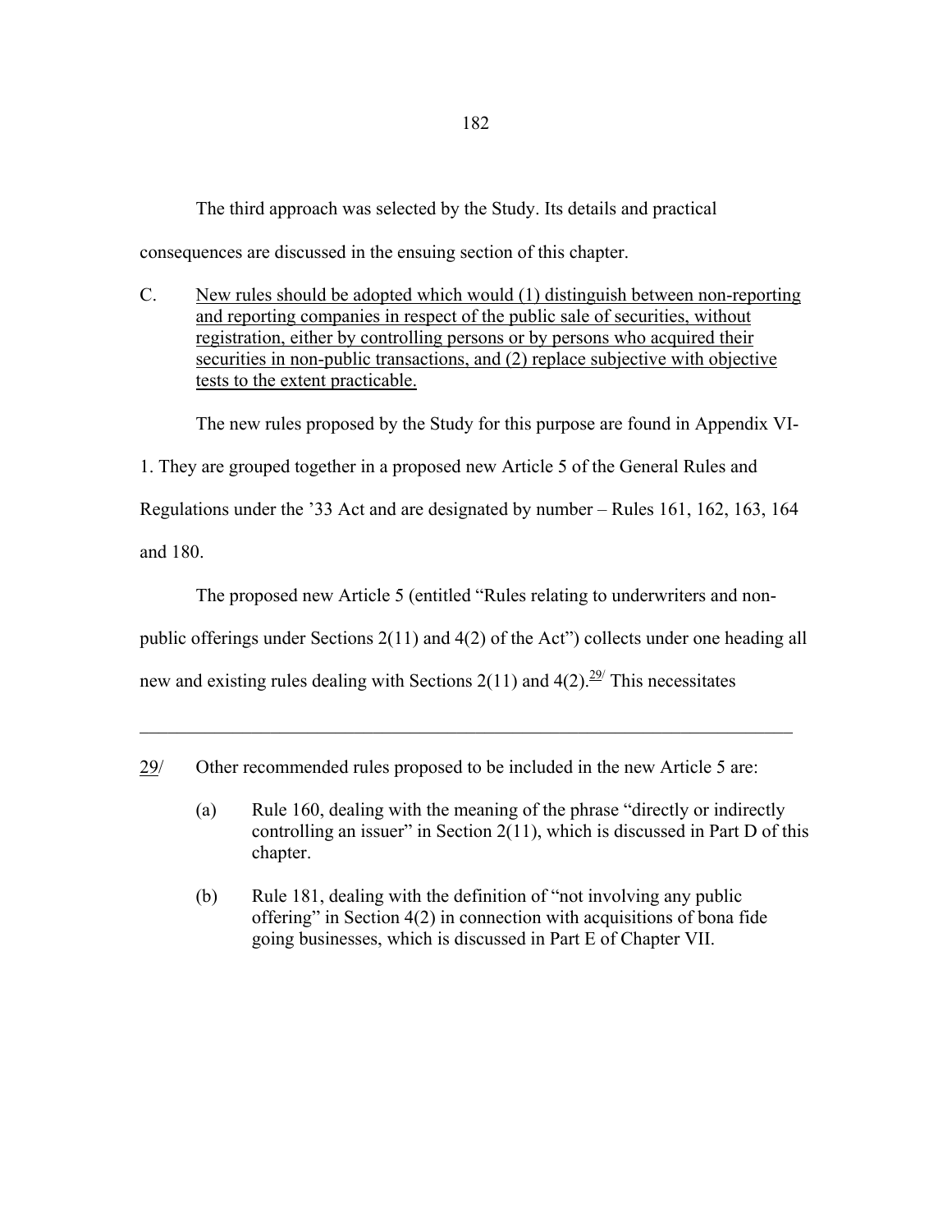The third approach was selected by the Study. Its details and practical consequences are discussed in the ensuing section of this chapter.

C. New rules should be adopted which would (1) distinguish between non-reporting and reporting companies in respect of the public sale of securities, without registration, either by controlling persons or by persons who acquired their securities in non-public transactions, and (2) replace subjective with objective tests to the extent practicable.

The new rules proposed by the Study for this purpose are found in Appendix VI-1. They are grouped together in a proposed new Article 5 of the General Rules and Regulations under the '33 Act and are designated by number – Rules 161, 162, 163, 164 and 180.

The proposed new Article 5 (entitled "Rules relating to underwriters and non-public offerings under Sections 2(11) and 4(2) of the Act") collects under one heading all new and existing rules dealing with Sections 2(11) and 4(2).[29/] This necessitates

---

29/ Other recommended rules proposed to be included in the new Article 5 are:

(a) Rule 160, dealing with the meaning of the phrase "directly or indirectly controlling an issuer" in Section 2(11), which is discussed in Part D of this chapter.

(b) Rule 181, dealing with the definition of "not involving any public offering" in Section 4(2) in connection with acquisitions of bona fide going businesses, which is discussed in Part E of Chapter VII.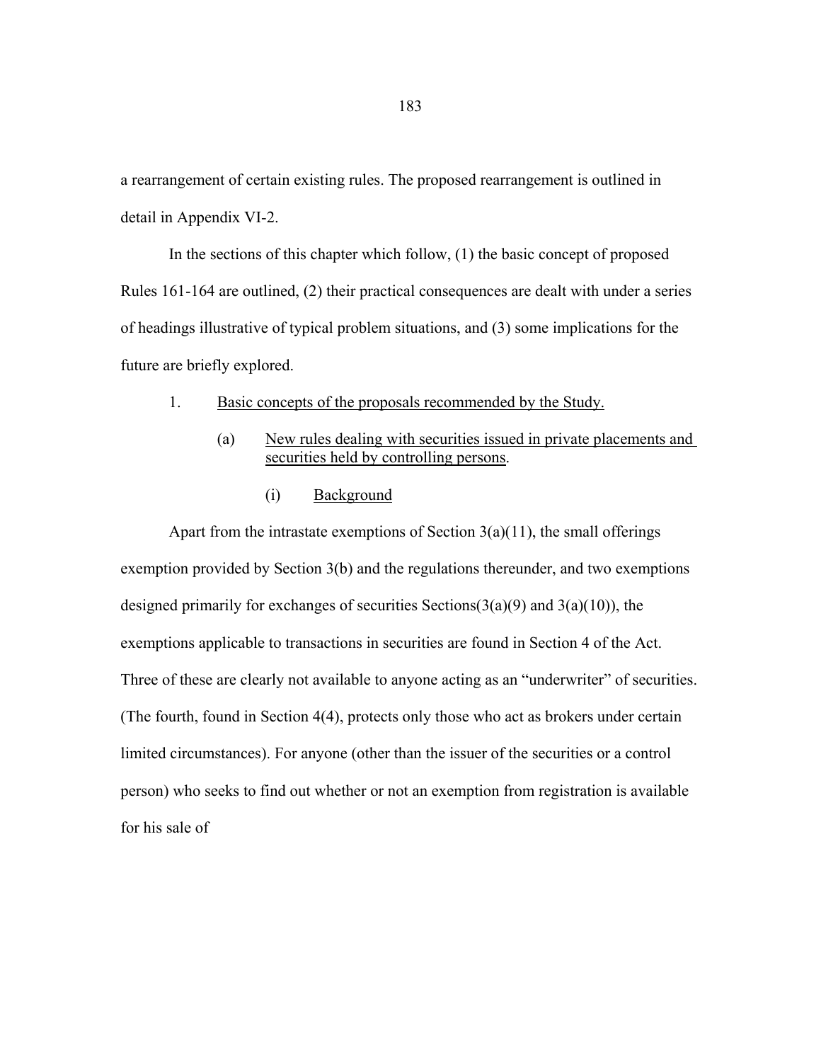a rearrangement of certain existing rules. The proposed rearrangement is outlined in detail in Appendix VI-2.

In the sections of this chapter which follow, (1) the basic concept of proposed Rules 161-164 are outlined, (2) their practical consequences are dealt with under a series of headings illustrative of typical problem situations, and (3) some implications for the future are briefly explored.

1. <u>Basic concepts of the proposals recommended by the Study.</u>

   (a) <u>New rules dealing with securities issued in private placements and securities held by controlling persons</u>.

      (i) <u>Background</u>

Apart from the intrastate exemptions of Section 3(a)(11), the small offerings exemption provided by Section 3(b) and the regulations thereunder, and two exemptions designed primarily for exchanges of securities Sections(3(a)(9) and 3(a)(10)), the exemptions applicable to transactions in securities are found in Section 4 of the Act. Three of these are clearly not available to anyone acting as an "underwriter" of securities. (The fourth, found in Section 4(4), protects only those who act as brokers under certain limited circumstances). For anyone (other than the issuer of the securities or a control person) who seeks to find out whether or not an exemption from registration is available for his sale of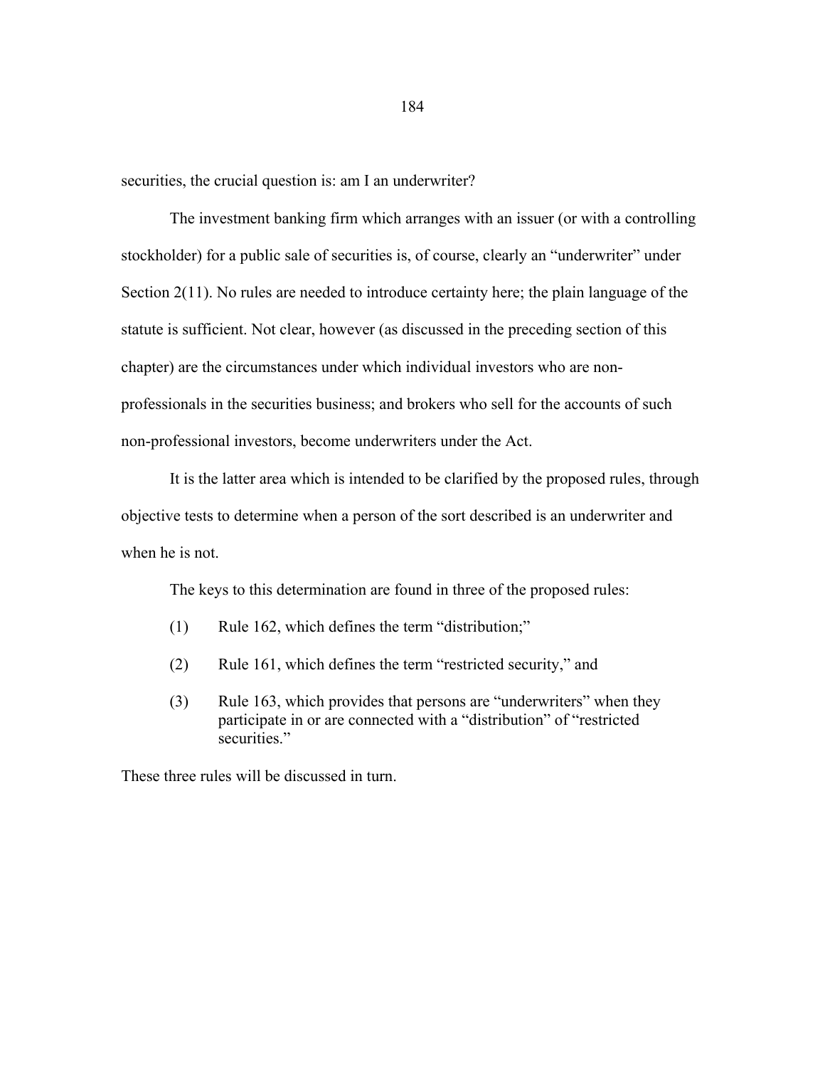securities, the crucial question is: am I an underwriter?

The investment banking firm which arranges with an issuer (or with a controlling stockholder) for a public sale of securities is, of course, clearly an "underwriter" under Section 2(11). No rules are needed to introduce certainty here; the plain language of the statute is sufficient. Not clear, however (as discussed in the preceding section of this chapter) are the circumstances under which individual investors who are non-professionals in the securities business; and brokers who sell for the accounts of such non-professional investors, become underwriters under the Act.

It is the latter area which is intended to be clarified by the proposed rules, through objective tests to determine when a person of the sort described is an underwriter and when he is not.

The keys to this determination are found in three of the proposed rules:

(1) Rule 162, which defines the term "distribution;"

(2) Rule 161, which defines the term "restricted security," and

(3) Rule 163, which provides that persons are "underwriters" when they participate in or are connected with a "distribution" of "restricted securities."

These three rules will be discussed in turn.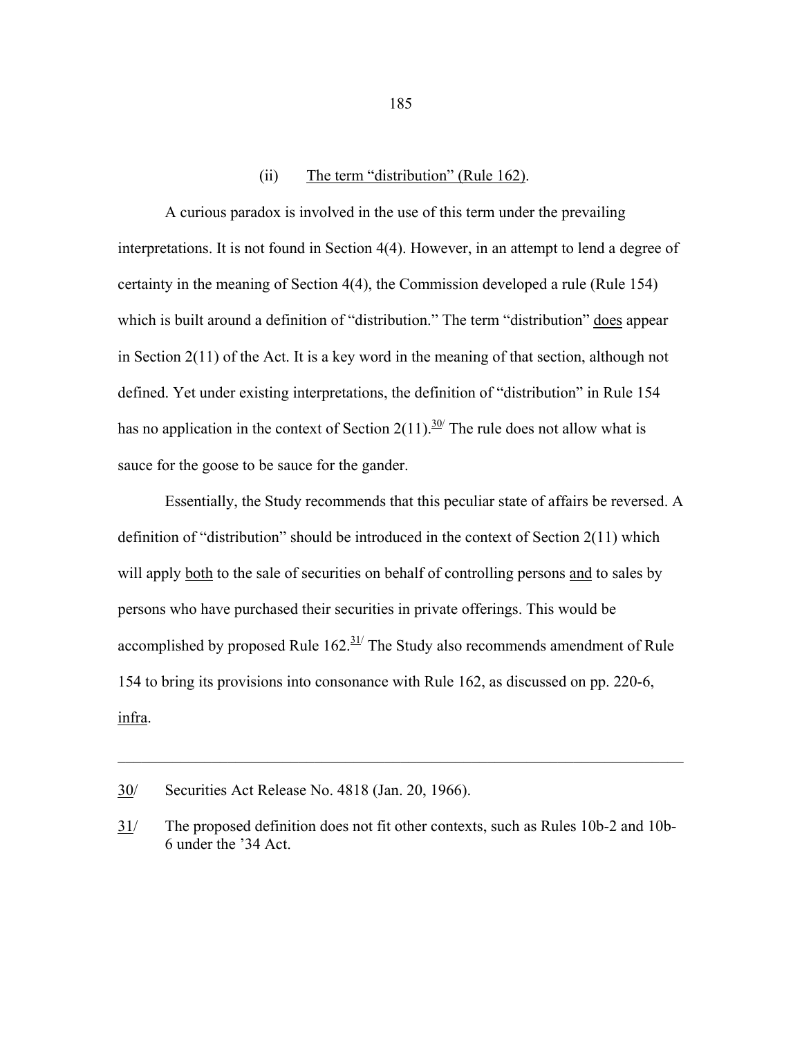### (ii) The term "distribution" (Rule 162).

A curious paradox is involved in the use of this term under the prevailing interpretations. It is not found in Section 4(4). However, in an attempt to lend a degree of certainty in the meaning of Section 4(4), the Commission developed a rule (Rule 154) which is built around a definition of "distribution." The term "distribution" does appear in Section 2(11) of the Act. It is a key word in the meaning of that section, although not defined. Yet under existing interpretations, the definition of "distribution" in Rule 154 has no application in the context of Section 2(11).[30/] The rule does not allow what is sauce for the goose to be sauce for the gander.

Essentially, the Study recommends that this peculiar state of affairs be reversed. A definition of "distribution" should be introduced in the context of Section 2(11) which will apply both to the sale of securities on behalf of controlling persons and to sales by persons who have purchased their securities in private offerings. This would be accomplished by proposed Rule 162.[31/] The Study also recommends amendment of Rule 154 to bring its provisions into consonance with Rule 162, as discussed on pp. 220-6, infra.

---

30/ Securities Act Release No. 4818 (Jan. 20, 1966).

31/ The proposed definition does not fit other contexts, such as Rules 10b-2 and 10b-6 under the '34 Act.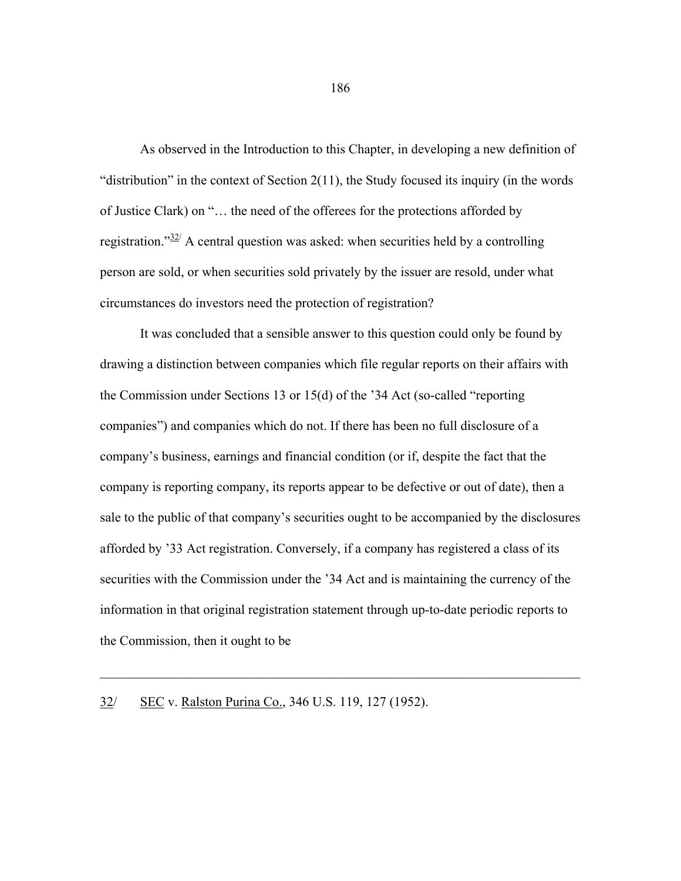As observed in the Introduction to this Chapter, in developing a new definition of "distribution" in the context of Section 2(11), the Study focused its inquiry (in the words of Justice Clark) on "… the need of the offerees for the protections afforded by registration."[32/] A central question was asked: when securities held by a controlling person are sold, or when securities sold privately by the issuer are resold, under what circumstances do investors need the protection of registration?

It was concluded that a sensible answer to this question could only be found by drawing a distinction between companies which file regular reports on their affairs with the Commission under Sections 13 or 15(d) of the '34 Act (so-called "reporting companies") and companies which do not. If there has been no full disclosure of a company's business, earnings and financial condition (or if, despite the fact that the company is reporting company, its reports appear to be defective or out of date), then a sale to the public of that company's securities ought to be accompanied by the disclosures afforded by '33 Act registration. Conversely, if a company has registered a class of its securities with the Commission under the '34 Act and is maintaining the currency of the information in that original registration statement through up-to-date periodic reports to the Commission, then it ought to be

---

32/ SEC v. Ralston Purina Co., 346 U.S. 119, 127 (1952).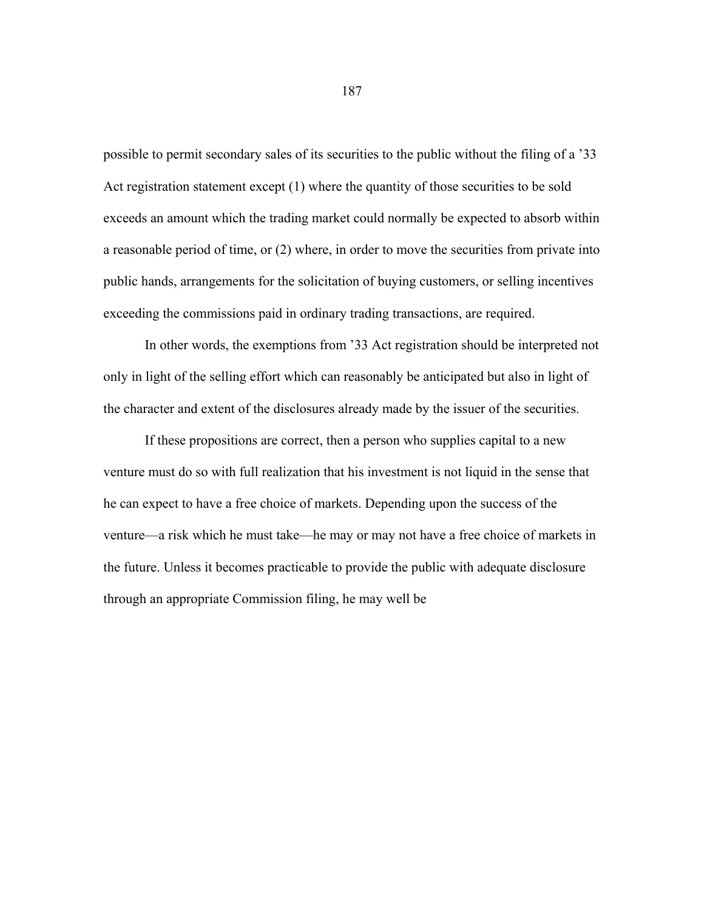possible to permit secondary sales of its securities to the public without the filing of a '33 Act registration statement except (1) where the quantity of those securities to be sold exceeds an amount which the trading market could normally be expected to absorb within a reasonable period of time, or (2) where, in order to move the securities from private into public hands, arrangements for the solicitation of buying customers, or selling incentives exceeding the commissions paid in ordinary trading transactions, are required.

In other words, the exemptions from '33 Act registration should be interpreted not only in light of the selling effort which can reasonably be anticipated but also in light of the character and extent of the disclosures already made by the issuer of the securities.

If these propositions are correct, then a person who supplies capital to a new venture must do so with full realization that his investment is not liquid in the sense that he can expect to have a free choice of markets. Depending upon the success of the venture—a risk which he must take—he may or may not have a free choice of markets in the future. Unless it becomes practicable to provide the public with adequate disclosure through an appropriate Commission filing, he may well be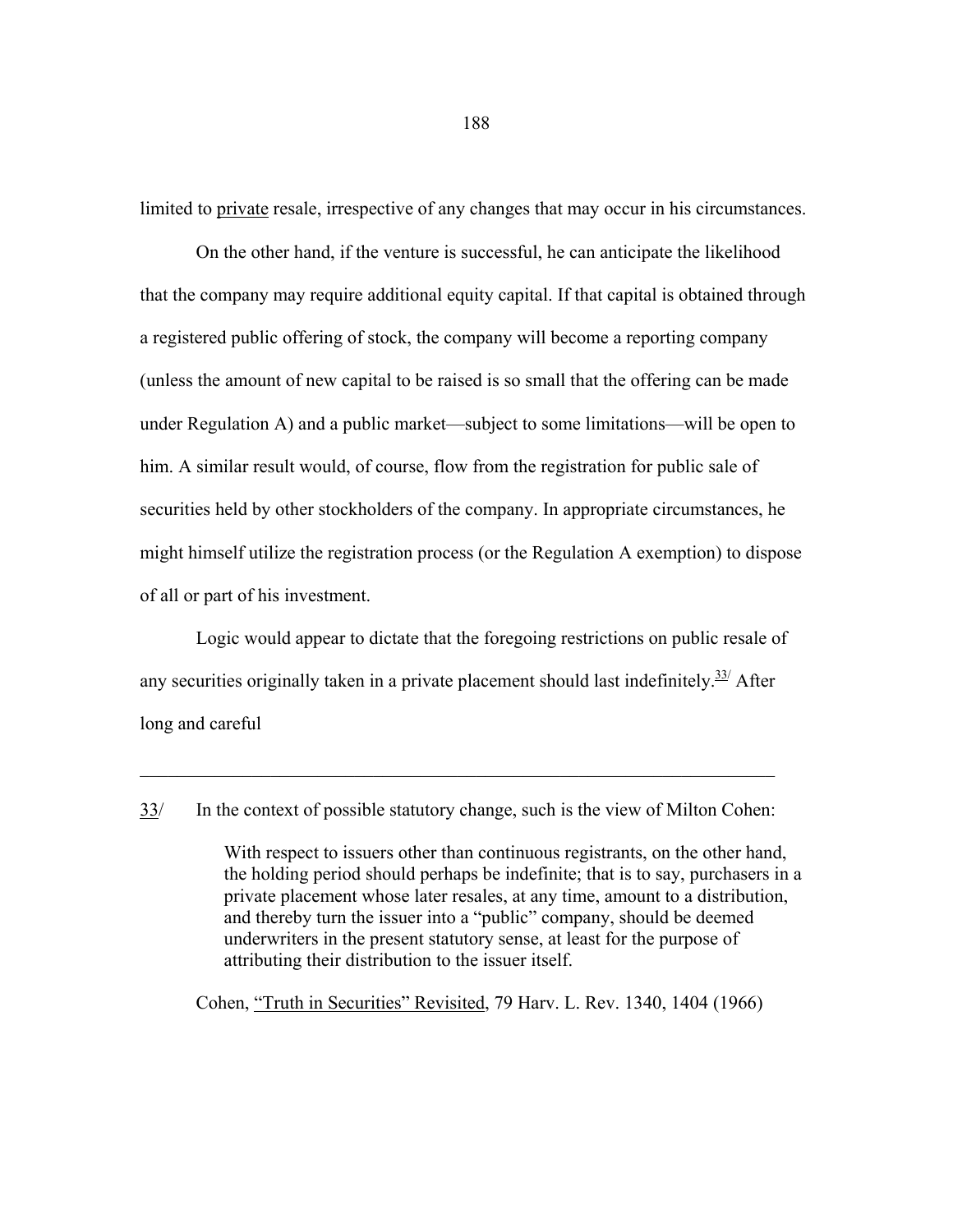limited to private resale, irrespective of any changes that may occur in his circumstances.

On the other hand, if the venture is successful, he can anticipate the likelihood that the company may require additional equity capital. If that capital is obtained through a registered public offering of stock, the company will become a reporting company (unless the amount of new capital to be raised is so small that the offering can be made under Regulation A) and a public market—subject to some limitations—will be open to him. A similar result would, of course, flow from the registration for public sale of securities held by other stockholders of the company. In appropriate circumstances, he might himself utilize the registration process (or the Regulation A exemption) to dispose of all or part of his investment.

Logic would appear to dictate that the foregoing restrictions on public resale of any securities originally taken in a private placement should last indefinitely.[33/] After long and careful

---

33/ In the context of possible statutory change, such is the view of Milton Cohen:

> With respect to issuers other than continuous registrants, on the other hand, the holding period should perhaps be indefinite; that is to say, purchasers in a private placement whose later resales, at any time, amount to a distribution, and thereby turn the issuer into a "public" company, should be deemed underwriters in the present statutory sense, at least for the purpose of attributing their distribution to the issuer itself.

Cohen, "Truth in Securities" Revisited, 79 Harv. L. Rev. 1340, 1404 (1966)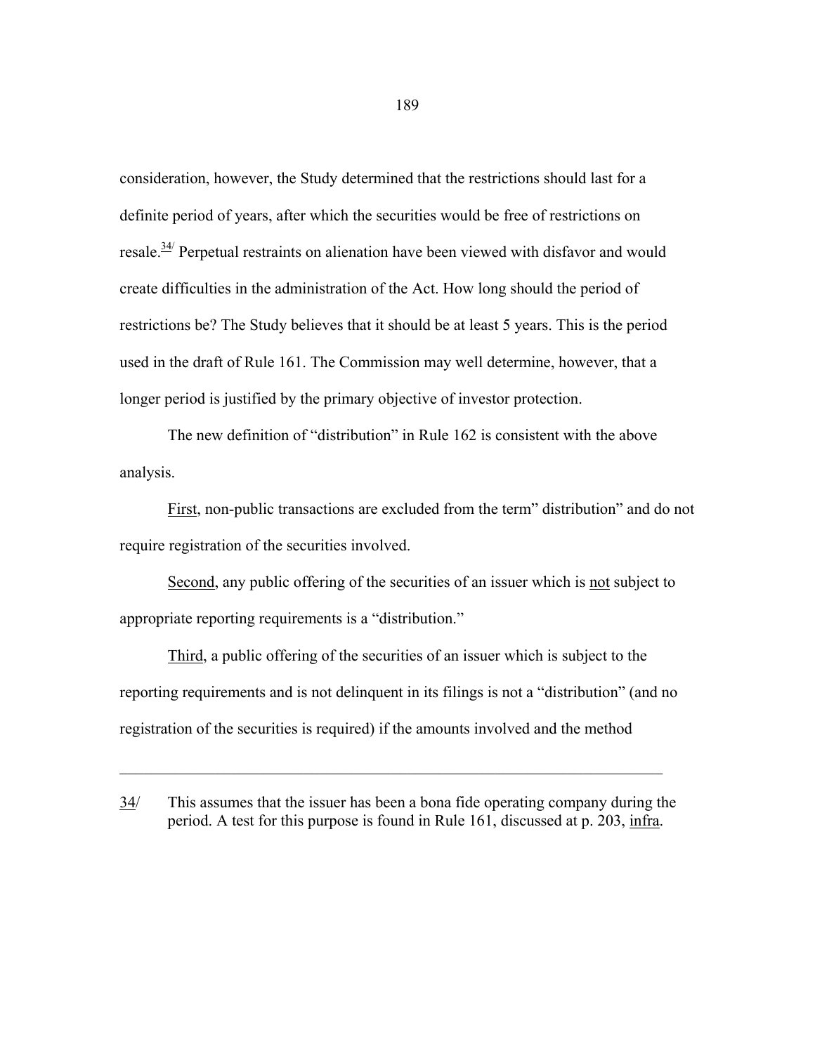consideration, however, the Study determined that the restrictions should last for a definite period of years, after which the securities would be free of restrictions on resale.[34] Perpetual restraints on alienation have been viewed with disfavor and would create difficulties in the administration of the Act. How long should the period of restrictions be? The Study believes that it should be at least 5 years. This is the period used in the draft of Rule 161. The Commission may well determine, however, that a longer period is justified by the primary objective of investor protection.

The new definition of "distribution" in Rule 162 is consistent with the above analysis.

First, non-public transactions are excluded from the term" distribution" and do not require registration of the securities involved.

Second, any public offering of the securities of an issuer which is not subject to appropriate reporting requirements is a "distribution."

Third, a public offering of the securities of an issuer which is subject to the reporting requirements and is not delinquent in its filings is not a "distribution" (and no registration of the securities is required) if the amounts involved and the method

---

34/ This assumes that the issuer has been a bona fide operating company during the period. A test for this purpose is found in Rule 161, discussed at p. 203, infra.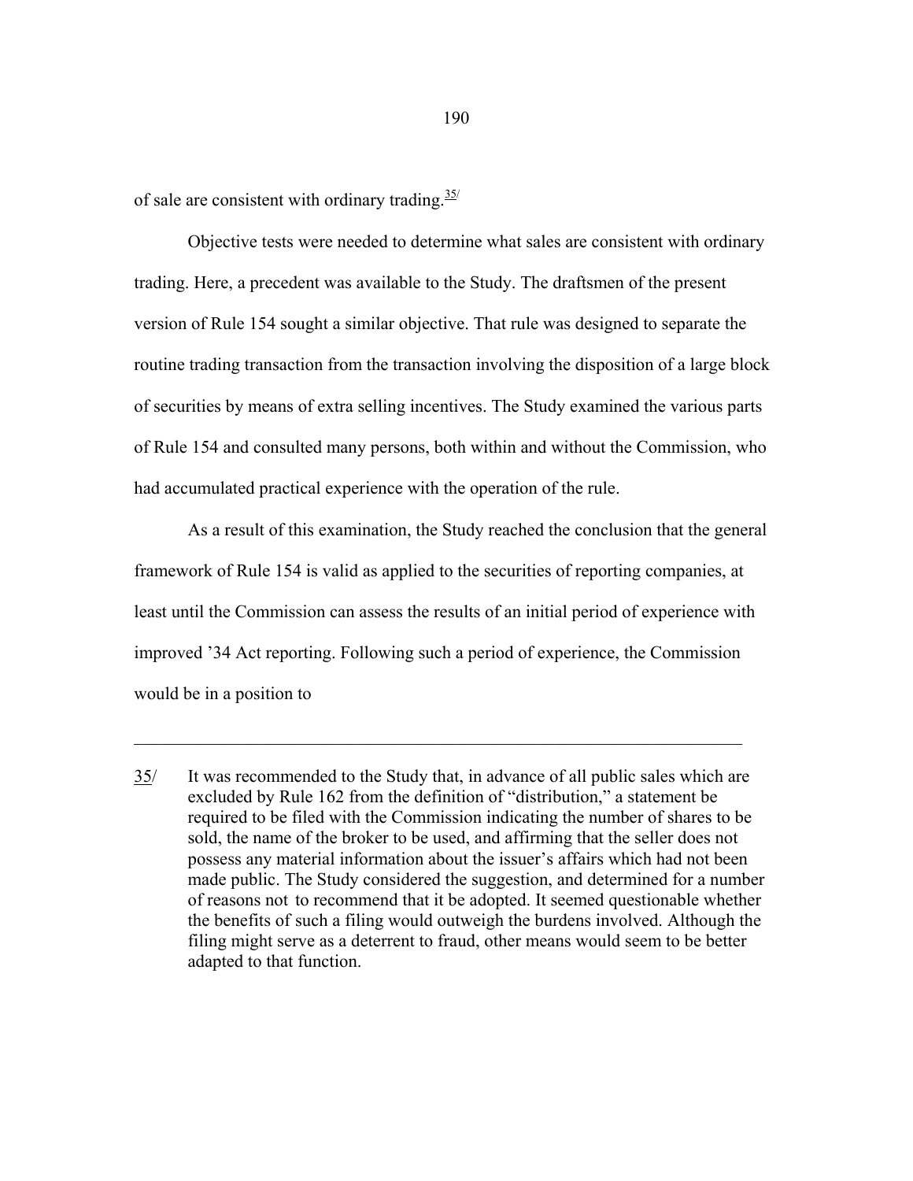of sale are consistent with ordinary trading.[35/]

Objective tests were needed to determine what sales are consistent with ordinary trading. Here, a precedent was available to the Study. The draftsmen of the present version of Rule 154 sought a similar objective. That rule was designed to separate the routine trading transaction from the transaction involving the disposition of a large block of securities by means of extra selling incentives. The Study examined the various parts of Rule 154 and consulted many persons, both within and without the Commission, who had accumulated practical experience with the operation of the rule.

As a result of this examination, the Study reached the conclusion that the general framework of Rule 154 is valid as applied to the securities of reporting companies, at least until the Commission can assess the results of an initial period of experience with improved '34 Act reporting. Following such a period of experience, the Commission would be in a position to

---

35/ It was recommended to the Study that, in advance of all public sales which are excluded by Rule 162 from the definition of "distribution," a statement be required to be filed with the Commission indicating the number of shares to be sold, the name of the broker to be used, and affirming that the seller does not possess any material information about the issuer's affairs which had not been made public. The Study considered the suggestion, and determined for a number of reasons not to recommend that it be adopted. It seemed questionable whether the benefits of such a filing would outweigh the burdens involved. Although the filing might serve as a deterrent to fraud, other means would seem to be better adapted to that function.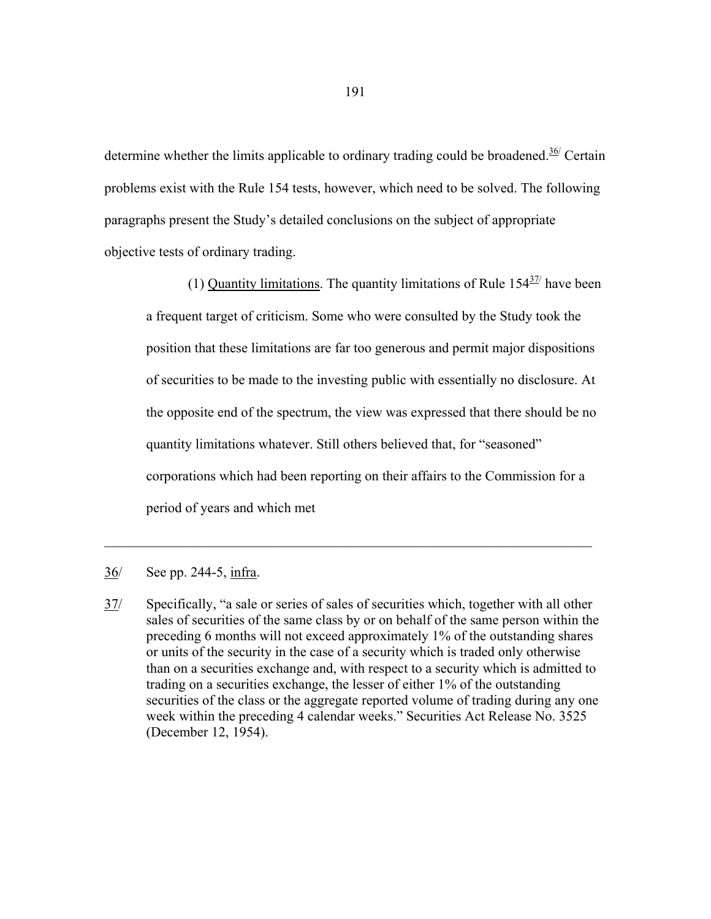determine whether the limits applicable to ordinary trading could be broadened.[36] Certain problems exist with the Rule 154 tests, however, which need to be solved. The following paragraphs present the Study's detailed conclusions on the subject of appropriate objective tests of ordinary trading.

> (1) Quantity limitations. The quantity limitations of Rule 154[37] have been a frequent target of criticism. Some who were consulted by the Study took the position that these limitations are far too generous and permit major dispositions of securities to be made to the investing public with essentially no disclosure. At the opposite end of the spectrum, the view was expressed that there should be no quantity limitations whatever. Still others believed that, for "seasoned" corporations which had been reporting on their affairs to the Commission for a period of years and which met

---

36/ See pp. 244-5, infra.

37/ Specifically, "a sale or series of sales of securities which, together with all other sales of securities of the same class by or on behalf of the same person within the preceding 6 months will not exceed approximately 1% of the outstanding shares or units of the security in the case of a security which is traded only otherwise than on a securities exchange and, with respect to a security which is admitted to trading on a securities exchange, the lesser of either 1% of the outstanding securities of the class or the aggregate reported volume of trading during any one week within the preceding 4 calendar weeks." Securities Act Release No. 3525 (December 12, 1954).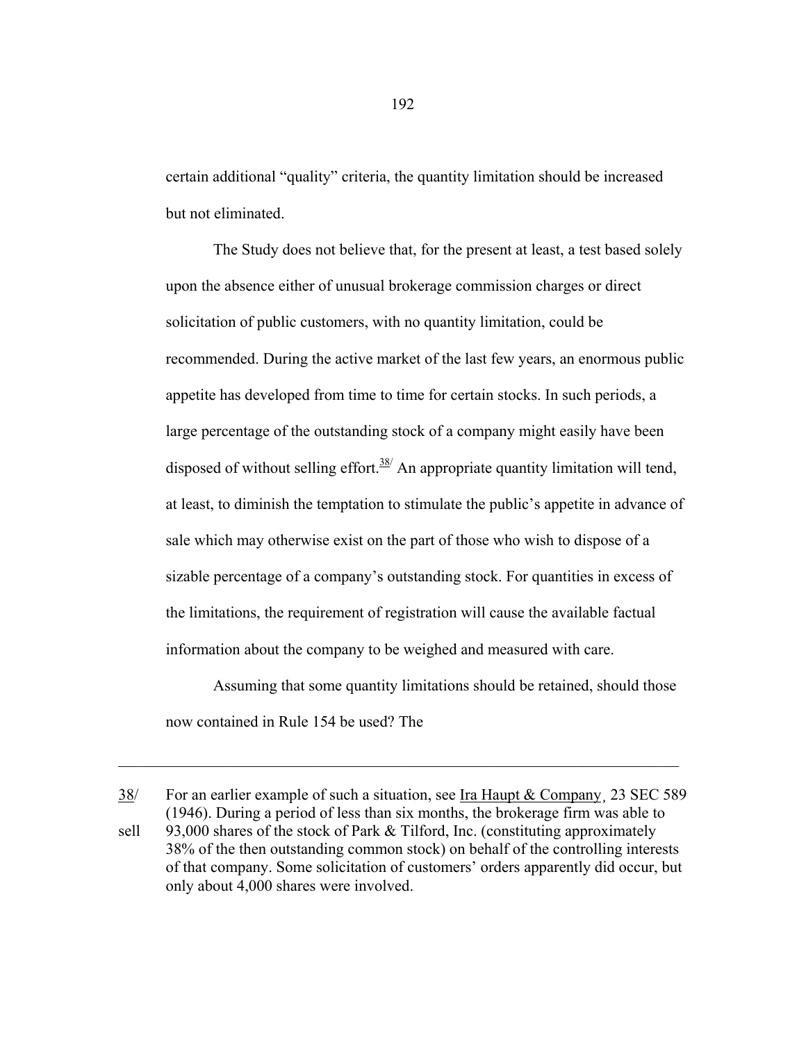certain additional “quality” criteria, the quantity limitation should be increased but not eliminated.

The Study does not believe that, for the present at least, a test based solely upon the absence either of unusual brokerage commission charges or direct solicitation of public customers, with no quantity limitation, could be recommended. During the active market of the last few years, an enormous public appetite has developed from time to time for certain stocks. In such periods, a large percentage of the outstanding stock of a company might easily have been disposed of without selling effort.[38] An appropriate quantity limitation will tend, at least, to diminish the temptation to stimulate the public’s appetite in advance of sale which may otherwise exist on the part of those who wish to dispose of a sizable percentage of a company’s outstanding stock. For quantities in excess of the limitations, the requirement of registration will cause the available factual information about the company to be weighed and measured with care.

Assuming that some quantity limitations should be retained, should those now contained in Rule 154 be used? The

---

38/ For an earlier example of such a situation, see Ira Haupt & Company, 23 SEC 589 (1946). During a period of less than six months, the brokerage firm was able to sell 93,000 shares of the stock of Park & Tilford, Inc. (constituting approximately 38% of the then outstanding common stock) on behalf of the controlling interests of that company. Some solicitation of customers’ orders apparently did occur, but only about 4,000 shares were involved.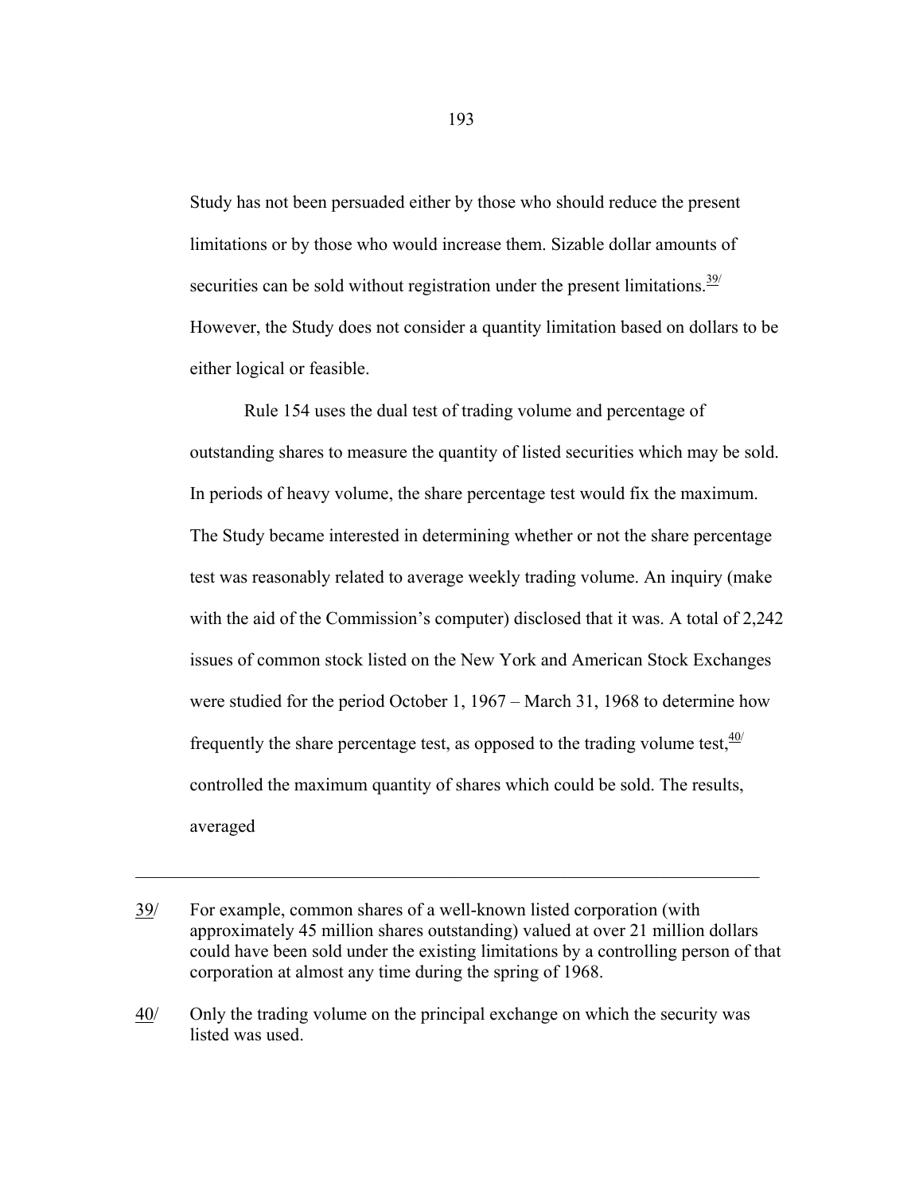Study has not been persuaded either by those who should reduce the present limitations or by those who would increase them. Sizable dollar amounts of securities can be sold without registration under the present limitations.[39/] However, the Study does not consider a quantity limitation based on dollars to be either logical or feasible.

Rule 154 uses the dual test of trading volume and percentage of outstanding shares to measure the quantity of listed securities which may be sold. In periods of heavy volume, the share percentage test would fix the maximum. The Study became interested in determining whether or not the share percentage test was reasonably related to average weekly trading volume. An inquiry (make with the aid of the Commission's computer) disclosed that it was. A total of 2,242 issues of common stock listed on the New York and American Stock Exchanges were studied for the period October 1, 1967 – March 31, 1968 to determine how frequently the share percentage test, as opposed to the trading volume test,[40/] controlled the maximum quantity of shares which could be sold. The results, averaged

---

39/ For example, common shares of a well-known listed corporation (with approximately 45 million shares outstanding) valued at over 21 million dollars could have been sold under the existing limitations by a controlling person of that corporation at almost any time during the spring of 1968.

40/ Only the trading volume on the principal exchange on which the security was listed was used.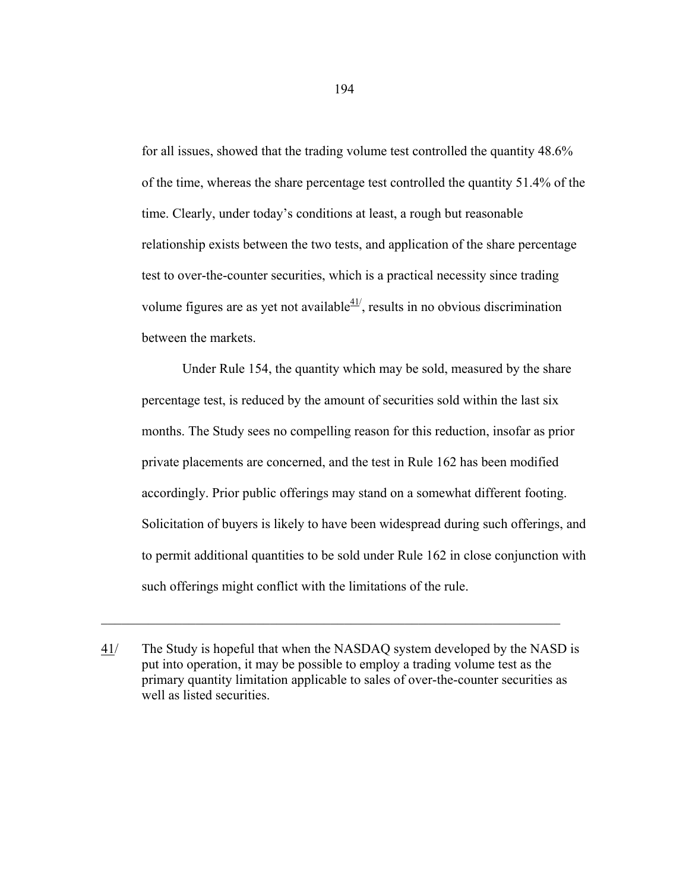for all issues, showed that the trading volume test controlled the quantity 48.6% of the time, whereas the share percentage test controlled the quantity 51.4% of the time. Clearly, under today's conditions at least, a rough but reasonable relationship exists between the two tests, and application of the share percentage test to over-the-counter securities, which is a practical necessity since trading volume figures are as yet not available[41/], results in no obvious discrimination between the markets.

Under Rule 154, the quantity which may be sold, measured by the share percentage test, is reduced by the amount of securities sold within the last six months. The Study sees no compelling reason for this reduction, insofar as prior private placements are concerned, and the test in Rule 162 has been modified accordingly. Prior public offerings may stand on a somewhat different footing. Solicitation of buyers is likely to have been widespread during such offerings, and to permit additional quantities to be sold under Rule 162 in close conjunction with such offerings might conflict with the limitations of the rule.

---

41/ The Study is hopeful that when the NASDAQ system developed by the NASD is put into operation, it may be possible to employ a trading volume test as the primary quantity limitation applicable to sales of over-the-counter securities as well as listed securities.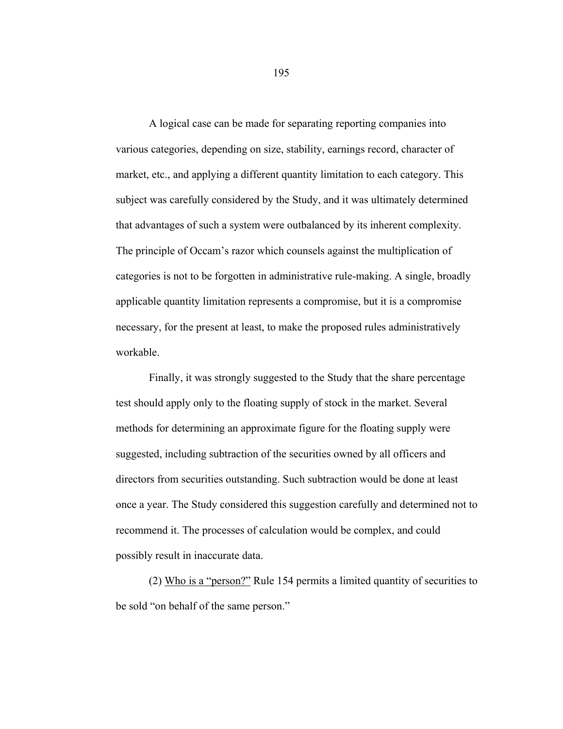A logical case can be made for separating reporting companies into various categories, depending on size, stability, earnings record, character of market, etc., and applying a different quantity limitation to each category. This subject was carefully considered by the Study, and it was ultimately determined that advantages of such a system were outbalanced by its inherent complexity. The principle of Occam's razor which counsels against the multiplication of categories is not to be forgotten in administrative rule-making. A single, broadly applicable quantity limitation represents a compromise, but it is a compromise necessary, for the present at least, to make the proposed rules administratively workable.

Finally, it was strongly suggested to the Study that the share percentage test should apply only to the floating supply of stock in the market. Several methods for determining an approximate figure for the floating supply were suggested, including subtraction of the securities owned by all officers and directors from securities outstanding. Such subtraction would be done at least once a year. The Study considered this suggestion carefully and determined not to recommend it. The processes of calculation would be complex, and could possibly result in inaccurate data.

(2) <u>Who is a "person?"</u> Rule 154 permits a limited quantity of securities to be sold "on behalf of the same person."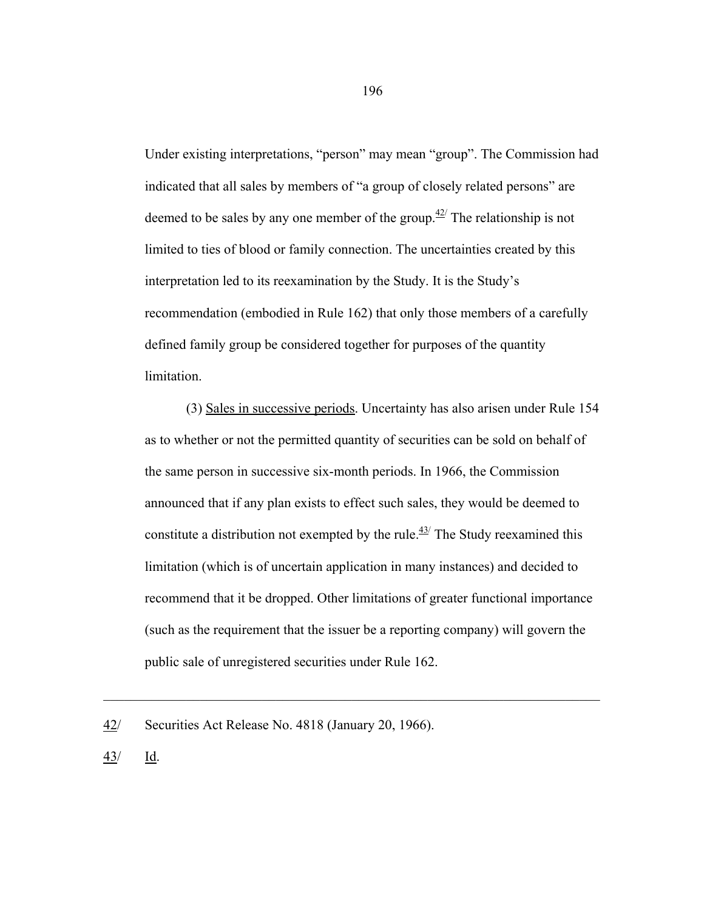Under existing interpretations, "person" may mean "group". The Commission had indicated that all sales by members of "a group of closely related persons" are deemed to be sales by any one member of the group.[42/] The relationship is not limited to ties of blood or family connection. The uncertainties created by this interpretation led to its reexamination by the Study. It is the Study's recommendation (embodied in Rule 162) that only those members of a carefully defined family group be considered together for purposes of the quantity limitation.

(3) Sales in successive periods. Uncertainty has also arisen under Rule 154 as to whether or not the permitted quantity of securities can be sold on behalf of the same person in successive six-month periods. In 1966, the Commission announced that if any plan exists to effect such sales, they would be deemed to constitute a distribution not exempted by the rule.[43/] The Study reexamined this limitation (which is of uncertain application in many instances) and decided to recommend that it be dropped. Other limitations of greater functional importance (such as the requirement that the issuer be a reporting company) will govern the public sale of unregistered securities under Rule 162.

---

42/ Securities Act Release No. 4818 (January 20, 1966).

43/ Id.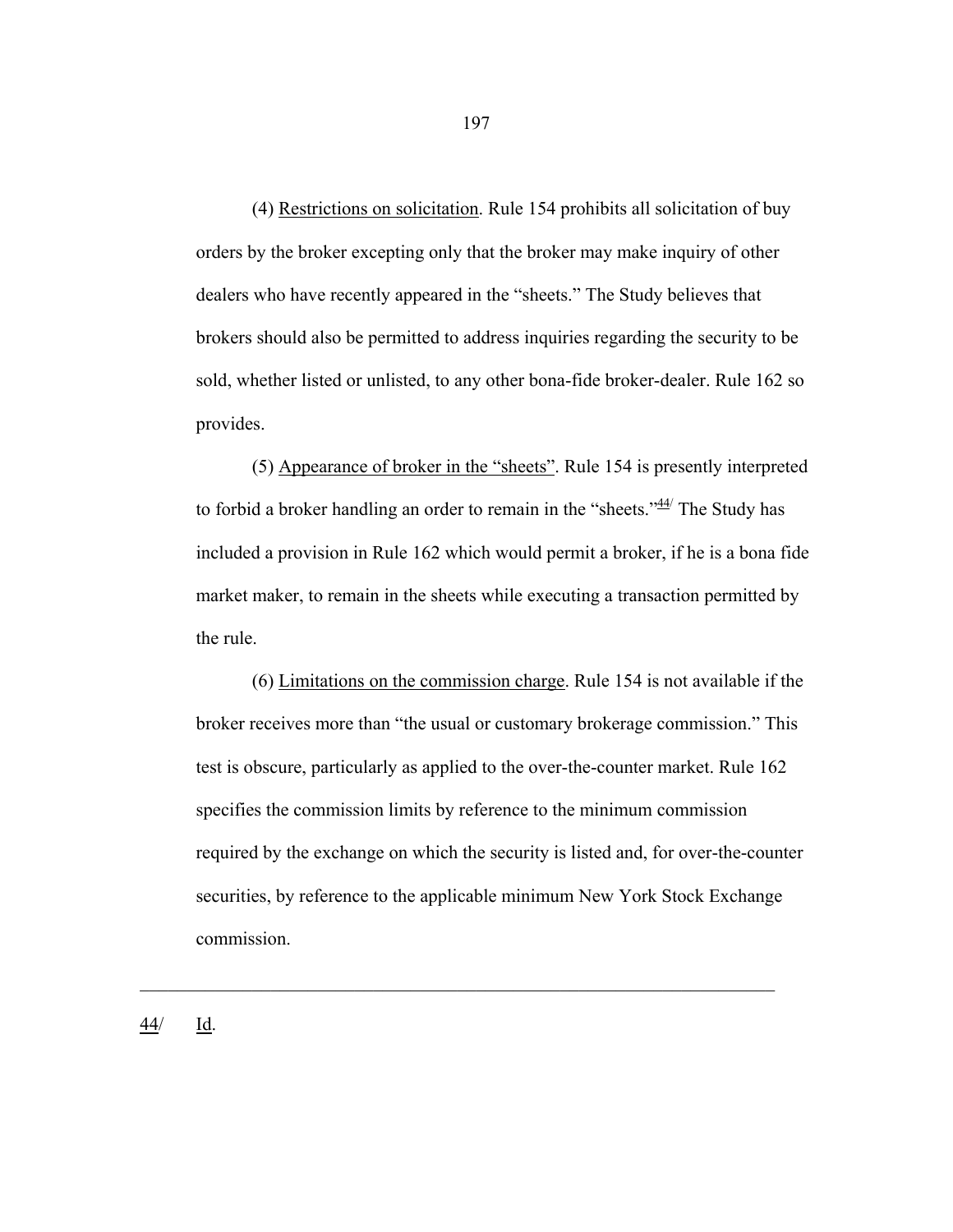(4) Restrictions on solicitation. Rule 154 prohibits all solicitation of buy orders by the broker excepting only that the broker may make inquiry of other dealers who have recently appeared in the "sheets." The Study believes that brokers should also be permitted to address inquiries regarding the security to be sold, whether listed or unlisted, to any other bona-fide broker-dealer. Rule 162 so provides.

(5) Appearance of broker in the "sheets". Rule 154 is presently interpreted to forbid a broker handling an order to remain in the "sheets."[44] The Study has included a provision in Rule 162 which would permit a broker, if he is a bona fide market maker, to remain in the sheets while executing a transaction permitted by the rule.

(6) Limitations on the commission charge. Rule 154 is not available if the broker receives more than "the usual or customary brokerage commission." This test is obscure, particularly as applied to the over-the-counter market. Rule 162 specifies the commission limits by reference to the minimum commission required by the exchange on which the security is listed and, for over-the-counter securities, by reference to the applicable minimum New York Stock Exchange commission.

---

44/ Id.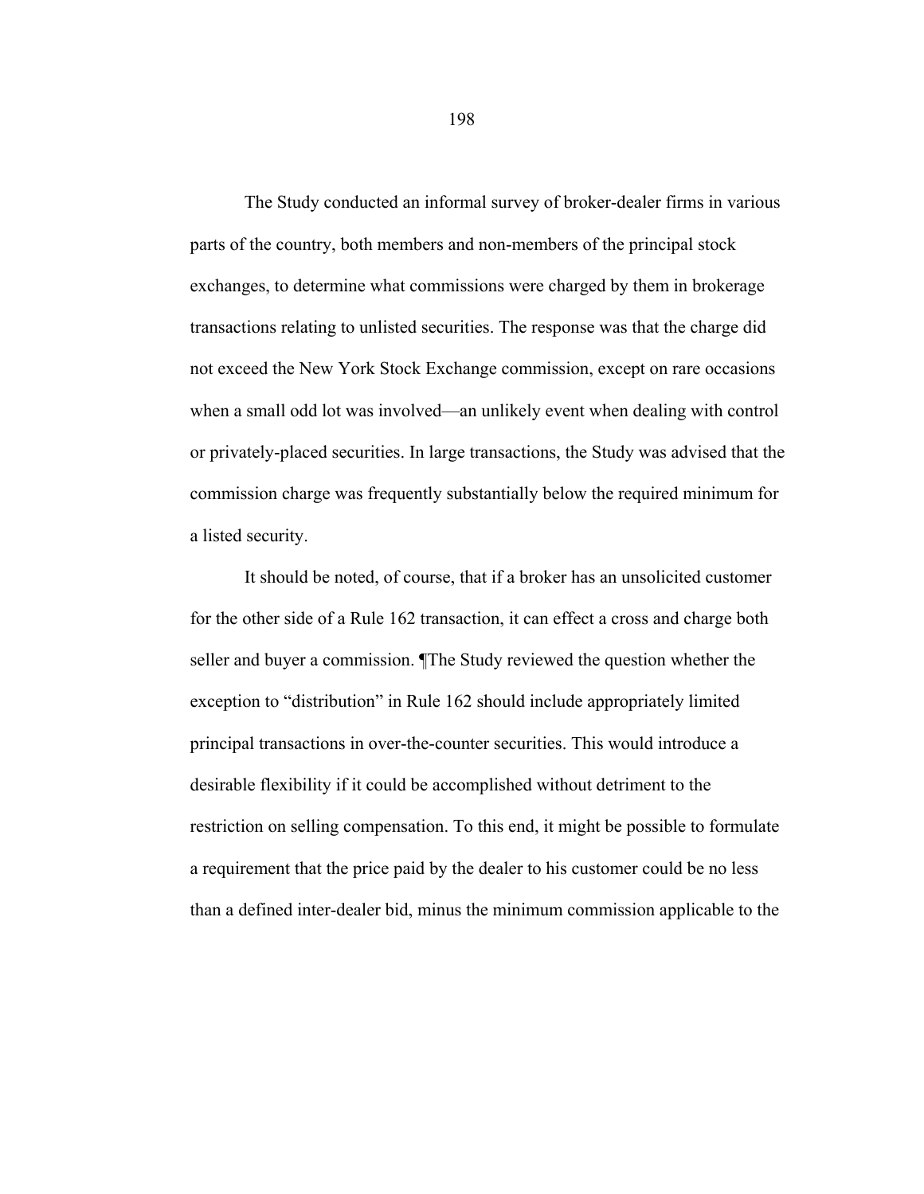The Study conducted an informal survey of broker-dealer firms in various parts of the country, both members and non-members of the principal stock exchanges, to determine what commissions were charged by them in brokerage transactions relating to unlisted securities. The response was that the charge did not exceed the New York Stock Exchange commission, except on rare occasions when a small odd lot was involved—an unlikely event when dealing with control or privately-placed securities. In large transactions, the Study was advised that the commission charge was frequently substantially below the required minimum for a listed security.

It should be noted, of course, that if a broker has an unsolicited customer for the other side of a Rule 162 transaction, it can effect a cross and charge both seller and buyer a commission. ¶The Study reviewed the question whether the exception to "distribution" in Rule 162 should include appropriately limited principal transactions in over-the-counter securities. This would introduce a desirable flexibility if it could be accomplished without detriment to the restriction on selling compensation. To this end, it might be possible to formulate a requirement that the price paid by the dealer to his customer could be no less than a defined inter-dealer bid, minus the minimum commission applicable to the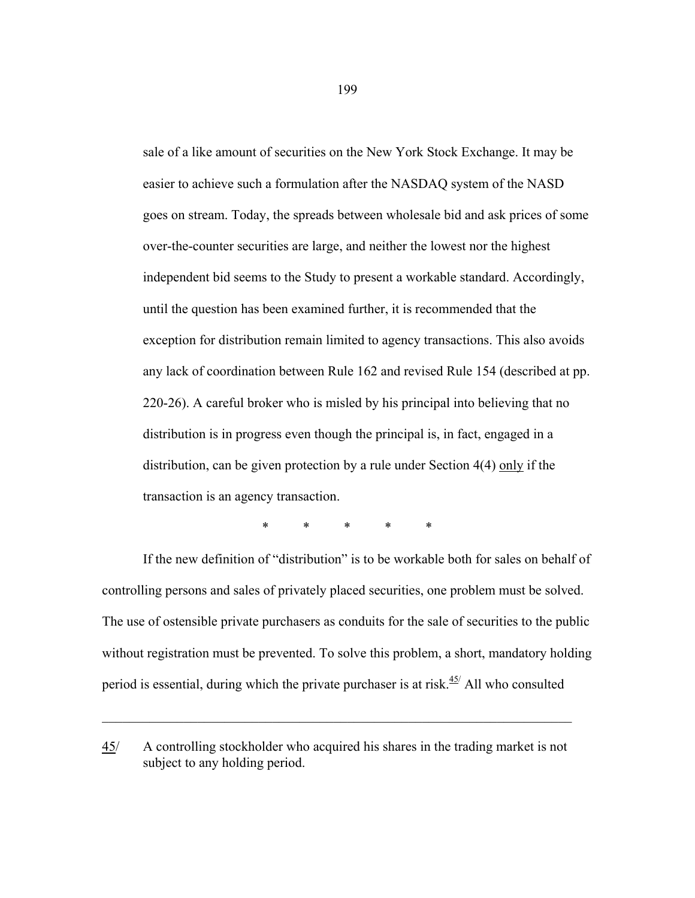sale of a like amount of securities on the New York Stock Exchange. It may be easier to achieve such a formulation after the NASDAQ system of the NASD goes on stream. Today, the spreads between wholesale bid and ask prices of some over-the-counter securities are large, and neither the lowest nor the highest independent bid seems to the Study to present a workable standard. Accordingly, until the question has been examined further, it is recommended that the exception for distribution remain limited to agency transactions. This also avoids any lack of coordination between Rule 162 and revised Rule 154 (described at pp. 220-26). A careful broker who is misled by his principal into believing that no distribution is in progress even though the principal is, in fact, engaged in a distribution, can be given protection by a rule under Section 4(4) only if the transaction is an agency transaction.

\*　　\*　　\*　　\*　　\*

If the new definition of "distribution" is to be workable both for sales on behalf of controlling persons and sales of privately placed securities, one problem must be solved. The use of ostensible private purchasers as conduits for the sale of securities to the public without registration must be prevented. To solve this problem, a short, mandatory holding period is essential, during which the private purchaser is at risk.[45] All who consulted

---

45/ A controlling stockholder who acquired his shares in the trading market is not subject to any holding period.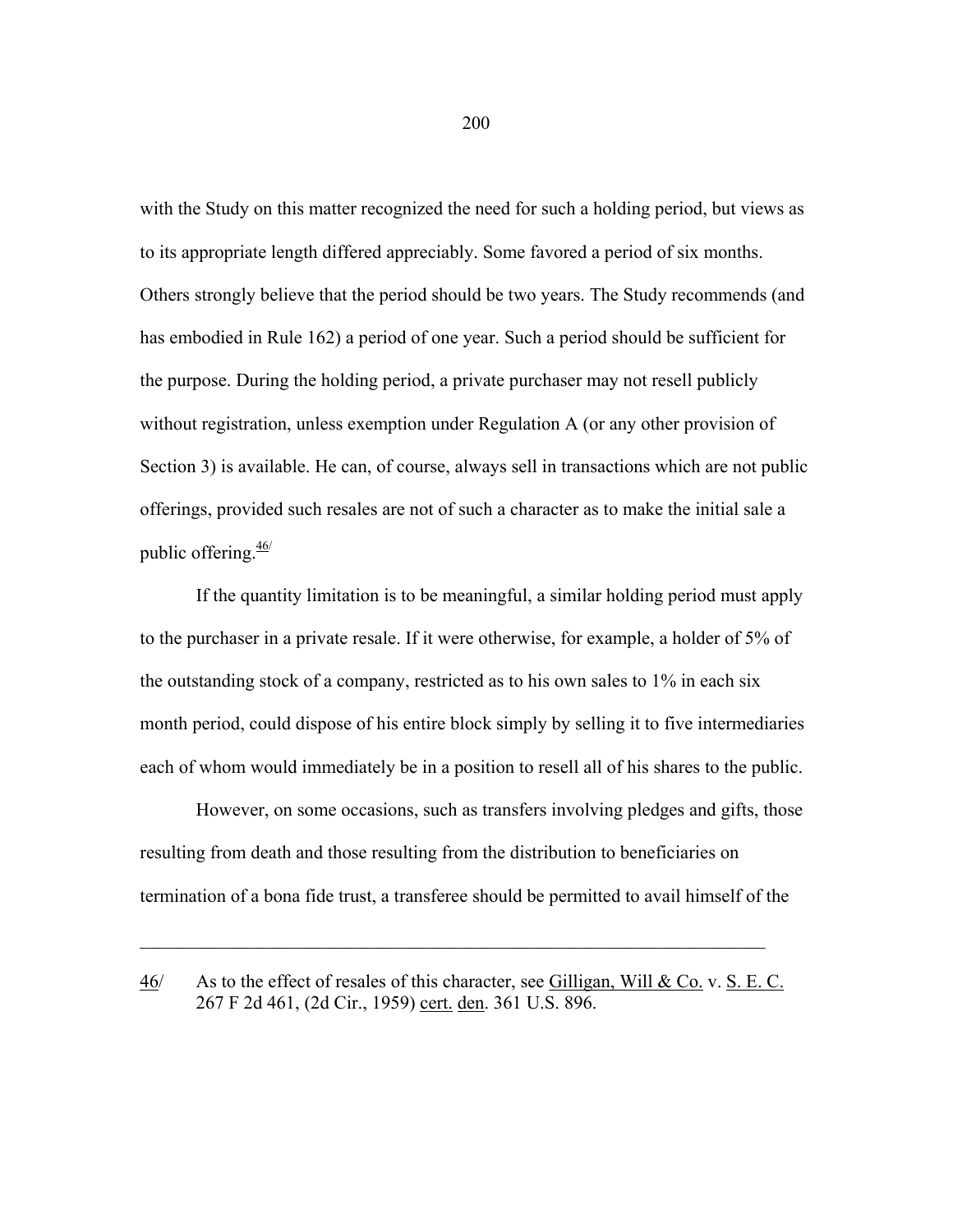with the Study on this matter recognized the need for such a holding period, but views as to its appropriate length differed appreciably. Some favored a period of six months. Others strongly believe that the period should be two years. The Study recommends (and has embodied in Rule 162) a period of one year. Such a period should be sufficient for the purpose. During the holding period, a private purchaser may not resell publicly without registration, unless exemption under Regulation A (or any other provision of Section 3) is available. He can, of course, always sell in transactions which are not public offerings, provided such resales are not of such a character as to make the initial sale a public offering.[46/]

If the quantity limitation is to be meaningful, a similar holding period must apply to the purchaser in a private resale. If it were otherwise, for example, a holder of 5% of the outstanding stock of a company, restricted as to his own sales to 1% in each six month period, could dispose of his entire block simply by selling it to five intermediaries each of whom would immediately be in a position to resell all of his shares to the public.

However, on some occasions, such as transfers involving pledges and gifts, those resulting from death and those resulting from the distribution to beneficiaries on termination of a bona fide trust, a transferee should be permitted to avail himself of the

---

46/ As to the effect of resales of this character, see Gilligan, Will & Co. v. S. E. C. 267 F 2d 461, (2d Cir., 1959) cert. den. 361 U.S. 896.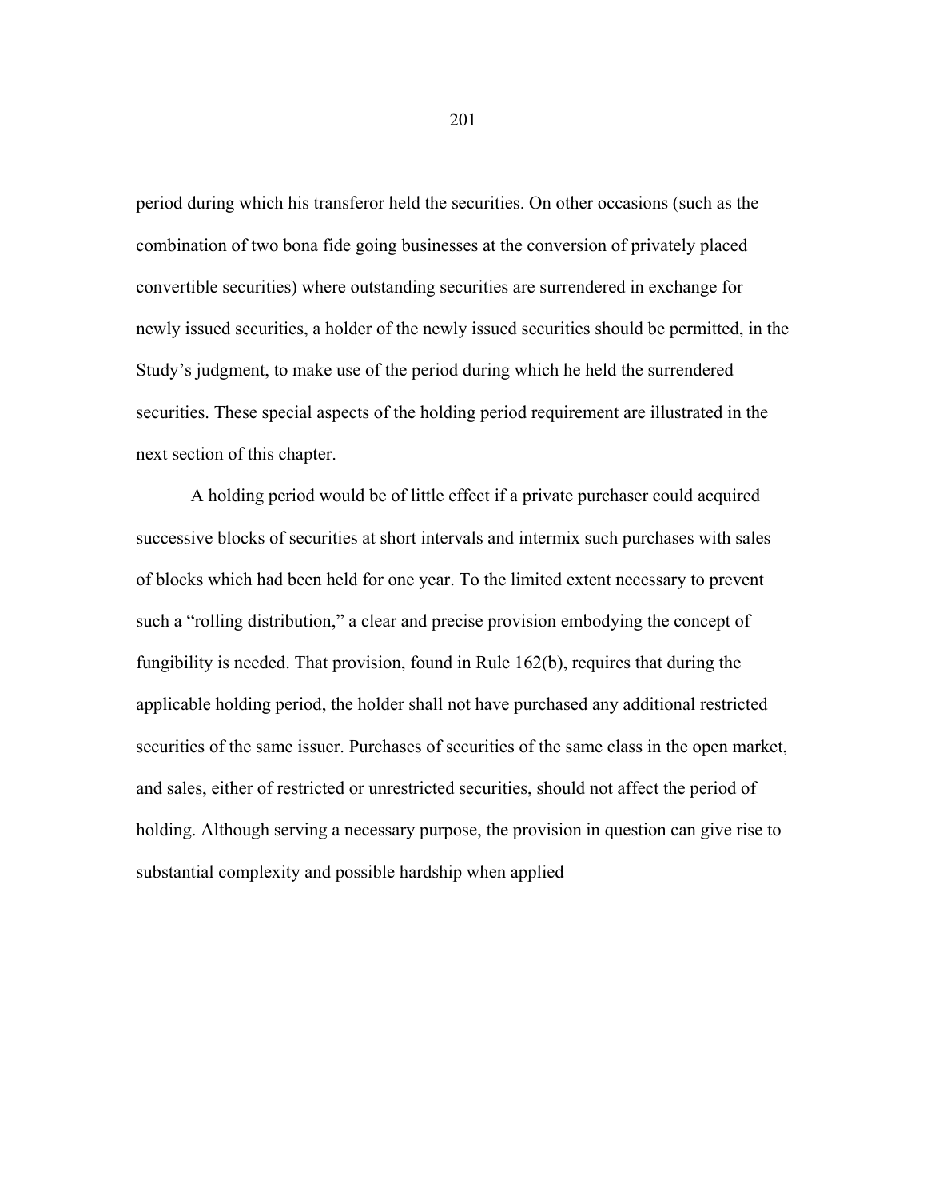period during which his transferor held the securities. On other occasions (such as the combination of two bona fide going businesses at the conversion of privately placed convertible securities) where outstanding securities are surrendered in exchange for newly issued securities, a holder of the newly issued securities should be permitted, in the Study's judgment, to make use of the period during which he held the surrendered securities. These special aspects of the holding period requirement are illustrated in the next section of this chapter.

A holding period would be of little effect if a private purchaser could acquired successive blocks of securities at short intervals and intermix such purchases with sales of blocks which had been held for one year. To the limited extent necessary to prevent such a "rolling distribution," a clear and precise provision embodying the concept of fungibility is needed. That provision, found in Rule 162(b), requires that during the applicable holding period, the holder shall not have purchased any additional restricted securities of the same issuer. Purchases of securities of the same class in the open market, and sales, either of restricted or unrestricted securities, should not affect the period of holding. Although serving a necessary purpose, the provision in question can give rise to substantial complexity and possible hardship when applied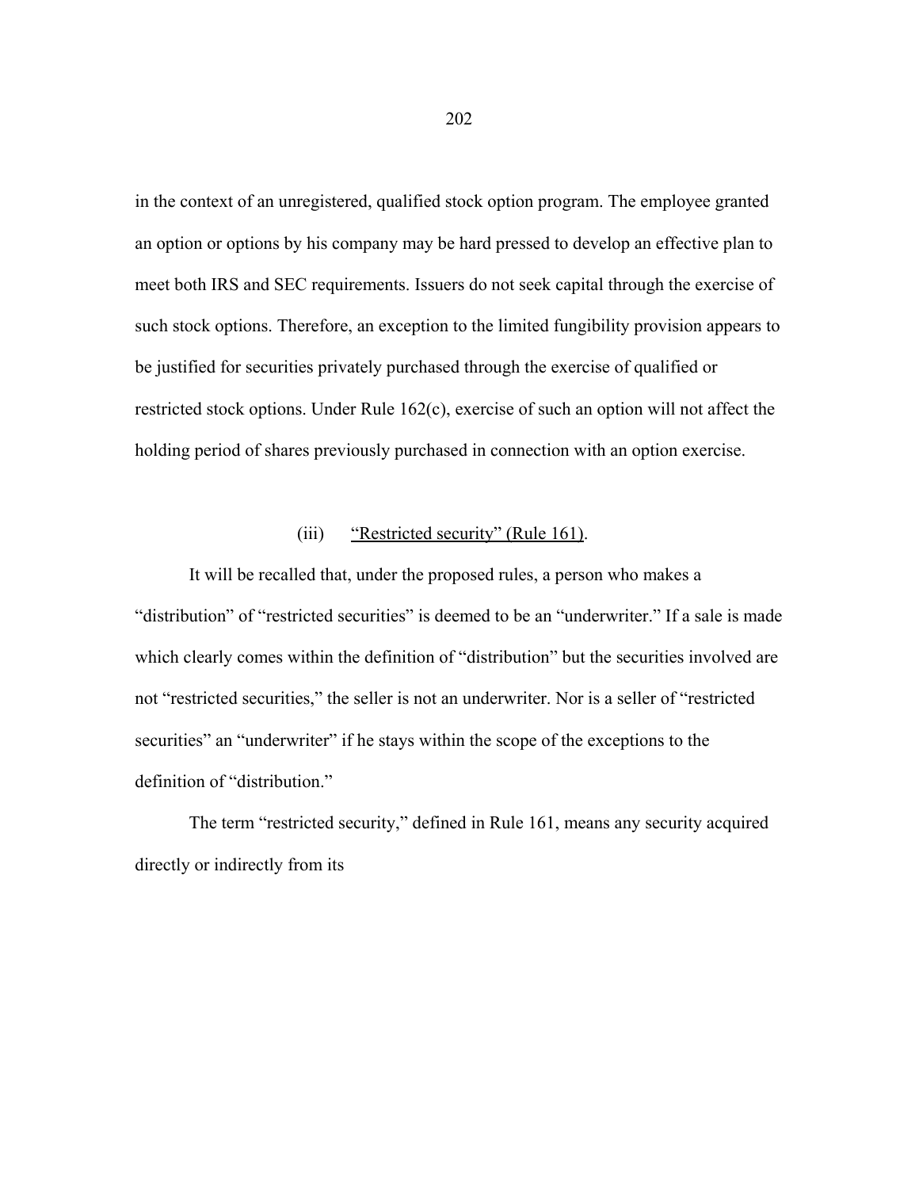in the context of an unregistered, qualified stock option program. The employee granted an option or options by his company may be hard pressed to develop an effective plan to meet both IRS and SEC requirements. Issuers do not seek capital through the exercise of such stock options. Therefore, an exception to the limited fungibility provision appears to be justified for securities privately purchased through the exercise of qualified or restricted stock options. Under Rule 162(c), exercise of such an option will not affect the holding period of shares previously purchased in connection with an option exercise.

### (iii) "Restricted security" (Rule 161).

It will be recalled that, under the proposed rules, a person who makes a "distribution" of "restricted securities" is deemed to be an "underwriter." If a sale is made which clearly comes within the definition of "distribution" but the securities involved are not "restricted securities," the seller is not an underwriter. Nor is a seller of "restricted securities" an "underwriter" if he stays within the scope of the exceptions to the definition of "distribution."

The term "restricted security," defined in Rule 161, means any security acquired directly or indirectly from its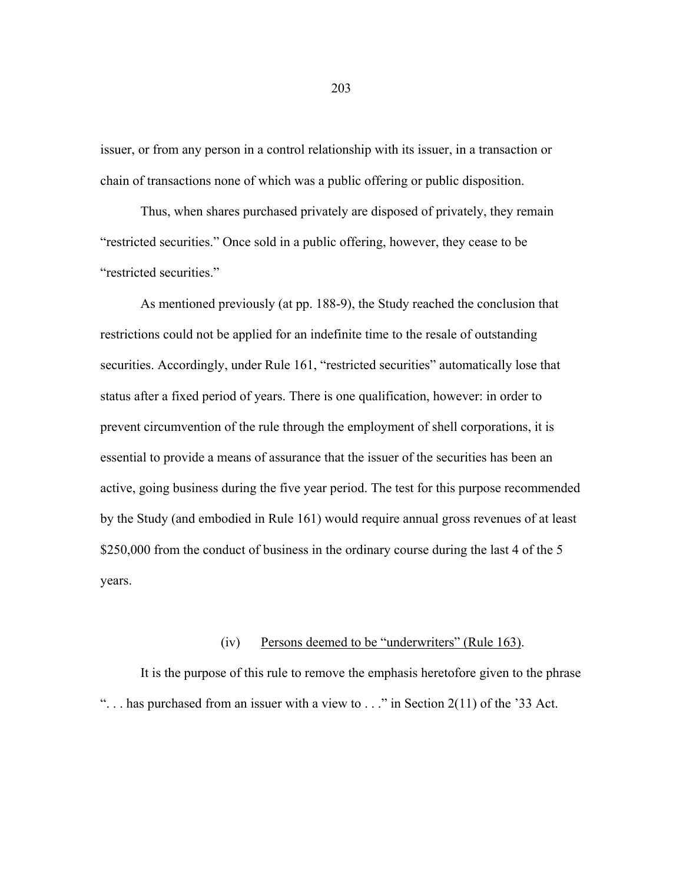issuer, or from any person in a control relationship with its issuer, in a transaction or chain of transactions none of which was a public offering or public disposition.

Thus, when shares purchased privately are disposed of privately, they remain "restricted securities." Once sold in a public offering, however, they cease to be "restricted securities."

As mentioned previously (at pp. 188-9), the Study reached the conclusion that restrictions could not be applied for an indefinite time to the resale of outstanding securities. Accordingly, under Rule 161, "restricted securities" automatically lose that status after a fixed period of years. There is one qualification, however: in order to prevent circumvention of the rule through the employment of shell corporations, it is essential to provide a means of assurance that the issuer of the securities has been an active, going business during the five year period. The test for this purpose recommended by the Study (and embodied in Rule 161) would require annual gross revenues of at least $250,000 from the conduct of business in the ordinary course during the last 4 of the 5 years.

(iv) Persons deemed to be "underwriters" (Rule 163).

It is the purpose of this rule to remove the emphasis heretofore given to the phrase ". . . has purchased from an issuer with a view to . . ." in Section 2(11) of the '33 Act.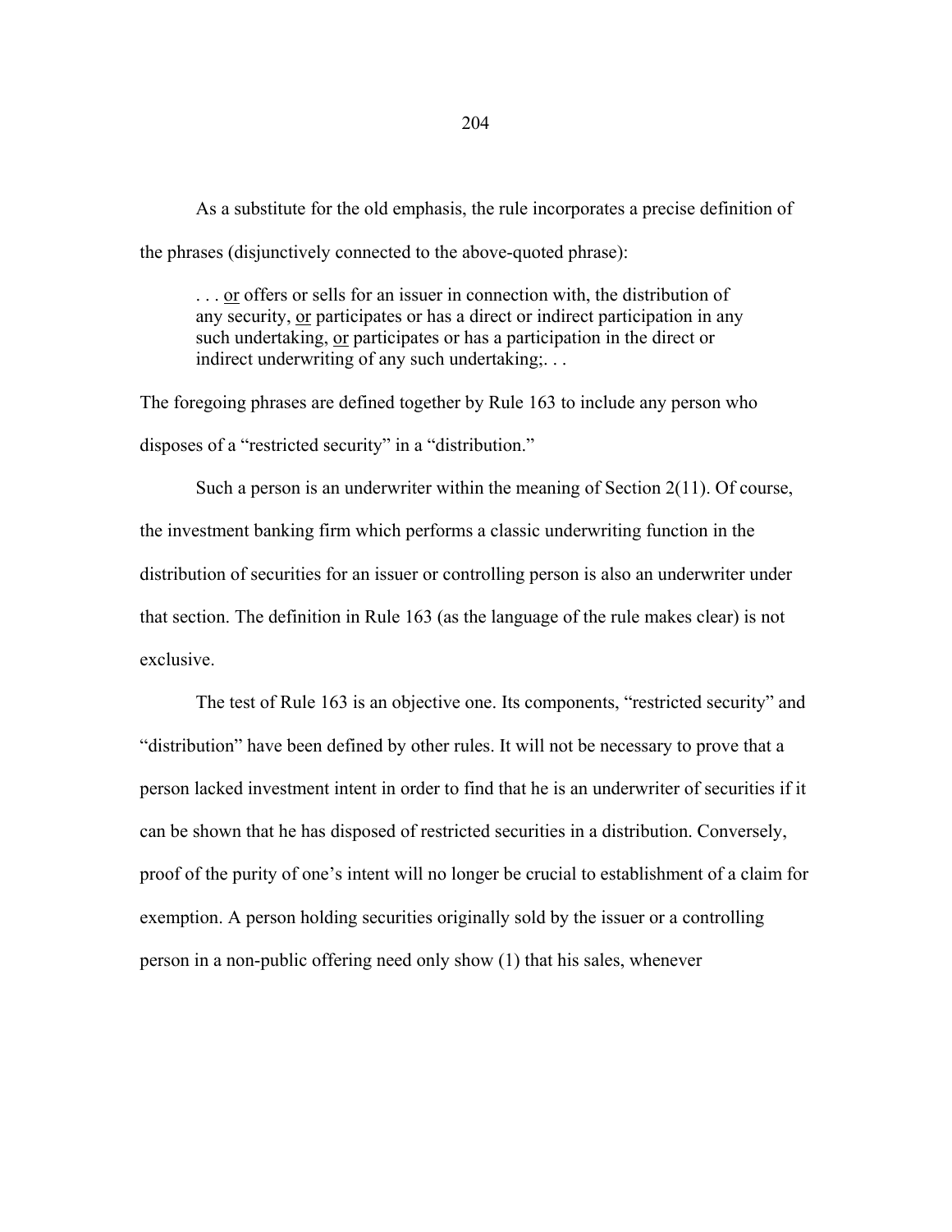As a substitute for the old emphasis, the rule incorporates a precise definition of the phrases (disjunctively connected to the above-quoted phrase):

> . . . <u>or</u> offers or sells for an issuer in connection with, the distribution of any security, <u>or</u> participates or has a direct or indirect participation in any such undertaking, <u>or</u> participates or has a participation in the direct or indirect underwriting of any such undertaking;. . .

The foregoing phrases are defined together by Rule 163 to include any person who disposes of a "restricted security" in a "distribution."

Such a person is an underwriter within the meaning of Section 2(11). Of course, the investment banking firm which performs a classic underwriting function in the distribution of securities for an issuer or controlling person is also an underwriter under that section. The definition in Rule 163 (as the language of the rule makes clear) is not exclusive.

The test of Rule 163 is an objective one. Its components, "restricted security" and "distribution" have been defined by other rules. It will not be necessary to prove that a person lacked investment intent in order to find that he is an underwriter of securities if it can be shown that he has disposed of restricted securities in a distribution. Conversely, proof of the purity of one's intent will no longer be crucial to establishment of a claim for exemption. A person holding securities originally sold by the issuer or a controlling person in a non-public offering need only show (1) that his sales, whenever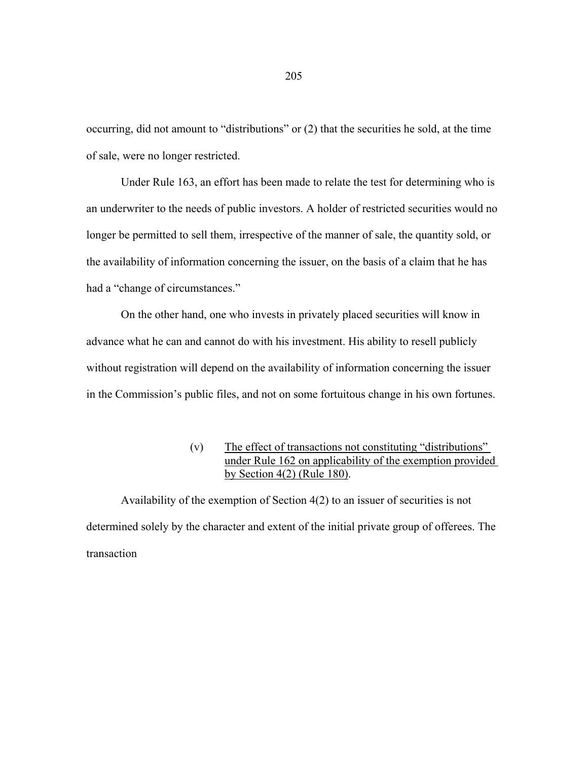occurring, did not amount to "distributions" or (2) that the securities he sold, at the time of sale, were no longer restricted.

Under Rule 163, an effort has been made to relate the test for determining who is an underwriter to the needs of public investors. A holder of restricted securities would no longer be permitted to sell them, irrespective of the manner of sale, the quantity sold, or the availability of information concerning the issuer, on the basis of a claim that he has had a "change of circumstances."

On the other hand, one who invests in privately placed securities will know in advance what he can and cannot do with his investment. His ability to resell publicly without registration will depend on the availability of information concerning the issuer in the Commission's public files, and not on some fortuitous change in his own fortunes.

(v) <u>The effect of transactions not constituting "distributions" under Rule 162 on applicability of the exemption provided by Section 4(2) (Rule 180)</u>.

Availability of the exemption of Section 4(2) to an issuer of securities is not determined solely by the character and extent of the initial private group of offerees. The transaction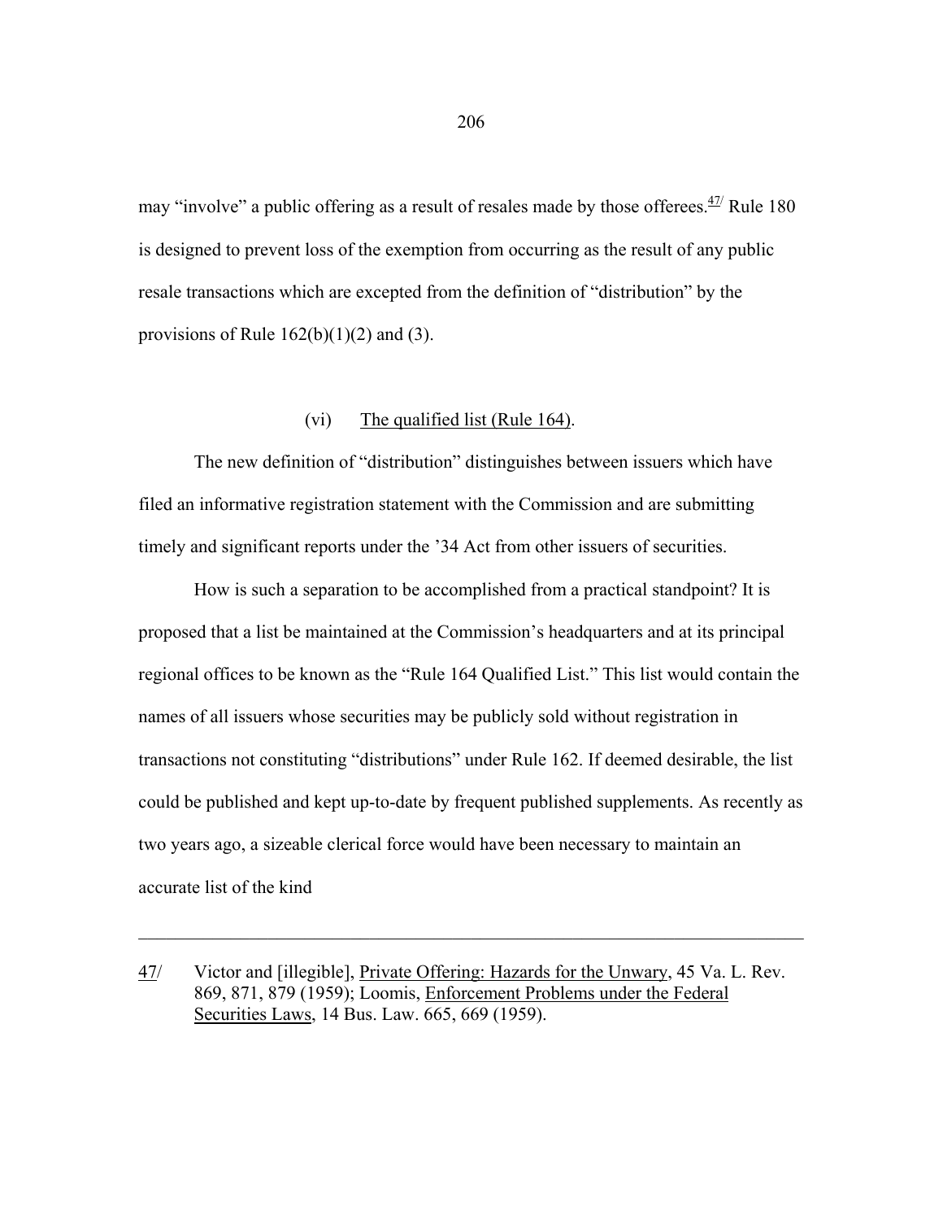may "involve" a public offering as a result of resales made by those offerees.[47] Rule 180 is designed to prevent loss of the exemption from occurring as the result of any public resale transactions which are excepted from the definition of "distribution" by the provisions of Rule 162(b)(1)(2) and (3).

(vi) The qualified list (Rule 164).

The new definition of "distribution" distinguishes between issuers which have filed an informative registration statement with the Commission and are submitting timely and significant reports under the '34 Act from other issuers of securities.

How is such a separation to be accomplished from a practical standpoint? It is proposed that a list be maintained at the Commission's headquarters and at its principal regional offices to be known as the "Rule 164 Qualified List." This list would contain the names of all issuers whose securities may be publicly sold without registration in transactions not constituting "distributions" under Rule 162. If deemed desirable, the list could be published and kept up-to-date by frequent published supplements. As recently as two years ago, a sizeable clerical force would have been necessary to maintain an accurate list of the kind

---

47/ Victor and [illegible], Private Offering: Hazards for the Unwary, 45 Va. L. Rev. 869, 871, 879 (1959); Loomis, Enforcement Problems under the Federal Securities Laws, 14 Bus. Law. 665, 669 (1959).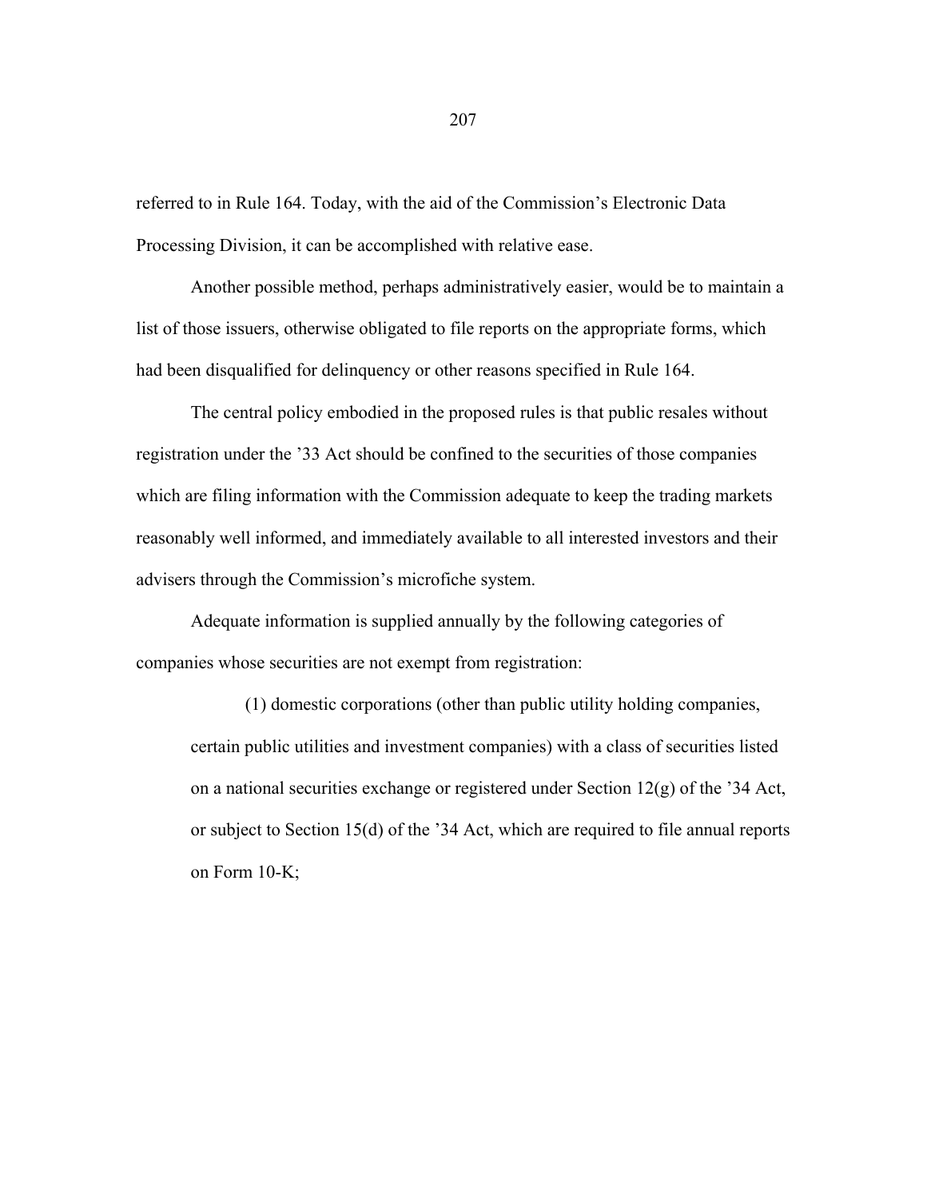referred to in Rule 164. Today, with the aid of the Commission's Electronic Data Processing Division, it can be accomplished with relative ease.

Another possible method, perhaps administratively easier, would be to maintain a list of those issuers, otherwise obligated to file reports on the appropriate forms, which had been disqualified for delinquency or other reasons specified in Rule 164.

The central policy embodied in the proposed rules is that public resales without registration under the '33 Act should be confined to the securities of those companies which are filing information with the Commission adequate to keep the trading markets reasonably well informed, and immediately available to all interested investors and their advisers through the Commission's microfiche system.

Adequate information is supplied annually by the following categories of companies whose securities are not exempt from registration:

> (1) domestic corporations (other than public utility holding companies, certain public utilities and investment companies) with a class of securities listed on a national securities exchange or registered under Section 12(g) of the '34 Act, or subject to Section 15(d) of the '34 Act, which are required to file annual reports on Form 10-K;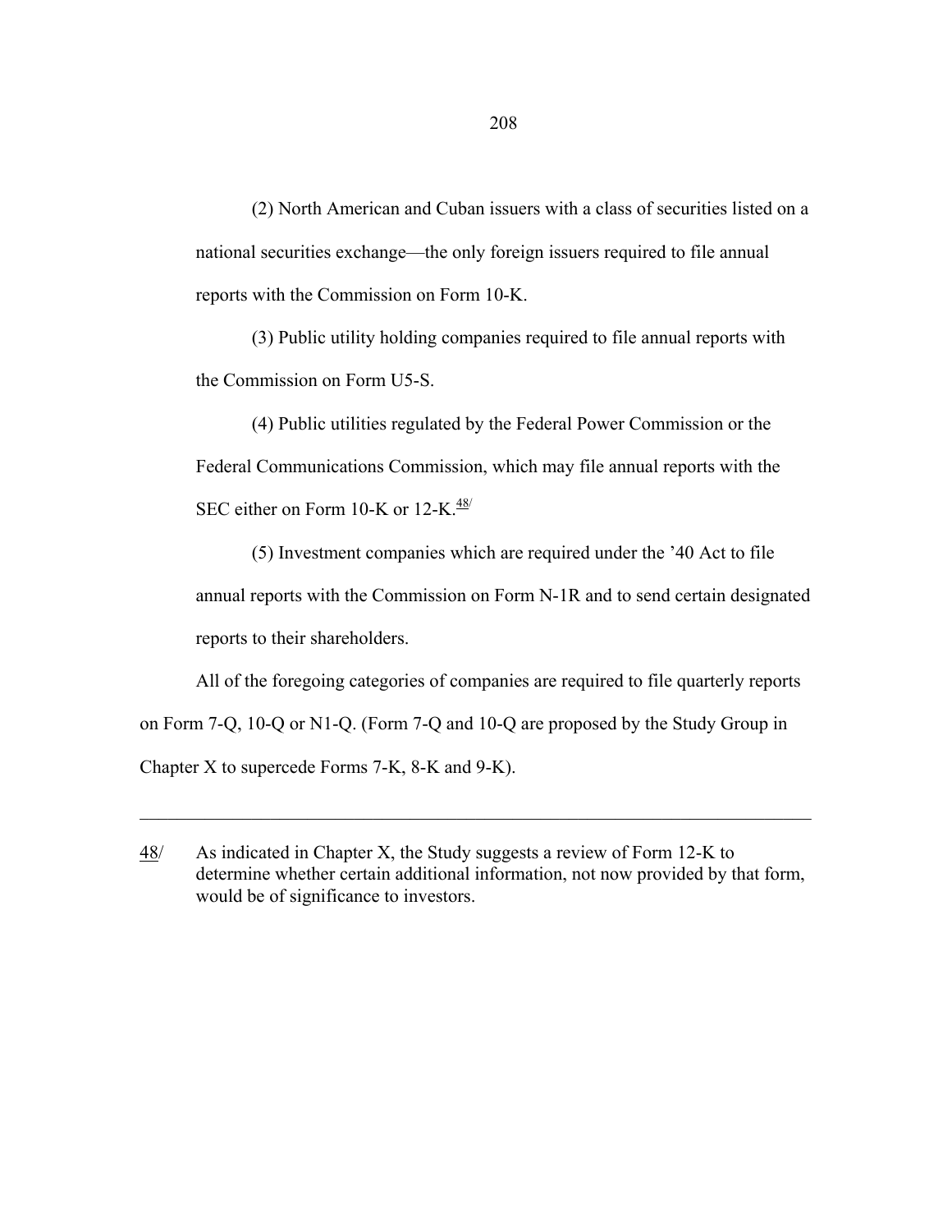(2) North American and Cuban issuers with a class of securities listed on a national securities exchange—the only foreign issuers required to file annual reports with the Commission on Form 10-K.

(3) Public utility holding companies required to file annual reports with the Commission on Form U5-S.

(4) Public utilities regulated by the Federal Power Commission or the Federal Communications Commission, which may file annual reports with the SEC either on Form 10-K or 12-K.[48/]

(5) Investment companies which are required under the '40 Act to file annual reports with the Commission on Form N-1R and to send certain designated reports to their shareholders.

All of the foregoing categories of companies are required to file quarterly reports on Form 7-Q, 10-Q or N1-Q. (Form 7-Q and 10-Q are proposed by the Study Group in Chapter X to supercede Forms 7-K, 8-K and 9-K).

---

48/ As indicated in Chapter X, the Study suggests a review of Form 12-K to determine whether certain additional information, not now provided by that form, would be of significance to investors.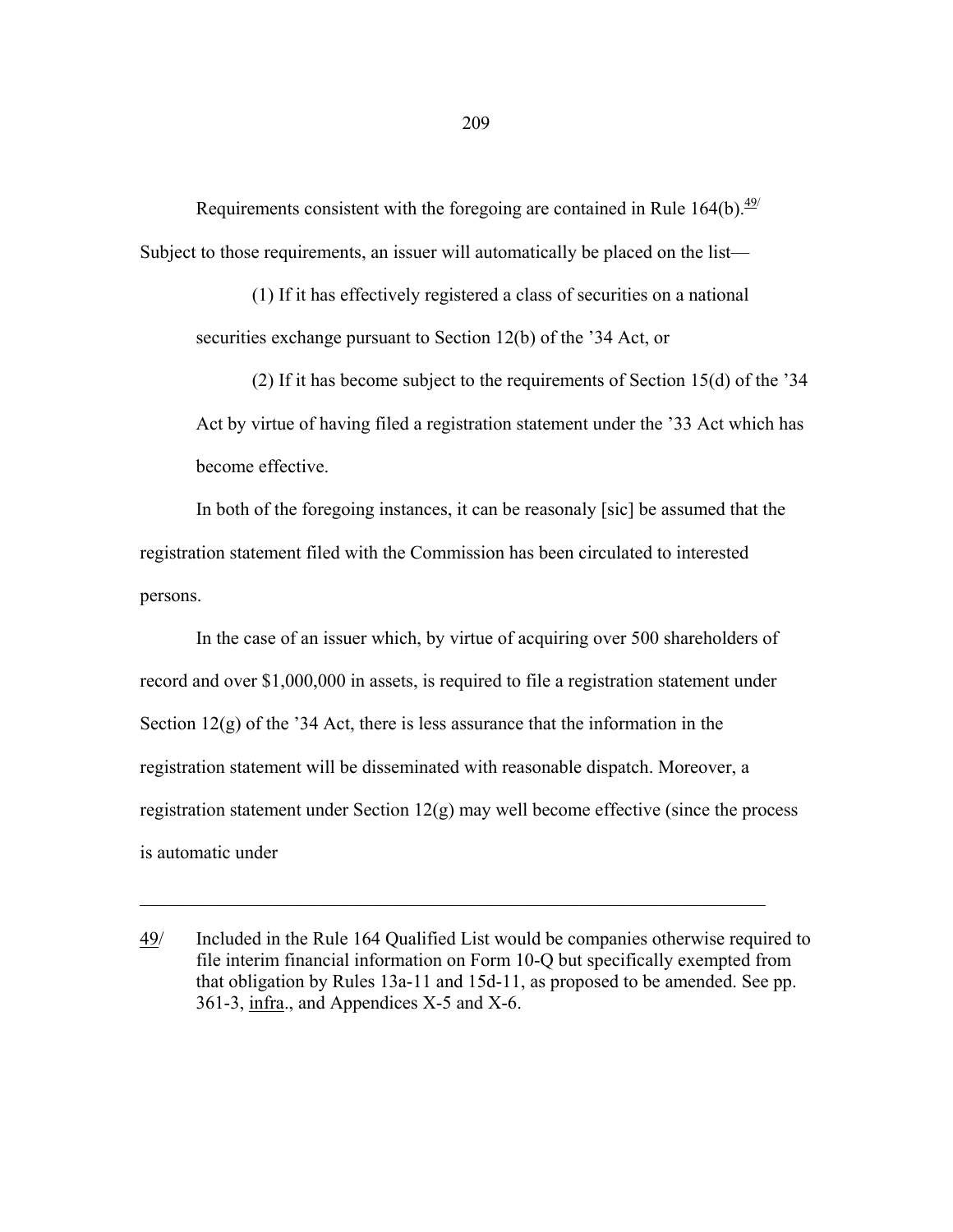Requirements consistent with the foregoing are contained in Rule 164(b).[49/] Subject to those requirements, an issuer will automatically be placed on the list—

> (1) If it has effectively registered a class of securities on a national securities exchange pursuant to Section 12(b) of the ’34 Act, or
>
> (2) If it has become subject to the requirements of Section 15(d) of the ’34 Act by virtue of having filed a registration statement under the ’33 Act which has become effective.

In both of the foregoing instances, it can be reasonaly [sic] be assumed that the registration statement filed with the Commission has been circulated to interested persons.

In the case of an issuer which, by virtue of acquiring over 500 shareholders of record and over $1,000,000 in assets, is required to file a registration statement under Section 12(g) of the ’34 Act, there is less assurance that the information in the registration statement will be disseminated with reasonable dispatch. Moreover, a registration statement under Section 12(g) may well become effective (since the process is automatic under

---

49/ Included in the Rule 164 Qualified List would be companies otherwise required to file interim financial information on Form 10-Q but specifically exempted from that obligation by Rules 13a-11 and 15d-11, as proposed to be amended. See pp. 361-3, *infra*., and Appendices X-5 and X-6.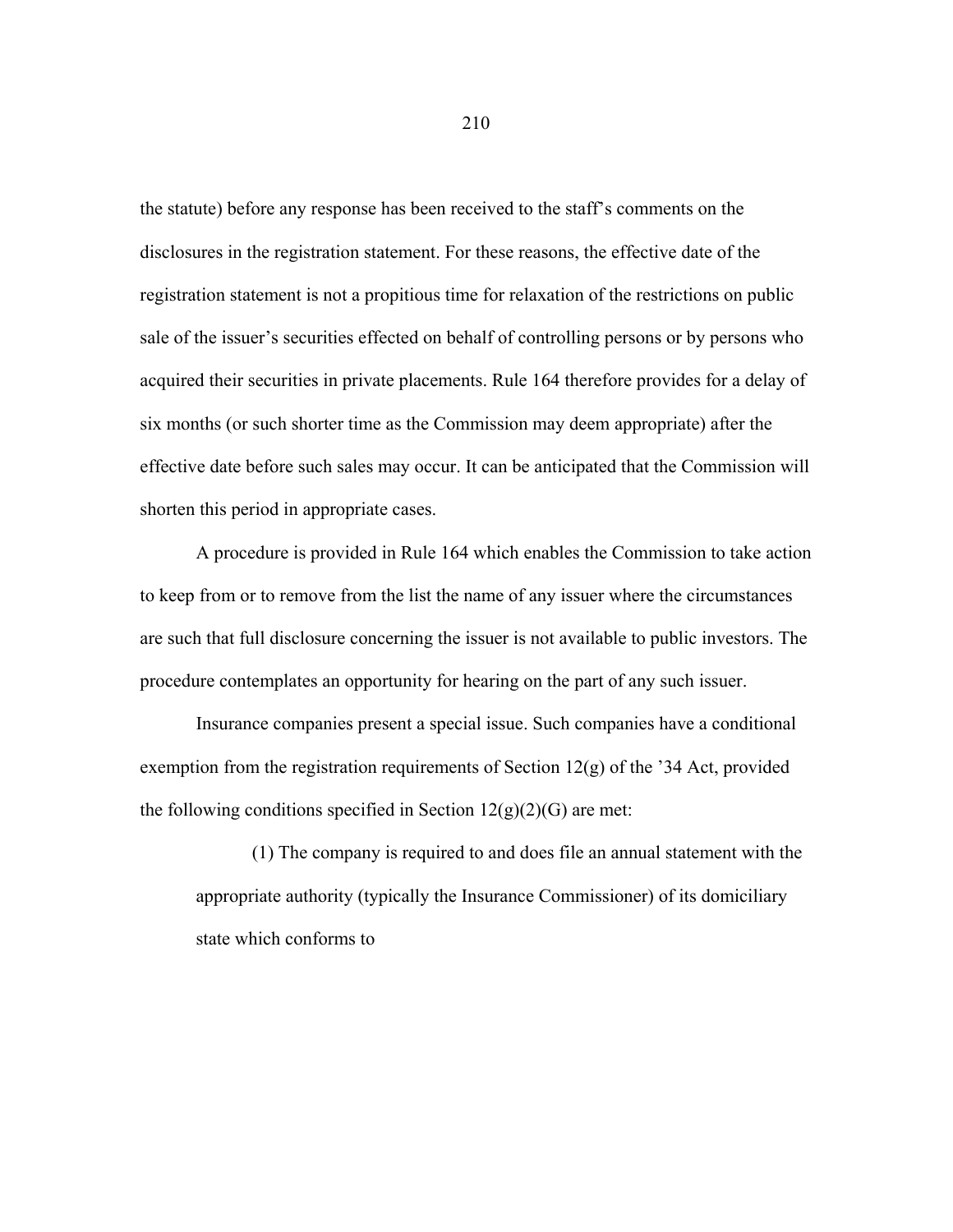the statute) before any response has been received to the staff's comments on the disclosures in the registration statement. For these reasons, the effective date of the registration statement is not a propitious time for relaxation of the restrictions on public sale of the issuer's securities effected on behalf of controlling persons or by persons who acquired their securities in private placements. Rule 164 therefore provides for a delay of six months (or such shorter time as the Commission may deem appropriate) after the effective date before such sales may occur. It can be anticipated that the Commission will shorten this period in appropriate cases.

A procedure is provided in Rule 164 which enables the Commission to take action to keep from or to remove from the list the name of any issuer where the circumstances are such that full disclosure concerning the issuer is not available to public investors. The procedure contemplates an opportunity for hearing on the part of any such issuer.

Insurance companies present a special issue. Such companies have a conditional exemption from the registration requirements of Section 12(g) of the '34 Act, provided the following conditions specified in Section 12(g)(2)(G) are met:

> (1) The company is required to and does file an annual statement with the appropriate authority (typically the Insurance Commissioner) of its domiciliary state which conforms to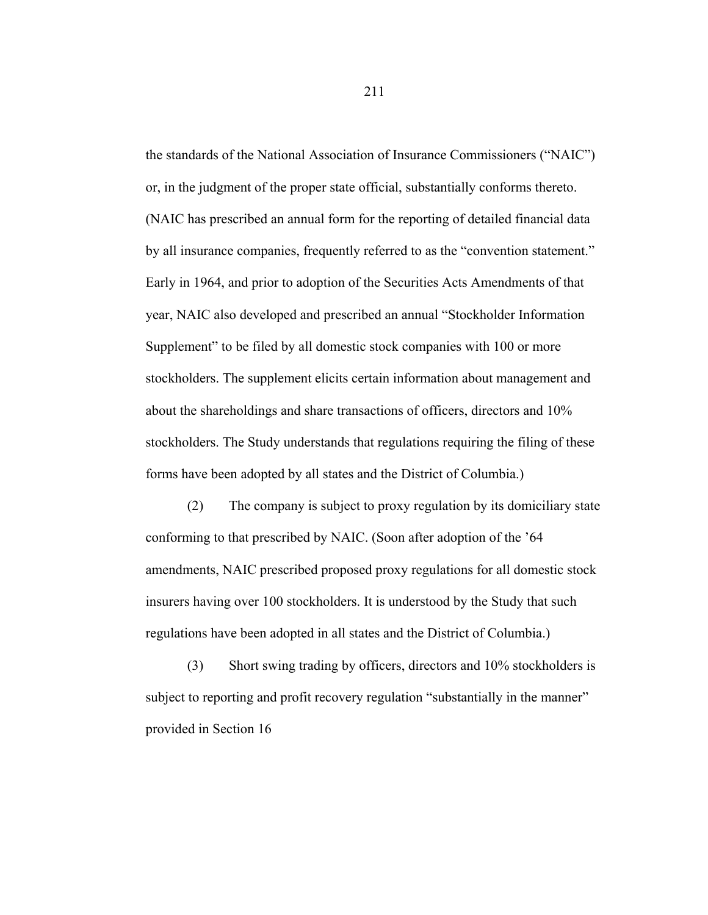the standards of the National Association of Insurance Commissioners ("NAIC") or, in the judgment of the proper state official, substantially conforms thereto. (NAIC has prescribed an annual form for the reporting of detailed financial data by all insurance companies, frequently referred to as the "convention statement." Early in 1964, and prior to adoption of the Securities Acts Amendments of that year, NAIC also developed and prescribed an annual "Stockholder Information Supplement" to be filed by all domestic stock companies with 100 or more stockholders. The supplement elicits certain information about management and about the shareholdings and share transactions of officers, directors and 10% stockholders. The Study understands that regulations requiring the filing of these forms have been adopted by all states and the District of Columbia.)

(2) The company is subject to proxy regulation by its domiciliary state conforming to that prescribed by NAIC. (Soon after adoption of the '64 amendments, NAIC prescribed proposed proxy regulations for all domestic stock insurers having over 100 stockholders. It is understood by the Study that such regulations have been adopted in all states and the District of Columbia.)

(3) Short swing trading by officers, directors and 10% stockholders is subject to reporting and profit recovery regulation "substantially in the manner" provided in Section 16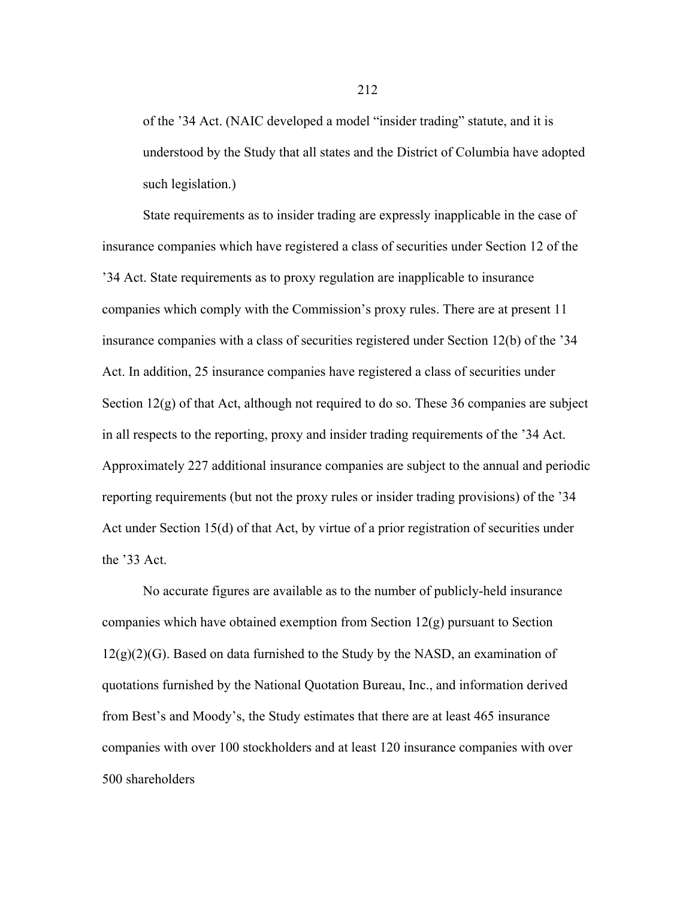of the '34 Act. (NAIC developed a model "insider trading" statute, and it is understood by the Study that all states and the District of Columbia have adopted such legislation.)

State requirements as to insider trading are expressly inapplicable in the case of insurance companies which have registered a class of securities under Section 12 of the '34 Act. State requirements as to proxy regulation are inapplicable to insurance companies which comply with the Commission's proxy rules. There are at present 11 insurance companies with a class of securities registered under Section 12(b) of the '34 Act. In addition, 25 insurance companies have registered a class of securities under Section 12(g) of that Act, although not required to do so. These 36 companies are subject in all respects to the reporting, proxy and insider trading requirements of the '34 Act. Approximately 227 additional insurance companies are subject to the annual and periodic reporting requirements (but not the proxy rules or insider trading provisions) of the '34 Act under Section 15(d) of that Act, by virtue of a prior registration of securities under the '33 Act.

No accurate figures are available as to the number of publicly-held insurance companies which have obtained exemption from Section 12(g) pursuant to Section 12(g)(2)(G). Based on data furnished to the Study by the NASD, an examination of quotations furnished by the National Quotation Bureau, Inc., and information derived from Best's and Moody's, the Study estimates that there are at least 465 insurance companies with over 100 stockholders and at least 120 insurance companies with over 500 shareholders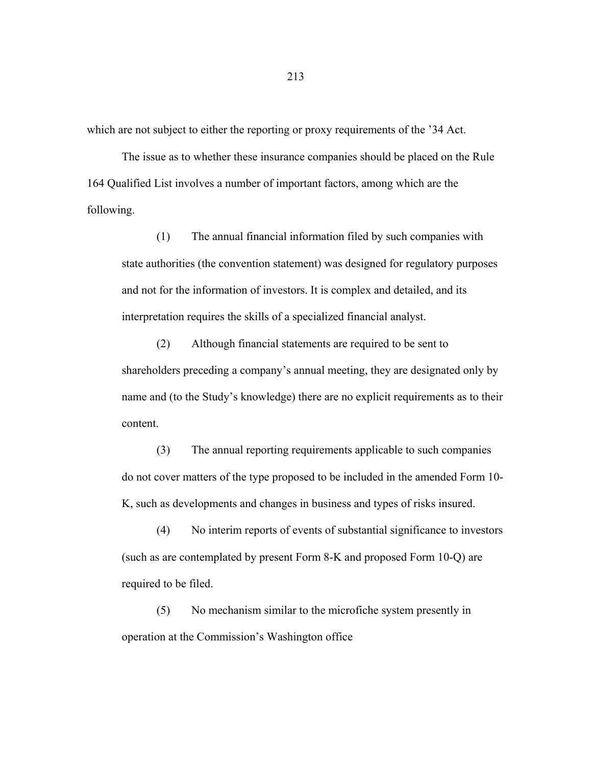which are not subject to either the reporting or proxy requirements of the '34 Act.

The issue as to whether these insurance companies should be placed on the Rule 164 Qualified List involves a number of important factors, among which are the following.

> (1) The annual financial information filed by such companies with state authorities (the convention statement) was designed for regulatory purposes and not for the information of investors. It is complex and detailed, and its interpretation requires the skills of a specialized financial analyst.
>
> (2) Although financial statements are required to be sent to shareholders preceding a company's annual meeting, they are designated only by name and (to the Study's knowledge) there are no explicit requirements as to their content.
>
> (3) The annual reporting requirements applicable to such companies do not cover matters of the type proposed to be included in the amended Form 10-K, such as developments and changes in business and types of risks insured.
>
> (4) No interim reports of events of substantial significance to investors (such as are contemplated by present Form 8-K and proposed Form 10-Q) are required to be filed.
>
> (5) No mechanism similar to the microfiche system presently in operation at the Commission's Washington office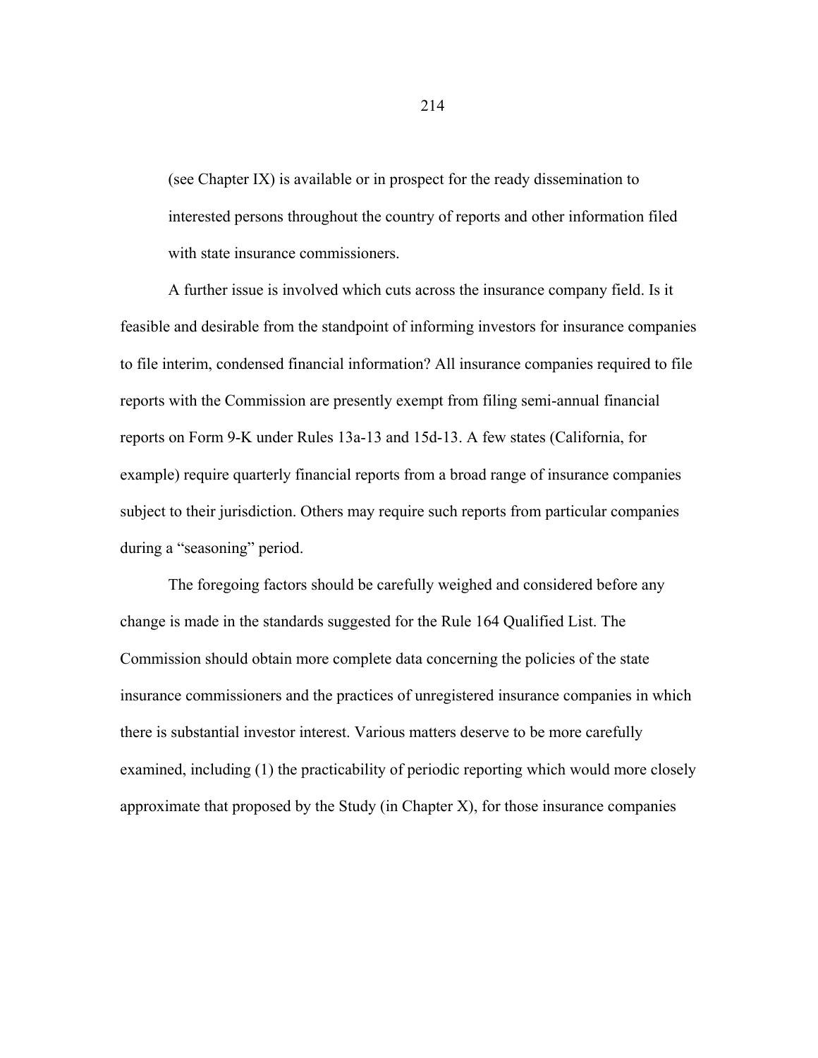(see Chapter IX) is available or in prospect for the ready dissemination to interested persons throughout the country of reports and other information filed with state insurance commissioners.

A further issue is involved which cuts across the insurance company field. Is it feasible and desirable from the standpoint of informing investors for insurance companies to file interim, condensed financial information? All insurance companies required to file reports with the Commission are presently exempt from filing semi-annual financial reports on Form 9-K under Rules 13a-13 and 15d-13. A few states (California, for example) require quarterly financial reports from a broad range of insurance companies subject to their jurisdiction. Others may require such reports from particular companies during a "seasoning" period.

The foregoing factors should be carefully weighed and considered before any change is made in the standards suggested for the Rule 164 Qualified List. The Commission should obtain more complete data concerning the policies of the state insurance commissioners and the practices of unregistered insurance companies in which there is substantial investor interest. Various matters deserve to be more carefully examined, including (1) the practicability of periodic reporting which would more closely approximate that proposed by the Study (in Chapter X), for those insurance companies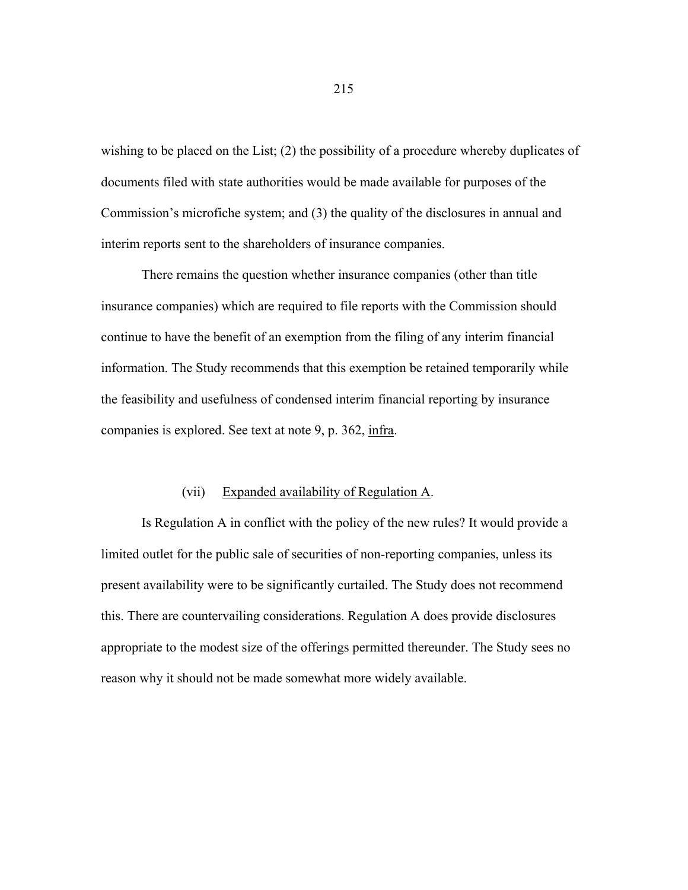wishing to be placed on the List; (2) the possibility of a procedure whereby duplicates of documents filed with state authorities would be made available for purposes of the Commission's microfiche system; and (3) the quality of the disclosures in annual and interim reports sent to the shareholders of insurance companies.

There remains the question whether insurance companies (other than title insurance companies) which are required to file reports with the Commission should continue to have the benefit of an exemption from the filing of any interim financial information. The Study recommends that this exemption be retained temporarily while the feasibility and usefulness of condensed interim financial reporting by insurance companies is explored. See text at note 9, p. 362, infra.

(vii) Expanded availability of Regulation A.

Is Regulation A in conflict with the policy of the new rules? It would provide a limited outlet for the public sale of securities of non-reporting companies, unless its present availability were to be significantly curtailed. The Study does not recommend this. There are countervailing considerations. Regulation A does provide disclosures appropriate to the modest size of the offerings permitted thereunder. The Study sees no reason why it should not be made somewhat more widely available.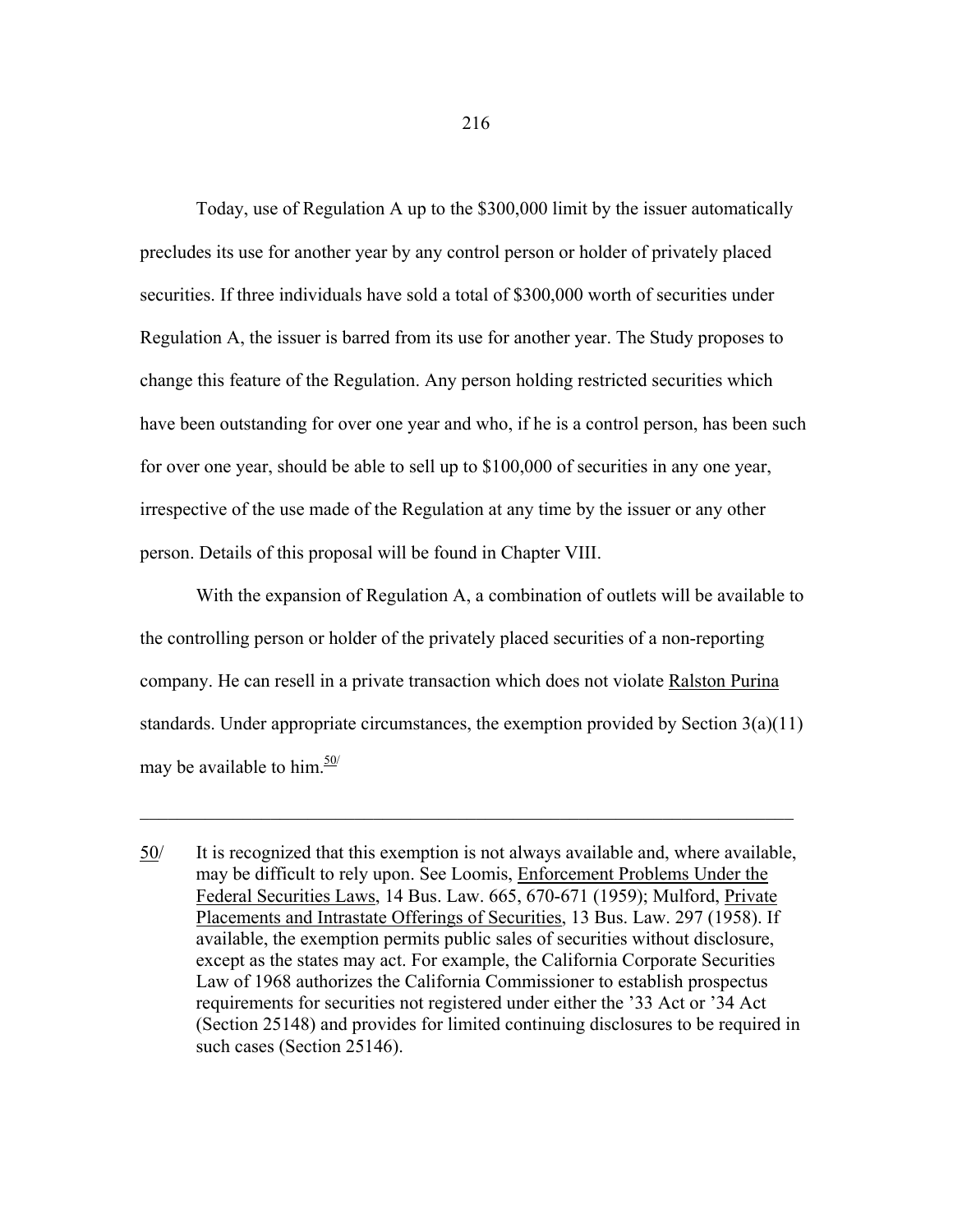Today, use of Regulation A up to the $300,000 limit by the issuer automatically precludes its use for another year by any control person or holder of privately placed securities. If three individuals have sold a total of $300,000 worth of securities under Regulation A, the issuer is barred from its use for another year. The Study proposes to change this feature of the Regulation. Any person holding restricted securities which have been outstanding for over one year and who, if he is a control person, has been such for over one year, should be able to sell up to $100,000 of securities in any one year, irrespective of the use made of the Regulation at any time by the issuer or any other person. Details of this proposal will be found in Chapter VIII.

With the expansion of Regulation A, a combination of outlets will be available to the controlling person or holder of the privately placed securities of a non-reporting company. He can resell in a private transaction which does not violate Ralston Purina standards. Under appropriate circumstances, the exemption provided by Section 3(a)(11) may be available to him.[50/]

---

50/ It is recognized that this exemption is not always available and, where available, may be difficult to rely upon. See Loomis, Enforcement Problems Under the Federal Securities Laws, 14 Bus. Law. 665, 670-671 (1959); Mulford, Private Placements and Intrastate Offerings of Securities, 13 Bus. Law. 297 (1958). If available, the exemption permits public sales of securities without disclosure, except as the states may act. For example, the California Corporate Securities Law of 1968 authorizes the California Commissioner to establish prospectus requirements for securities not registered under either the '33 Act or '34 Act (Section 25148) and provides for limited continuing disclosures to be required in such cases (Section 25146).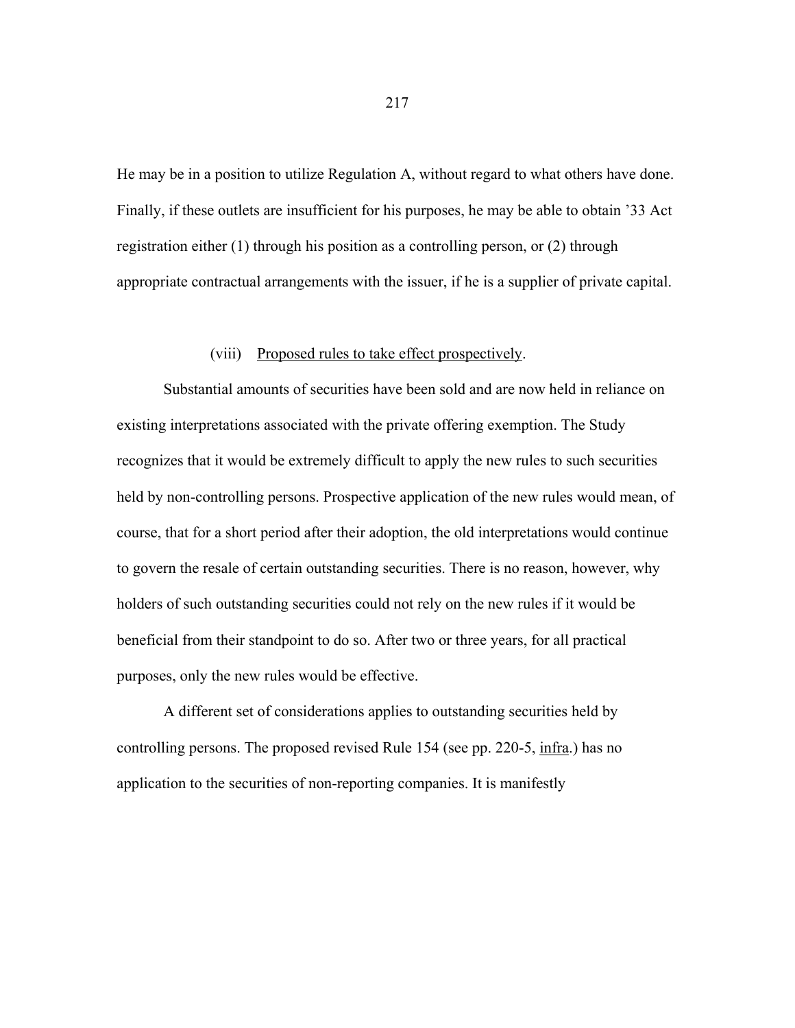He may be in a position to utilize Regulation A, without regard to what others have done. Finally, if these outlets are insufficient for his purposes, he may be able to obtain '33 Act registration either (1) through his position as a controlling person, or (2) through appropriate contractual arrangements with the issuer, if he is a supplier of private capital.

(viii) Proposed rules to take effect prospectively.

Substantial amounts of securities have been sold and are now held in reliance on existing interpretations associated with the private offering exemption. The Study recognizes that it would be extremely difficult to apply the new rules to such securities held by non-controlling persons. Prospective application of the new rules would mean, of course, that for a short period after their adoption, the old interpretations would continue to govern the resale of certain outstanding securities. There is no reason, however, why holders of such outstanding securities could not rely on the new rules if it would be beneficial from their standpoint to do so. After two or three years, for all practical purposes, only the new rules would be effective.

A different set of considerations applies to outstanding securities held by controlling persons. The proposed revised Rule 154 (see pp. 220-5, infra.) has no application to the securities of non-reporting companies. It is manifestly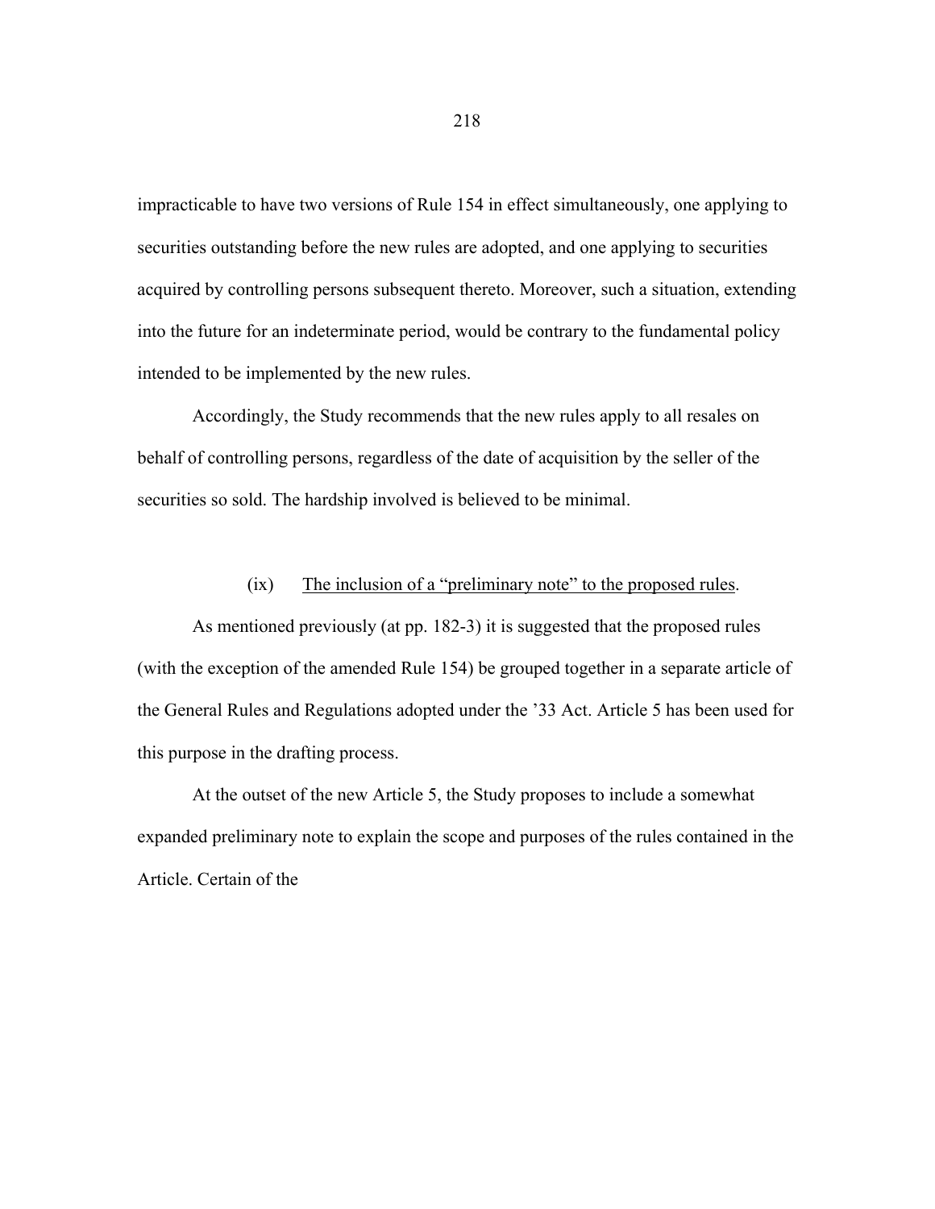impracticable to have two versions of Rule 154 in effect simultaneously, one applying to securities outstanding before the new rules are adopted, and one applying to securities acquired by controlling persons subsequent thereto. Moreover, such a situation, extending into the future for an indeterminate period, would be contrary to the fundamental policy intended to be implemented by the new rules.

Accordingly, the Study recommends that the new rules apply to all resales on behalf of controlling persons, regardless of the date of acquisition by the seller of the securities so sold. The hardship involved is believed to be minimal.

(ix) The inclusion of a "preliminary note" to the proposed rules.

As mentioned previously (at pp. 182-3) it is suggested that the proposed rules (with the exception of the amended Rule 154) be grouped together in a separate article of the General Rules and Regulations adopted under the '33 Act. Article 5 has been used for this purpose in the drafting process.

At the outset of the new Article 5, the Study proposes to include a somewhat expanded preliminary note to explain the scope and purposes of the rules contained in the Article. Certain of the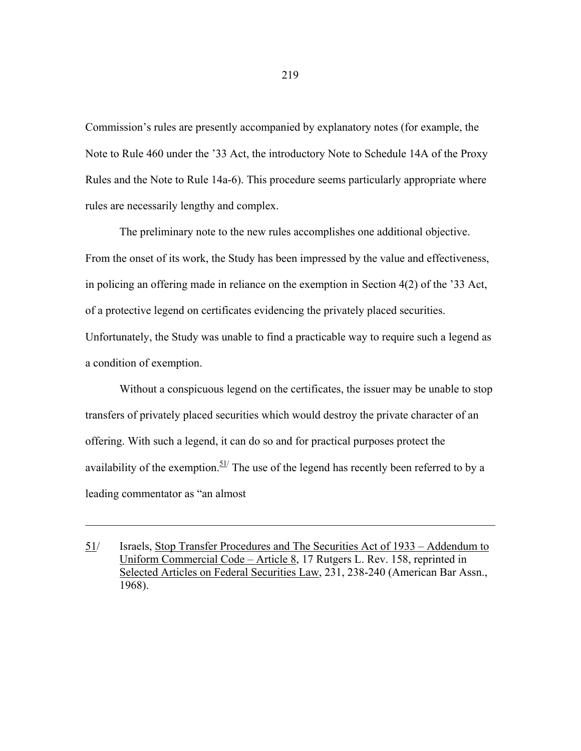Commission's rules are presently accompanied by explanatory notes (for example, the Note to Rule 460 under the '33 Act, the introductory Note to Schedule 14A of the Proxy Rules and the Note to Rule 14a-6). This procedure seems particularly appropriate where rules are necessarily lengthy and complex.

The preliminary note to the new rules accomplishes one additional objective. From the onset of its work, the Study has been impressed by the value and effectiveness, in policing an offering made in reliance on the exemption in Section 4(2) of the '33 Act, of a protective legend on certificates evidencing the privately placed securities. Unfortunately, the Study was unable to find a practicable way to require such a legend as a condition of exemption.

Without a conspicuous legend on the certificates, the issuer may be unable to stop transfers of privately placed securities which would destroy the private character of an offering. With such a legend, it can do so and for practical purposes protect the availability of the exemption.[51/] The use of the legend has recently been referred to by a leading commentator as "an almost

---

51/ Israels, Stop Transfer Procedures and The Securities Act of 1933 – Addendum to Uniform Commercial Code – Article 8, 17 Rutgers L. Rev. 158, reprinted in Selected Articles on Federal Securities Law, 231, 238-240 (American Bar Assn., 1968).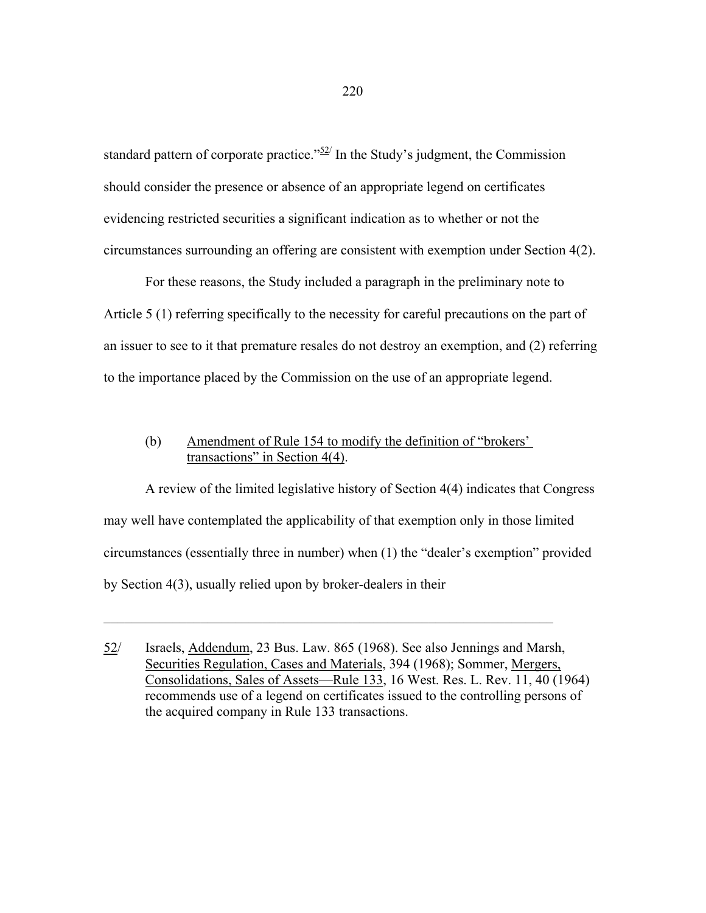standard pattern of corporate practice."[52] In the Study's judgment, the Commission should consider the presence or absence of an appropriate legend on certificates evidencing restricted securities a significant indication as to whether or not the circumstances surrounding an offering are consistent with exemption under Section 4(2).

For these reasons, the Study included a paragraph in the preliminary note to Article 5 (1) referring specifically to the necessity for careful precautions on the part of an issuer to see to it that premature resales do not destroy an exemption, and (2) referring to the importance placed by the Commission on the use of an appropriate legend.

(b) Amendment of Rule 154 to modify the definition of "brokers' transactions" in Section 4(4).

A review of the limited legislative history of Section 4(4) indicates that Congress may well have contemplated the applicability of that exemption only in those limited circumstances (essentially three in number) when (1) the "dealer's exemption" provided by Section 4(3), usually relied upon by broker-dealers in their

---

52/ Israels, Addendum, 23 Bus. Law. 865 (1968). See also Jennings and Marsh, Securities Regulation, Cases and Materials, 394 (1968); Sommer, Mergers, Consolidations, Sales of Assets—Rule 133, 16 West. Res. L. Rev. 11, 40 (1964) recommends use of a legend on certificates issued to the controlling persons of the acquired company in Rule 133 transactions.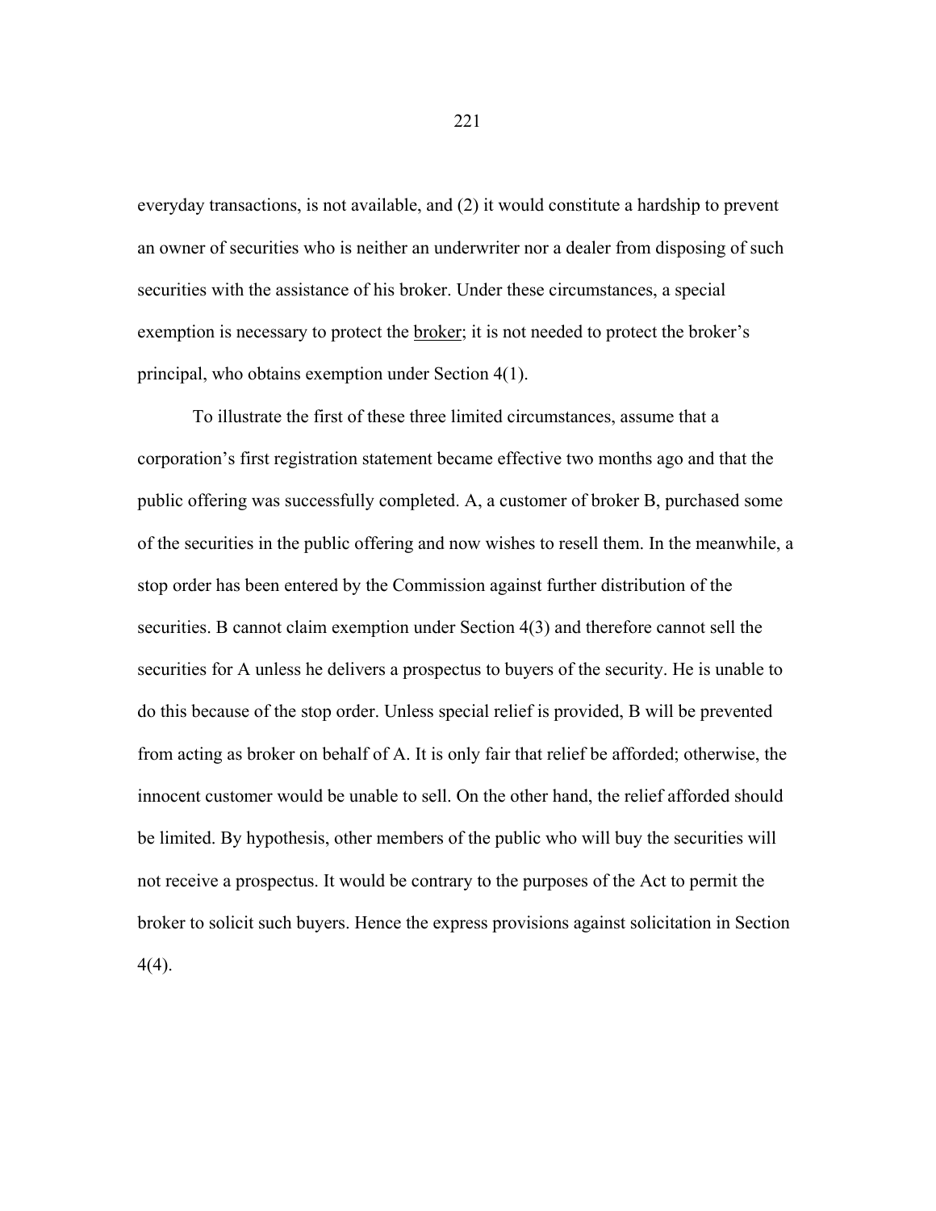everyday transactions, is not available, and (2) it would constitute a hardship to prevent an owner of securities who is neither an underwriter nor a dealer from disposing of such securities with the assistance of his broker. Under these circumstances, a special exemption is necessary to protect the <u>broker</u>; it is not needed to protect the broker's principal, who obtains exemption under Section 4(1).

To illustrate the first of these three limited circumstances, assume that a corporation's first registration statement became effective two months ago and that the public offering was successfully completed. A, a customer of broker B, purchased some of the securities in the public offering and now wishes to resell them. In the meanwhile, a stop order has been entered by the Commission against further distribution of the securities. B cannot claim exemption under Section 4(3) and therefore cannot sell the securities for A unless he delivers a prospectus to buyers of the security. He is unable to do this because of the stop order. Unless special relief is provided, B will be prevented from acting as broker on behalf of A. It is only fair that relief be afforded; otherwise, the innocent customer would be unable to sell. On the other hand, the relief afforded should be limited. By hypothesis, other members of the public who will buy the securities will not receive a prospectus. It would be contrary to the purposes of the Act to permit the broker to solicit such buyers. Hence the express provisions against solicitation in Section 4(4).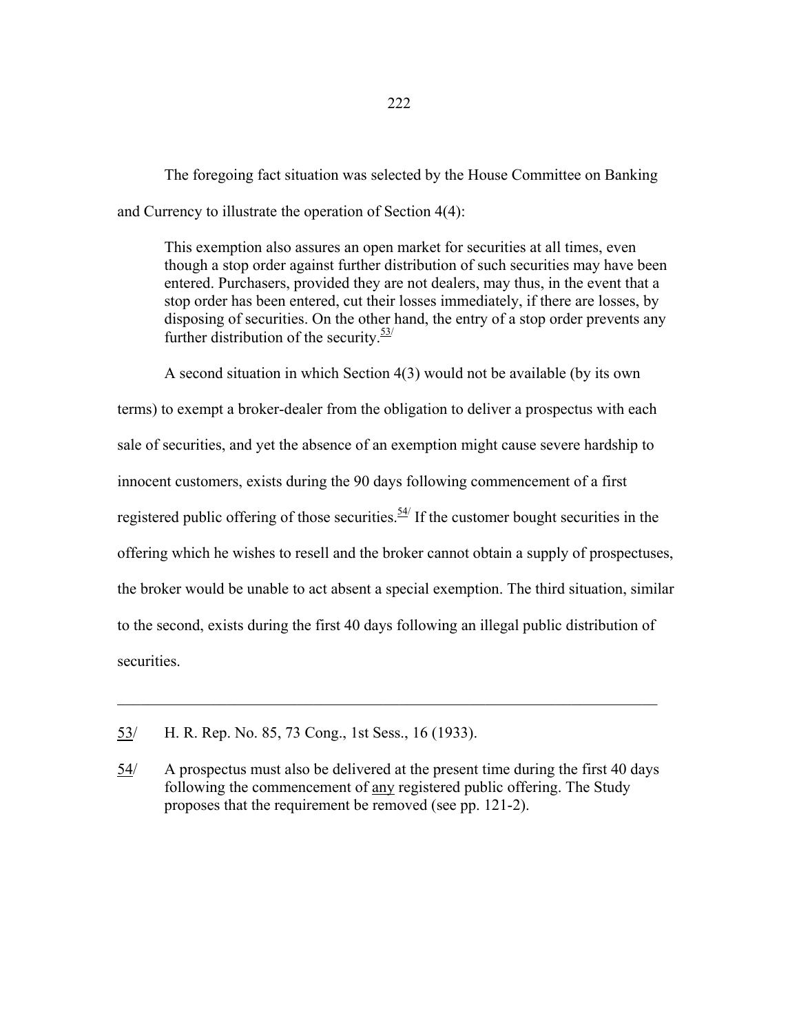The foregoing fact situation was selected by the House Committee on Banking and Currency to illustrate the operation of Section 4(4):

> This exemption also assures an open market for securities at all times, even though a stop order against further distribution of such securities may have been entered. Purchasers, provided they are not dealers, may thus, in the event that a stop order has been entered, cut their losses immediately, if there are losses, by disposing of securities. On the other hand, the entry of a stop order prevents any further distribution of the security.[53/]

A second situation in which Section 4(3) would not be available (by its own terms) to exempt a broker-dealer from the obligation to deliver a prospectus with each sale of securities, and yet the absence of an exemption might cause severe hardship to innocent customers, exists during the 90 days following commencement of a first registered public offering of those securities.[54/] If the customer bought securities in the offering which he wishes to resell and the broker cannot obtain a supply of prospectuses, the broker would be unable to act absent a special exemption. The third situation, similar to the second, exists during the first 40 days following an illegal public distribution of securities.

---

53/ H. R. Rep. No. 85, 73 Cong., 1st Sess., 16 (1933).

54/ A prospectus must also be delivered at the present time during the first 40 days following the commencement of any registered public offering. The Study proposes that the requirement be removed (see pp. 121-2).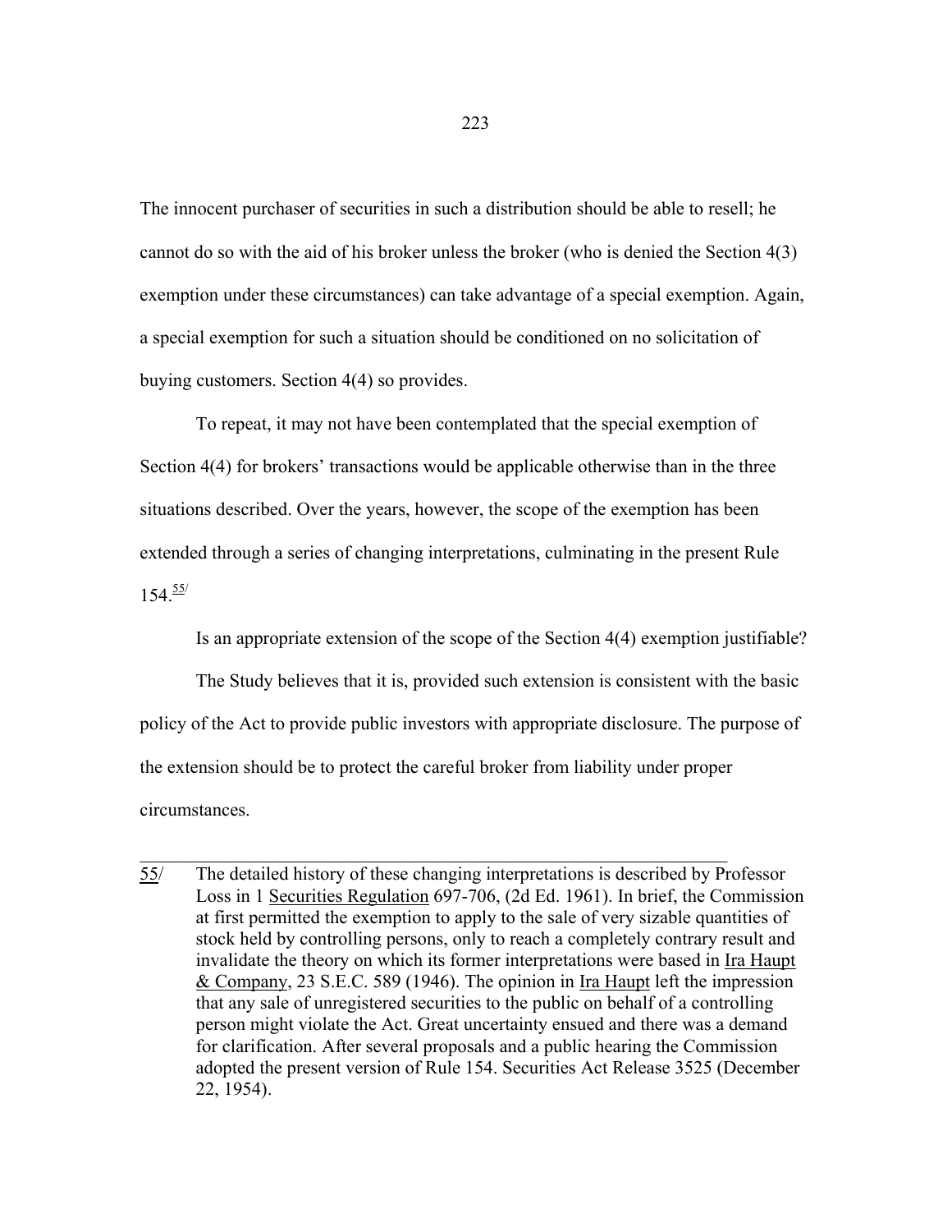The innocent purchaser of securities in such a distribution should be able to resell; he cannot do so with the aid of his broker unless the broker (who is denied the Section 4(3) exemption under these circumstances) can take advantage of a special exemption. Again, a special exemption for such a situation should be conditioned on no solicitation of buying customers. Section 4(4) so provides.

To repeat, it may not have been contemplated that the special exemption of Section 4(4) for brokers' transactions would be applicable otherwise than in the three situations described. Over the years, however, the scope of the exemption has been extended through a series of changing interpretations, culminating in the present Rule 154.[55/]

Is an appropriate extension of the scope of the Section 4(4) exemption justifiable?

The Study believes that it is, provided such extension is consistent with the basic policy of the Act to provide public investors with appropriate disclosure. The purpose of the extension should be to protect the careful broker from liability under proper circumstances.

---

55/ The detailed history of these changing interpretations is described by Professor Loss in 1 Securities Regulation 697-706, (2d Ed. 1961). In brief, the Commission at first permitted the exemption to apply to the sale of very sizable quantities of stock held by controlling persons, only to reach a completely contrary result and invalidate the theory on which its former interpretations were based in Ira Haupt & Company, 23 S.E.C. 589 (1946). The opinion in Ira Haupt left the impression that any sale of unregistered securities to the public on behalf of a controlling person might violate the Act. Great uncertainty ensued and there was a demand for clarification. After several proposals and a public hearing the Commission adopted the present version of Rule 154. Securities Act Release 3525 (December 22, 1954).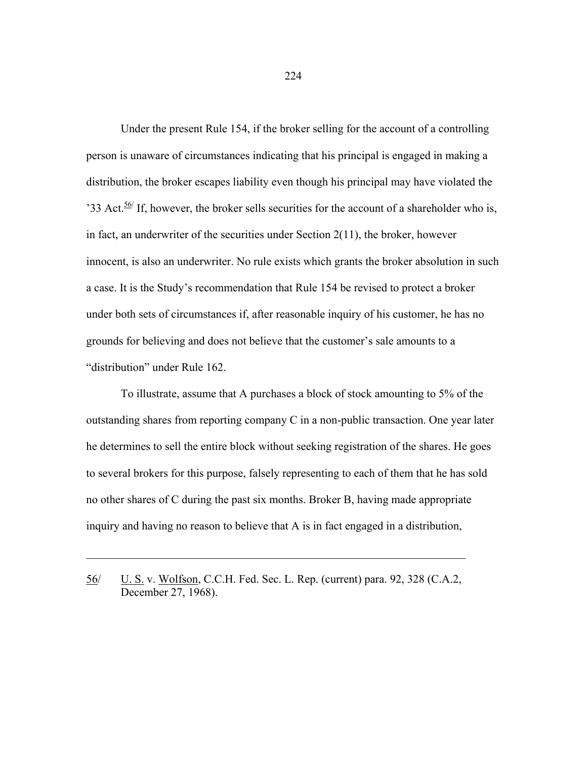Under the present Rule 154, if the broker selling for the account of a controlling person is unaware of circumstances indicating that his principal is engaged in making a distribution, the broker escapes liability even though his principal may have violated the '33 Act.[56/] If, however, the broker sells securities for the account of a shareholder who is, in fact, an underwriter of the securities under Section 2(11), the broker, however innocent, is also an underwriter. No rule exists which grants the broker absolution in such a case. It is the Study's recommendation that Rule 154 be revised to protect a broker under both sets of circumstances if, after reasonable inquiry of his customer, he has no grounds for believing and does not believe that the customer's sale amounts to a "distribution" under Rule 162.

To illustrate, assume that A purchases a block of stock amounting to 5% of the outstanding shares from reporting company C in a non-public transaction. One year later he determines to sell the entire block without seeking registration of the shares. He goes to several brokers for this purpose, falsely representing to each of them that he has sold no other shares of C during the past six months. Broker B, having made appropriate inquiry and having no reason to believe that A is in fact engaged in a distribution,

---

56/ U. S. v. Wolfson, C.C.H. Fed. Sec. L. Rep. (current) para. 92, 328 (C.A.2, December 27, 1968).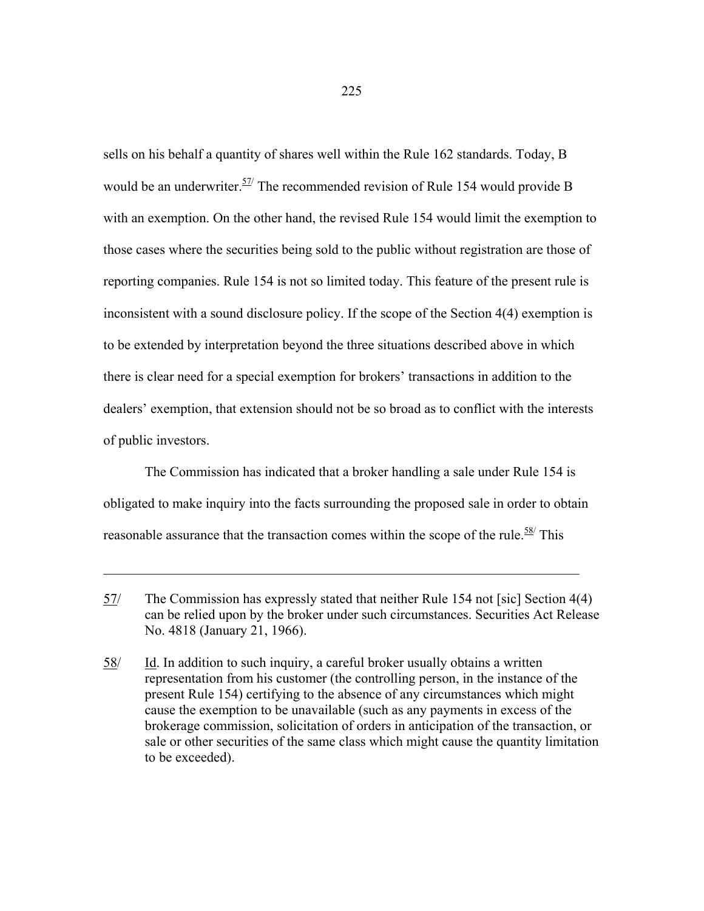sells on his behalf a quantity of shares well within the Rule 162 standards. Today, B would be an underwriter.[57] The recommended revision of Rule 154 would provide B with an exemption. On the other hand, the revised Rule 154 would limit the exemption to those cases where the securities being sold to the public without registration are those of reporting companies. Rule 154 is not so limited today. This feature of the present rule is inconsistent with a sound disclosure policy. If the scope of the Section 4(4) exemption is to be extended by interpretation beyond the three situations described above in which there is clear need for a special exemption for brokers' transactions in addition to the dealers' exemption, that extension should not be so broad as to conflict with the interests of public investors.

The Commission has indicated that a broker handling a sale under Rule 154 is obligated to make inquiry into the facts surrounding the proposed sale in order to obtain reasonable assurance that the transaction comes within the scope of the rule.[58] This

---

57/ The Commission has expressly stated that neither Rule 154 not [sic] Section 4(4) can be relied upon by the broker under such circumstances. Securities Act Release No. 4818 (January 21, 1966).

58/ Id. In addition to such inquiry, a careful broker usually obtains a written representation from his customer (the controlling person, in the instance of the present Rule 154) certifying to the absence of any circumstances which might cause the exemption to be unavailable (such as any payments in excess of the brokerage commission, solicitation of orders in anticipation of the transaction, or sale or other securities of the same class which might cause the quantity limitation to be exceeded).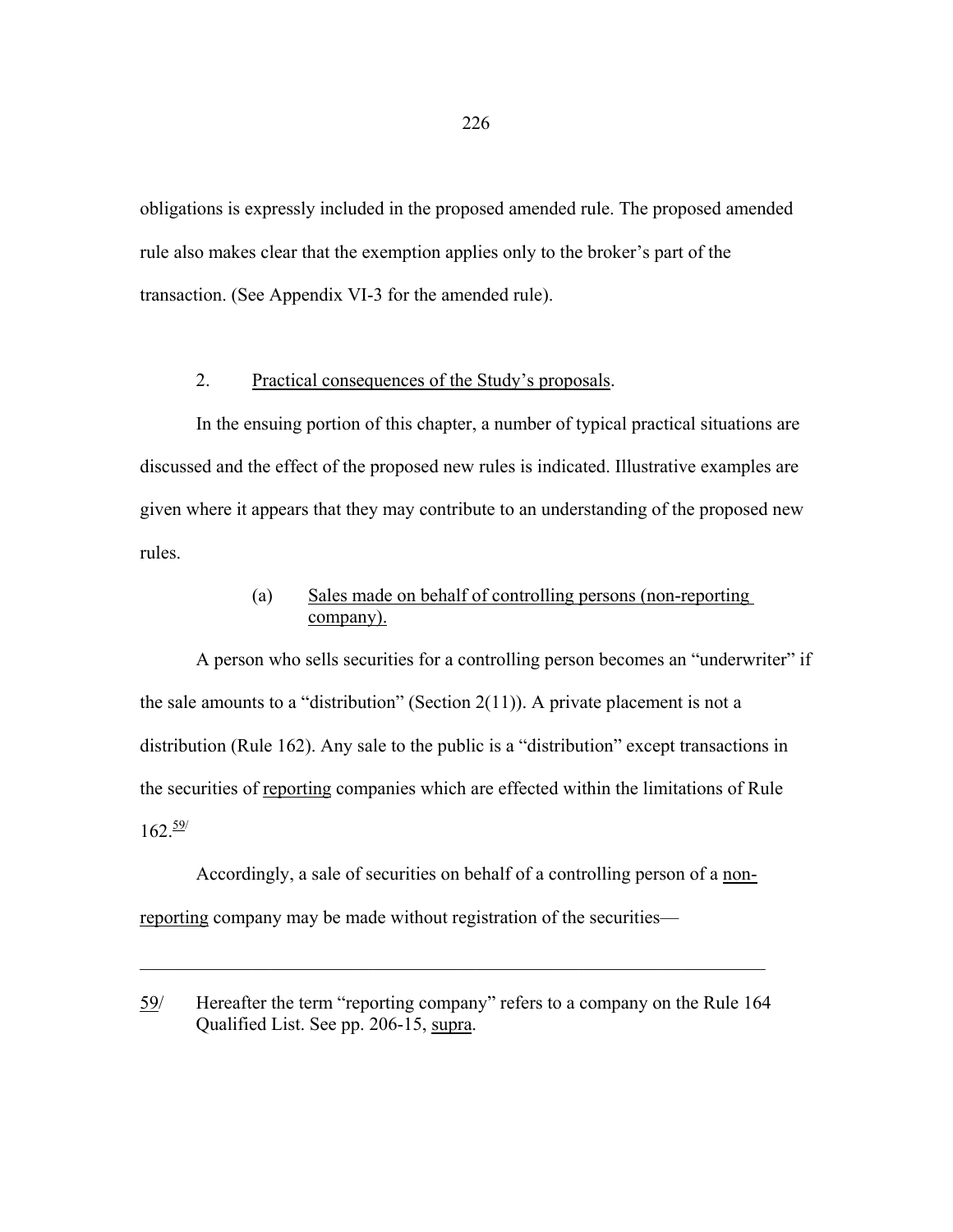obligations is expressly included in the proposed amended rule. The proposed amended rule also makes clear that the exemption applies only to the broker's part of the transaction. (See Appendix VI-3 for the amended rule).

### 2. Practical consequences of the Study's proposals.

In the ensuing portion of this chapter, a number of typical practical situations are discussed and the effect of the proposed new rules is indicated. Illustrative examples are given where it appears that they may contribute to an understanding of the proposed new rules.

#### (a) Sales made on behalf of controlling persons (non-reporting company).

A person who sells securities for a controlling person becomes an "underwriter" if the sale amounts to a "distribution" (Section 2(11)). A private placement is not a distribution (Rule 162). Any sale to the public is a "distribution" except transactions in the securities of reporting companies which are effected within the limitations of Rule 162.[59/]

Accordingly, a sale of securities on behalf of a controlling person of a non-reporting company may be made without registration of the securities—

---

59/ Hereafter the term "reporting company" refers to a company on the Rule 164 Qualified List. See pp. 206-15, *supra*.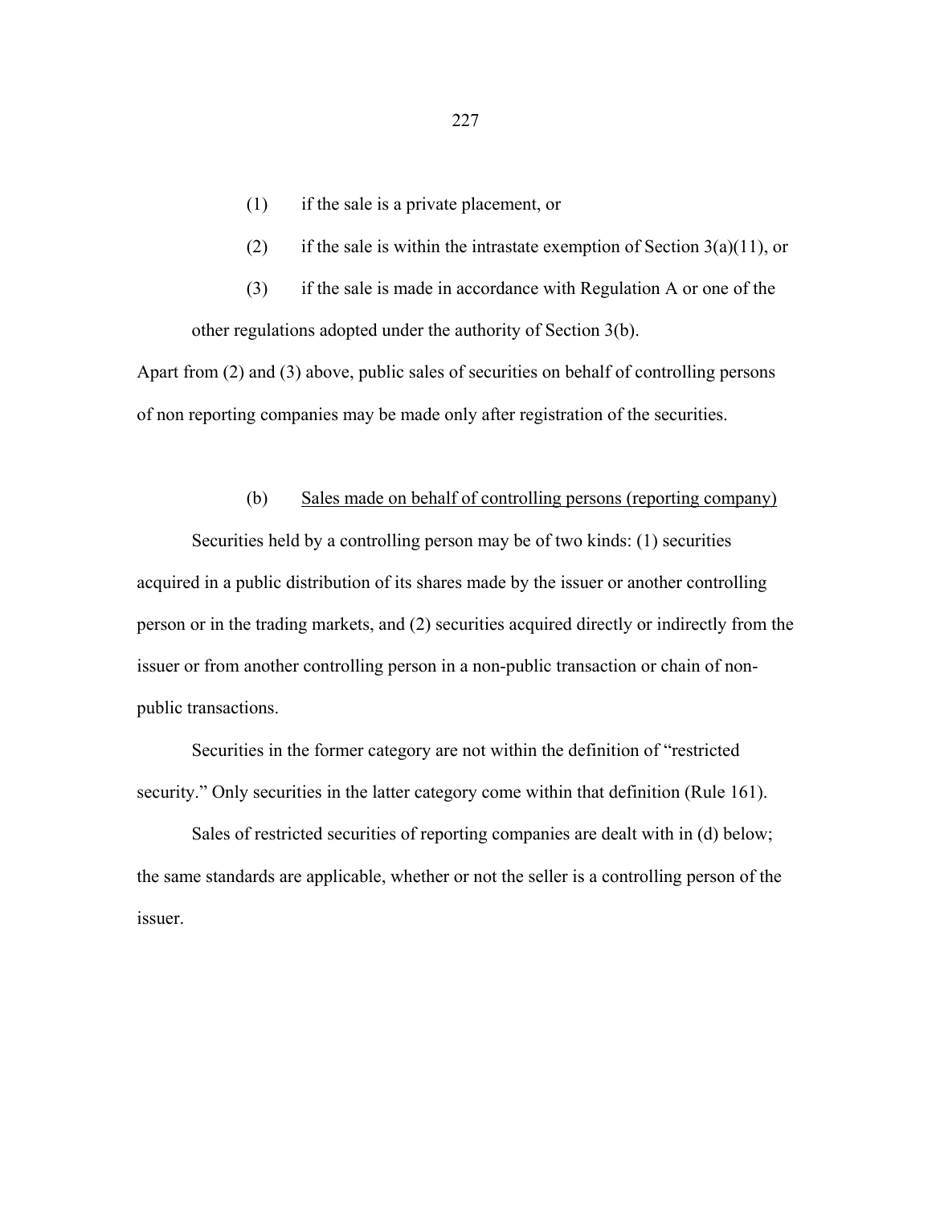(1) if the sale is a private placement, or

(2) if the sale is within the intrastate exemption of Section 3(a)(11), or

(3) if the sale is made in accordance with Regulation A or one of the other regulations adopted under the authority of Section 3(b).

Apart from (2) and (3) above, public sales of securities on behalf of controlling persons of non reporting companies may be made only after registration of the securities.

(b) <u>Sales made on behalf of controlling persons (reporting company)</u>

Securities held by a controlling person may be of two kinds: (1) securities acquired in a public distribution of its shares made by the issuer or another controlling person or in the trading markets, and (2) securities acquired directly or indirectly from the issuer or from another controlling person in a non-public transaction or chain of non-public transactions.

Securities in the former category are not within the definition of "restricted security." Only securities in the latter category come within that definition (Rule 161).

Sales of restricted securities of reporting companies are dealt with in (d) below; the same standards are applicable, whether or not the seller is a controlling person of the issuer.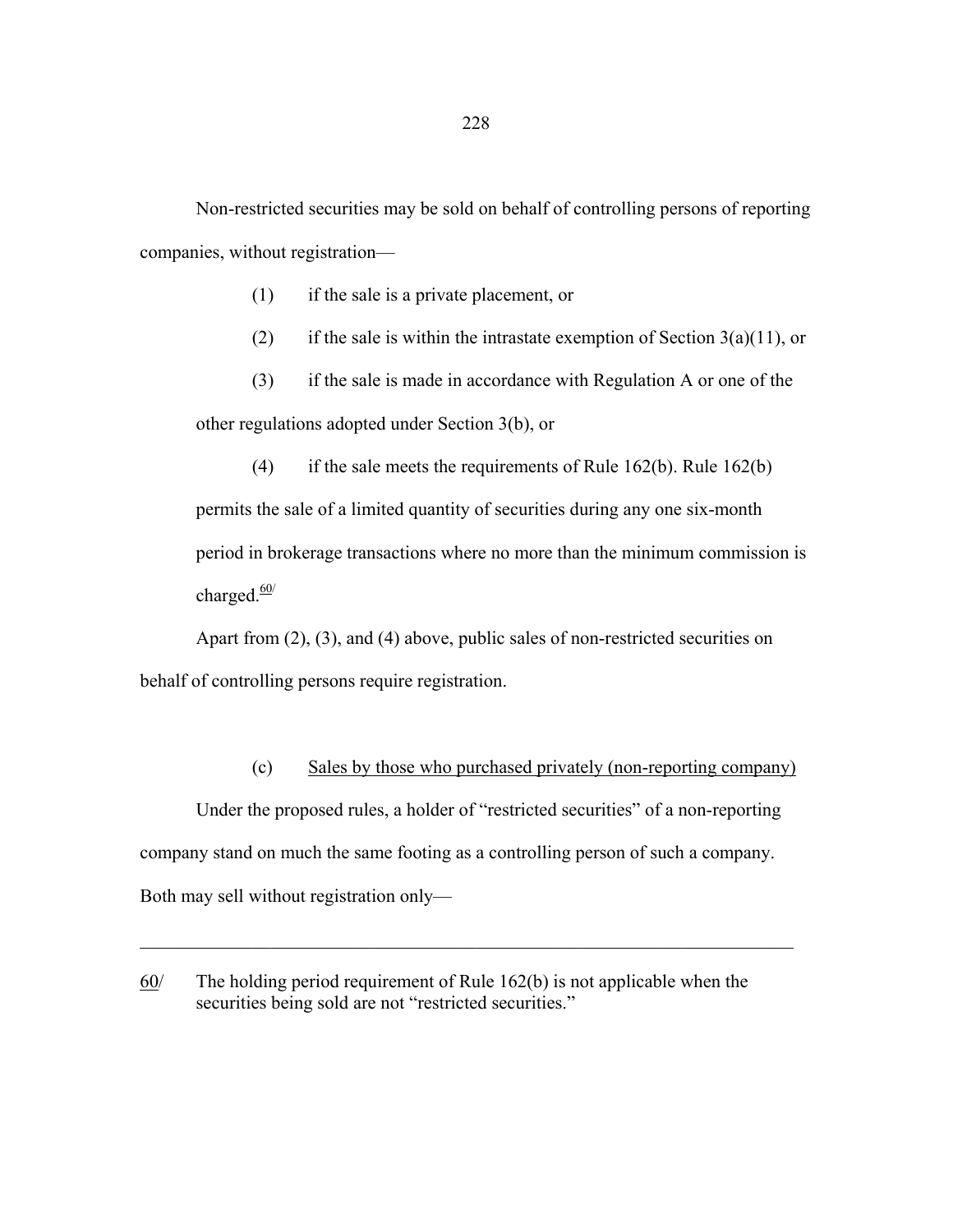Non-restricted securities may be sold on behalf of controlling persons of reporting companies, without registration—

(1) if the sale is a private placement, or

(2) if the sale is within the intrastate exemption of Section 3(a)(11), or

(3) if the sale is made in accordance with Regulation A or one of the other regulations adopted under Section 3(b), or

(4) if the sale meets the requirements of Rule 162(b). Rule 162(b) permits the sale of a limited quantity of securities during any one six-month period in brokerage transactions where no more than the minimum commission is charged.[60]

Apart from (2), (3), and (4) above, public sales of non-restricted securities on behalf of controlling persons require registration.

(c) Sales by those who purchased privately (non-reporting company)

Under the proposed rules, a holder of "restricted securities" of a non-reporting company stand on much the same footing as a controlling person of such a company. Both may sell without registration only—

---

60/ The holding period requirement of Rule 162(b) is not applicable when the securities being sold are not "restricted securities."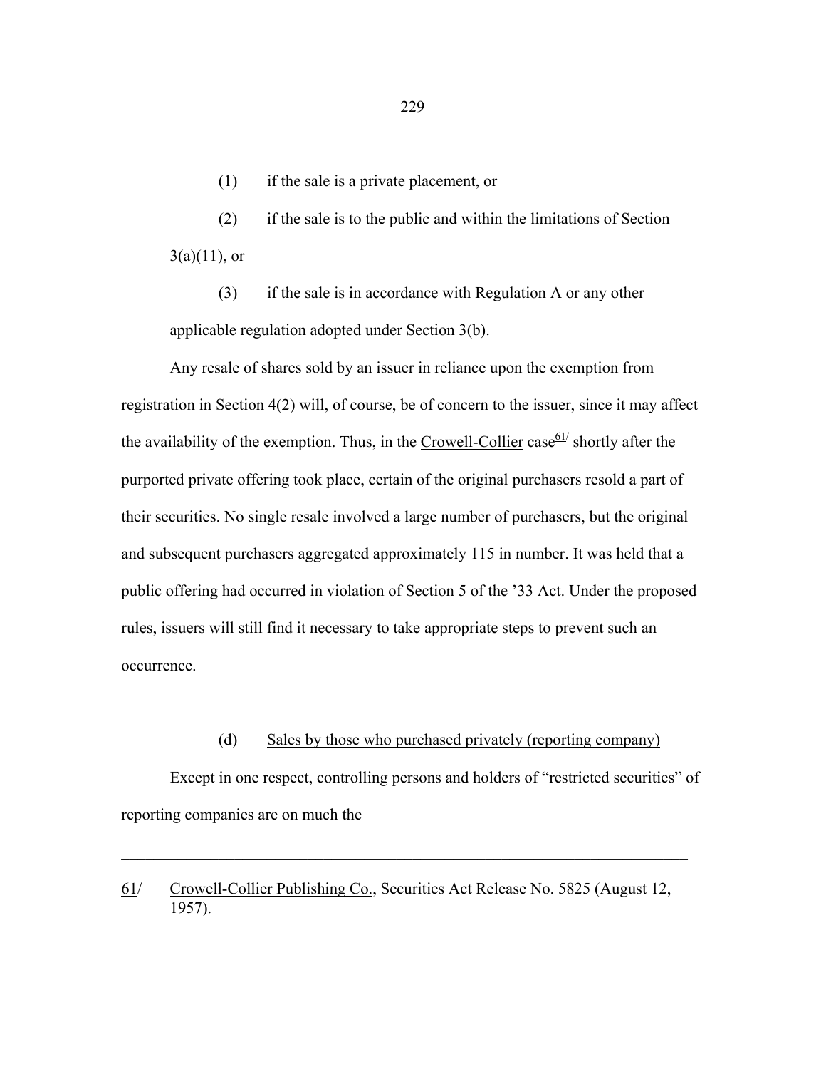(1) if the sale is a private placement, or

(2) if the sale is to the public and within the limitations of Section 3(a)(11), or

(3) if the sale is in accordance with Regulation A or any other applicable regulation adopted under Section 3(b).

Any resale of shares sold by an issuer in reliance upon the exemption from registration in Section 4(2) will, of course, be of concern to the issuer, since it may affect the availability of the exemption. Thus, in the Crowell-Collier case[61/] shortly after the purported private offering took place, certain of the original purchasers resold a part of their securities. No single resale involved a large number of purchasers, but the original and subsequent purchasers aggregated approximately 115 in number. It was held that a public offering had occurred in violation of Section 5 of the '33 Act. Under the proposed rules, issuers will still find it necessary to take appropriate steps to prevent such an occurrence.

(d) Sales by those who purchased privately (reporting company)

Except in one respect, controlling persons and holders of "restricted securities" of reporting companies are on much the

---

61/ Crowell-Collier Publishing Co., Securities Act Release No. 5825 (August 12, 1957).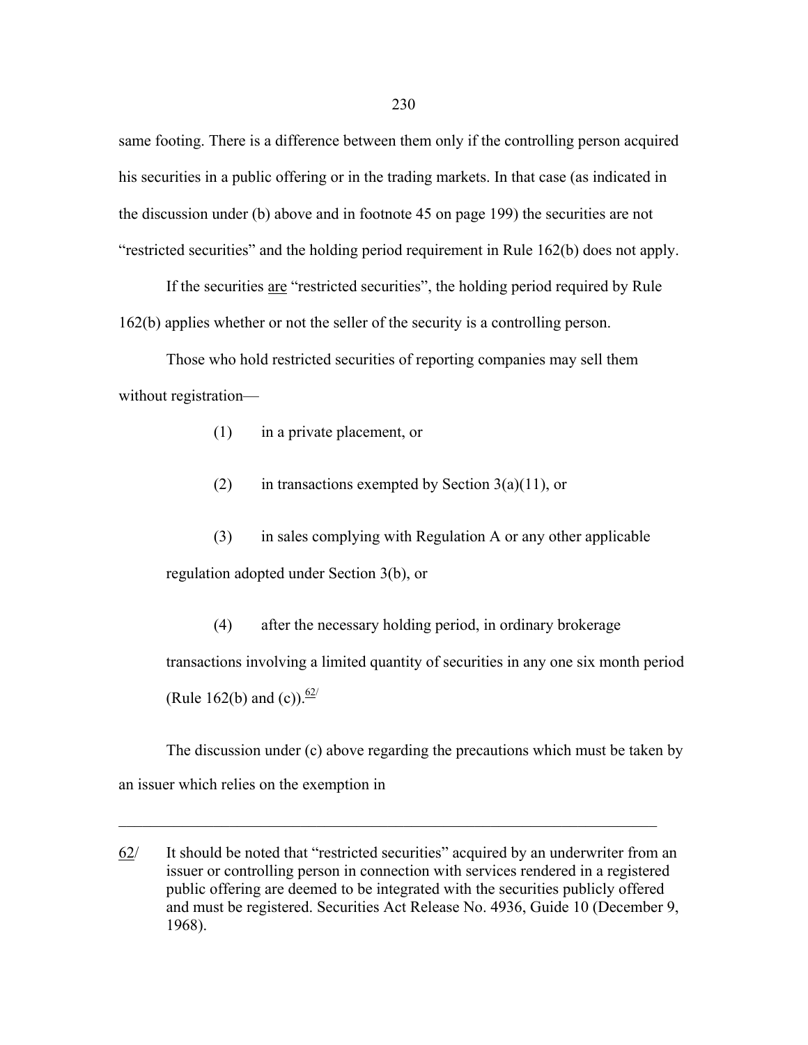same footing. There is a difference between them only if the controlling person acquired his securities in a public offering or in the trading markets. In that case (as indicated in the discussion under (b) above and in footnote 45 on page 199) the securities are not "restricted securities" and the holding period requirement in Rule 162(b) does not apply.

If the securities are "restricted securities", the holding period required by Rule 162(b) applies whether or not the seller of the security is a controlling person.

Those who hold restricted securities of reporting companies may sell them without registration—

(1) in a private placement, or

(2) in transactions exempted by Section 3(a)(11), or

(3) in sales complying with Regulation A or any other applicable regulation adopted under Section 3(b), or

(4) after the necessary holding period, in ordinary brokerage transactions involving a limited quantity of securities in any one six month period (Rule 162(b) and (c)).[62]

The discussion under (c) above regarding the precautions which must be taken by an issuer which relies on the exemption in

---

62/ It should be noted that "restricted securities" acquired by an underwriter from an issuer or controlling person in connection with services rendered in a registered public offering are deemed to be integrated with the securities publicly offered and must be registered. Securities Act Release No. 4936, Guide 10 (December 9, 1968).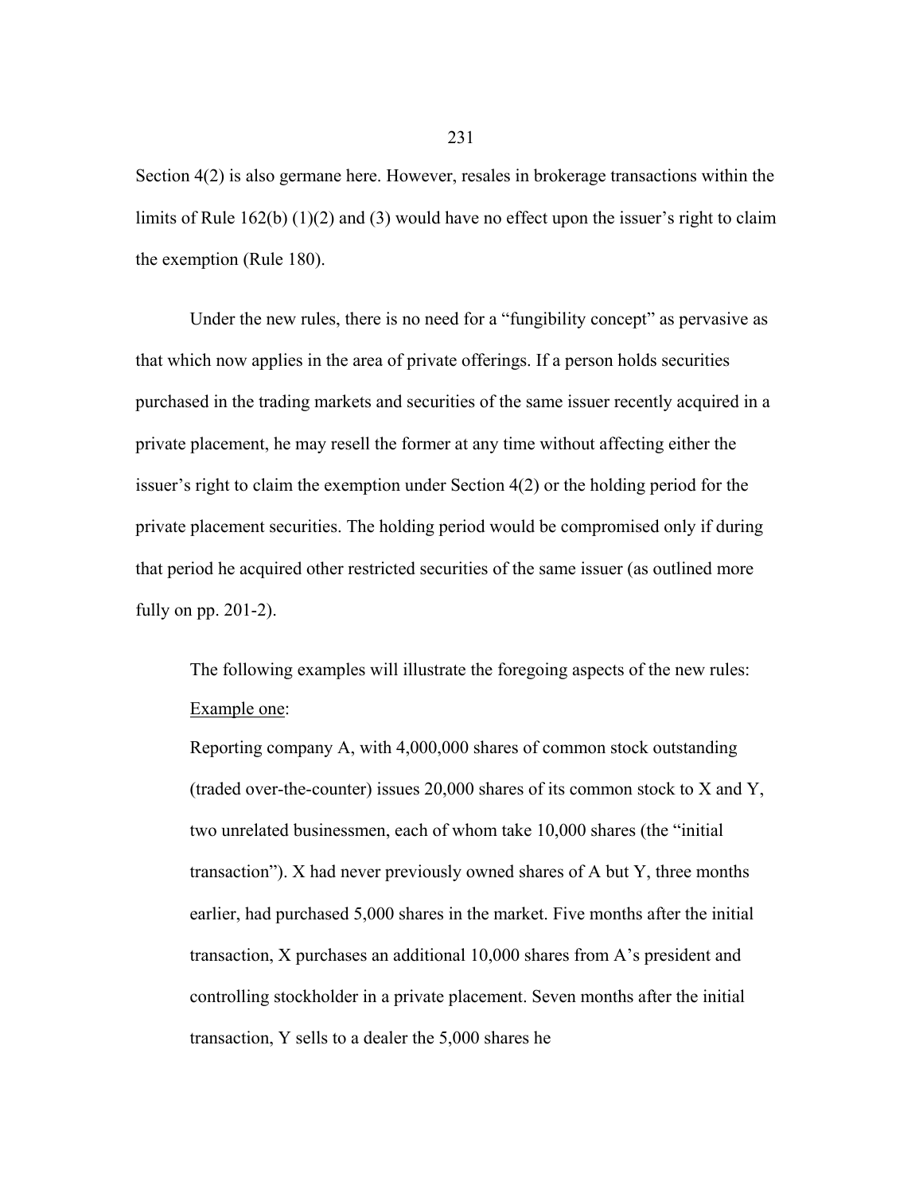Section 4(2) is also germane here. However, resales in brokerage transactions within the limits of Rule 162(b) (1)(2) and (3) would have no effect upon the issuer's right to claim the exemption (Rule 180).

Under the new rules, there is no need for a "fungibility concept" as pervasive as that which now applies in the area of private offerings. If a person holds securities purchased in the trading markets and securities of the same issuer recently acquired in a private placement, he may resell the former at any time without affecting either the issuer's right to claim the exemption under Section 4(2) or the holding period for the private placement securities. The holding period would be compromised only if during that period he acquired other restricted securities of the same issuer (as outlined more fully on pp. 201-2).

> The following examples will illustrate the foregoing aspects of the new rules:
>
> Example one:
>
> Reporting company A, with 4,000,000 shares of common stock outstanding (traded over-the-counter) issues 20,000 shares of its common stock to X and Y, two unrelated businessmen, each of whom take 10,000 shares (the "initial transaction"). X had never previously owned shares of A but Y, three months earlier, had purchased 5,000 shares in the market. Five months after the initial transaction, X purchases an additional 10,000 shares from A's president and controlling stockholder in a private placement. Seven months after the initial transaction, Y sells to a dealer the 5,000 shares he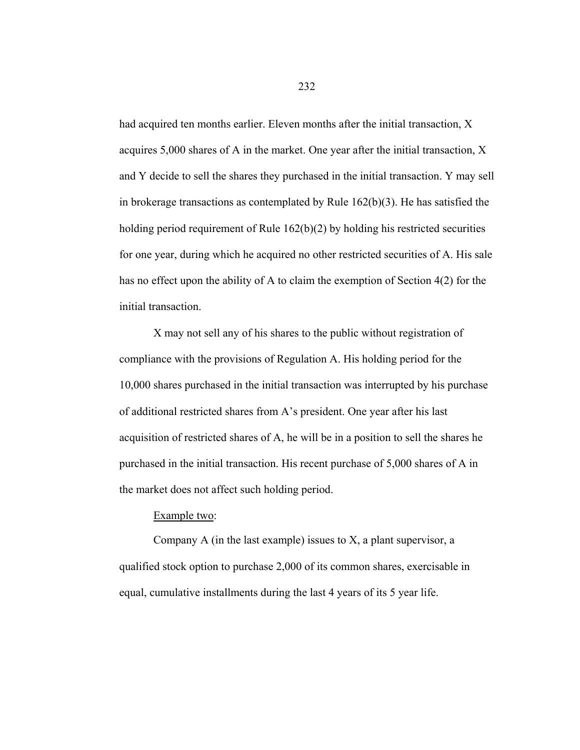had acquired ten months earlier. Eleven months after the initial transaction, X acquires 5,000 shares of A in the market. One year after the initial transaction, X and Y decide to sell the shares they purchased in the initial transaction. Y may sell in brokerage transactions as contemplated by Rule 162(b)(3). He has satisfied the holding period requirement of Rule 162(b)(2) by holding his restricted securities for one year, during which he acquired no other restricted securities of A. His sale has no effect upon the ability of A to claim the exemption of Section 4(2) for the initial transaction.

X may not sell any of his shares to the public without registration of compliance with the provisions of Regulation A. His holding period for the 10,000 shares purchased in the initial transaction was interrupted by his purchase of additional restricted shares from A's president. One year after his last acquisition of restricted shares of A, he will be in a position to sell the shares he purchased in the initial transaction. His recent purchase of 5,000 shares of A in the market does not affect such holding period.

Example two:

Company A (in the last example) issues to X, a plant supervisor, a qualified stock option to purchase 2,000 of its common shares, exercisable in equal, cumulative installments during the last 4 years of its 5 year life.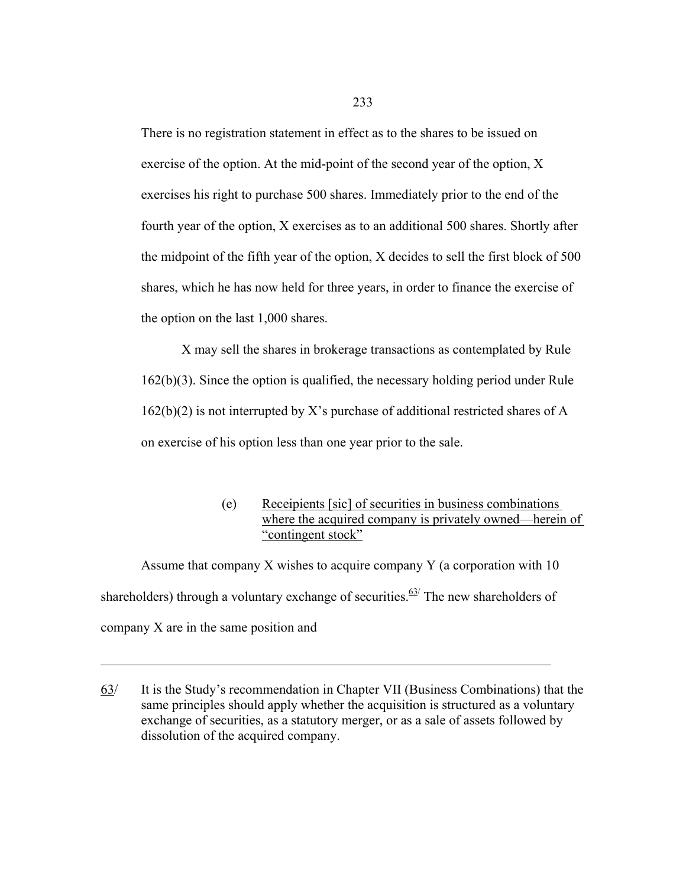There is no registration statement in effect as to the shares to be issued on exercise of the option. At the mid-point of the second year of the option, X exercises his right to purchase 500 shares. Immediately prior to the end of the fourth year of the option, X exercises as to an additional 500 shares. Shortly after the midpoint of the fifth year of the option, X decides to sell the first block of 500 shares, which he has now held for three years, in order to finance the exercise of the option on the last 1,000 shares.

X may sell the shares in brokerage transactions as contemplated by Rule 162(b)(3). Since the option is qualified, the necessary holding period under Rule 162(b)(2) is not interrupted by X's purchase of additional restricted shares of A on exercise of his option less than one year prior to the sale.

(e) Receipients [sic] of securities in business combinations where the acquired company is privately owned—herein of "contingent stock"

Assume that company X wishes to acquire company Y (a corporation with 10 shareholders) through a voluntary exchange of securities.[63] The new shareholders of company X are in the same position and

---

63/ It is the Study's recommendation in Chapter VII (Business Combinations) that the same principles should apply whether the acquisition is structured as a voluntary exchange of securities, as a statutory merger, or as a sale of assets followed by dissolution of the acquired company.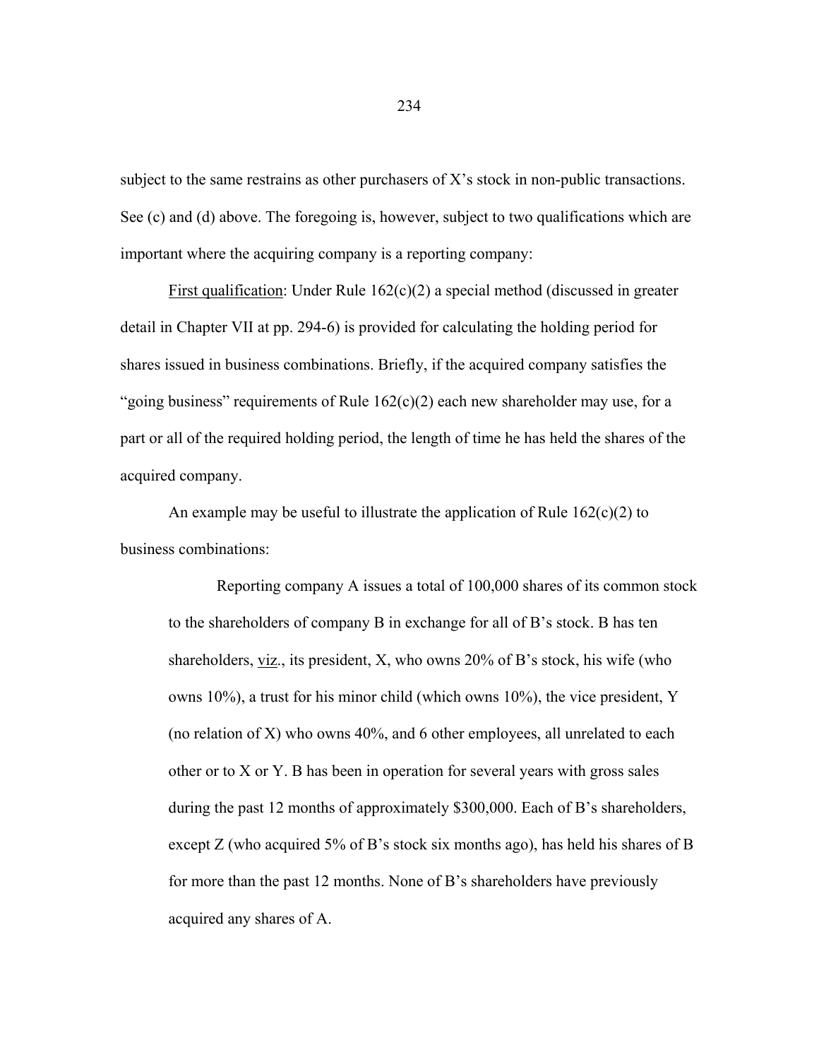subject to the same restrains as other purchasers of X's stock in non-public transactions. See (c) and (d) above. The foregoing is, however, subject to two qualifications which are important where the acquiring company is a reporting company:

First qualification: Under Rule 162(c)(2) a special method (discussed in greater detail in Chapter VII at pp. 294-6) is provided for calculating the holding period for shares issued in business combinations. Briefly, if the acquired company satisfies the "going business" requirements of Rule 162(c)(2) each new shareholder may use, for a part or all of the required holding period, the length of time he has held the shares of the acquired company.

An example may be useful to illustrate the application of Rule 162(c)(2) to business combinations:

> Reporting company A issues a total of 100,000 shares of its common stock to the shareholders of company B in exchange for all of B's stock. B has ten shareholders, viz., its president, X, who owns 20% of B's stock, his wife (who owns 10%), a trust for his minor child (which owns 10%), the vice president, Y (no relation of X) who owns 40%, and 6 other employees, all unrelated to each other or to X or Y. B has been in operation for several years with gross sales during the past 12 months of approximately $300,000. Each of B's shareholders, except Z (who acquired 5% of B's stock six months ago), has held his shares of B for more than the past 12 months. None of B's shareholders have previously acquired any shares of A.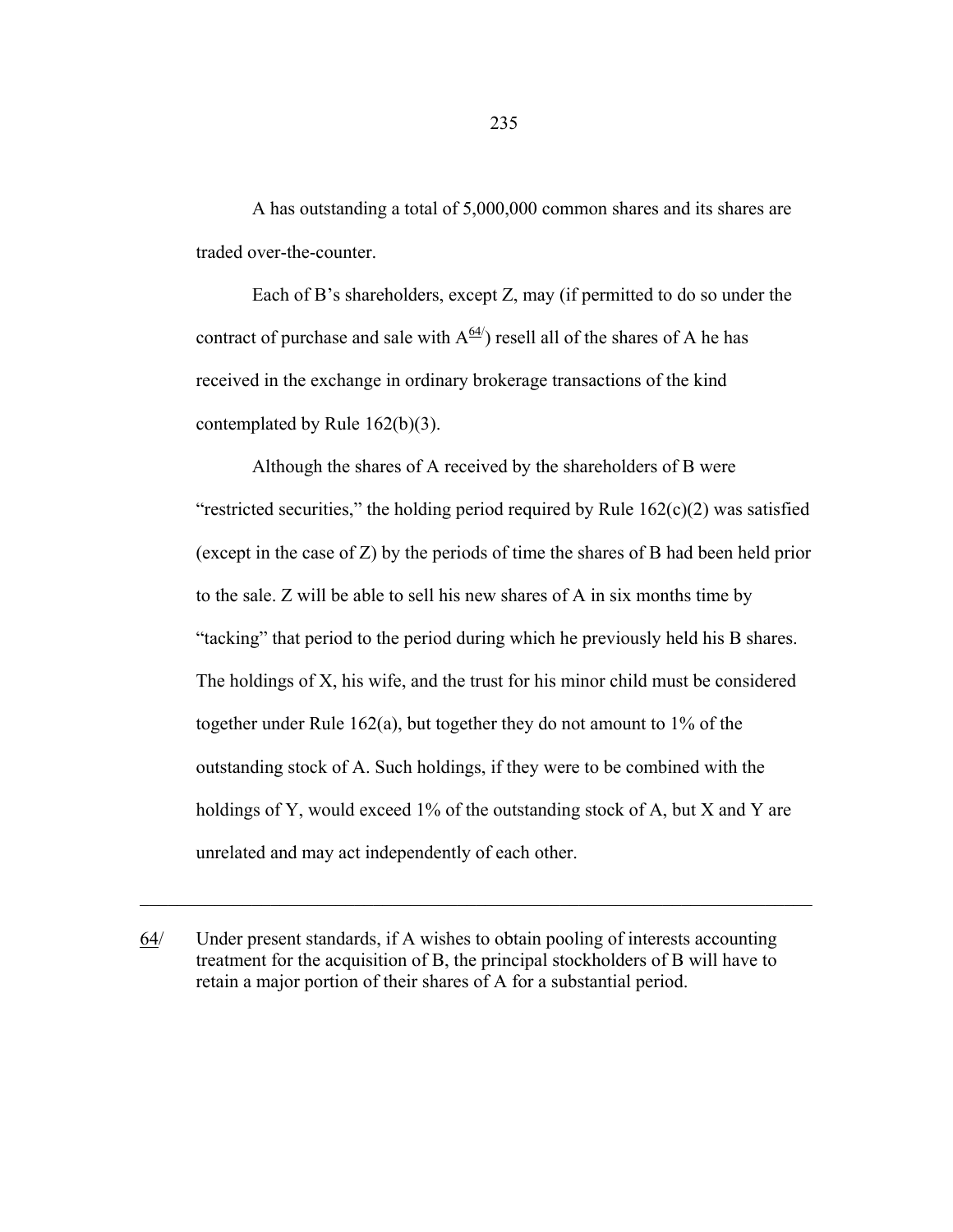A has outstanding a total of 5,000,000 common shares and its shares are traded over-the-counter.

Each of B's shareholders, except Z, may (if permitted to do so under the contract of purchase and sale with A[64/]) resell all of the shares of A he has received in the exchange in ordinary brokerage transactions of the kind contemplated by Rule 162(b)(3).

Although the shares of A received by the shareholders of B were "restricted securities," the holding period required by Rule 162(c)(2) was satisfied (except in the case of Z) by the periods of time the shares of B had been held prior to the sale. Z will be able to sell his new shares of A in six months time by "tacking" that period to the period during which he previously held his B shares. The holdings of X, his wife, and the trust for his minor child must be considered together under Rule 162(a), but together they do not amount to 1% of the outstanding stock of A. Such holdings, if they were to be combined with the holdings of Y, would exceed 1% of the outstanding stock of A, but X and Y are unrelated and may act independently of each other.

---

64/ Under present standards, if A wishes to obtain pooling of interests accounting treatment for the acquisition of B, the principal stockholders of B will have to retain a major portion of their shares of A for a substantial period.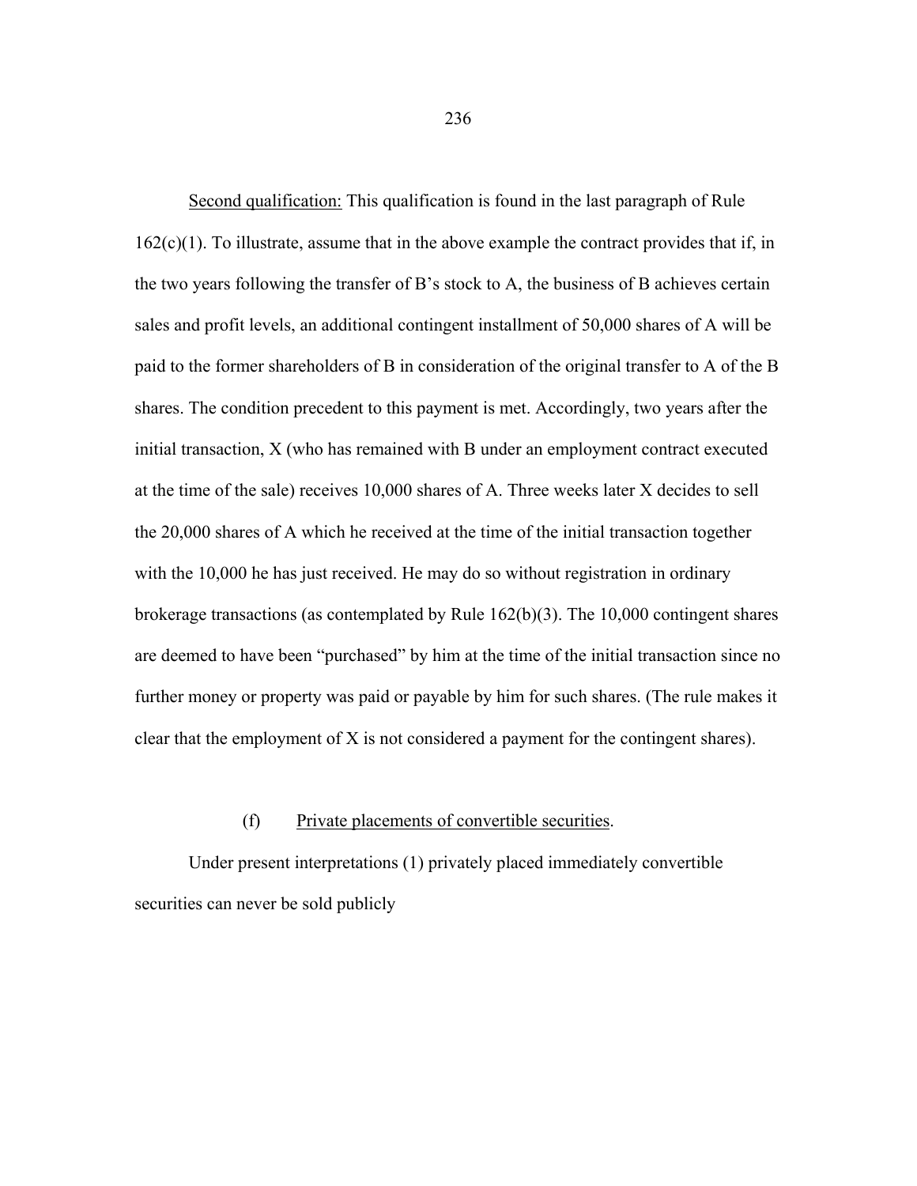<u>Second qualification:</u> This qualification is found in the last paragraph of Rule 162(c)(1). To illustrate, assume that in the above example the contract provides that if, in the two years following the transfer of B's stock to A, the business of B achieves certain sales and profit levels, an additional contingent installment of 50,000 shares of A will be paid to the former shareholders of B in consideration of the original transfer to A of the B shares. The condition precedent to this payment is met. Accordingly, two years after the initial transaction, X (who has remained with B under an employment contract executed at the time of the sale) receives 10,000 shares of A. Three weeks later X decides to sell the 20,000 shares of A which he received at the time of the initial transaction together with the 10,000 he has just received. He may do so without registration in ordinary brokerage transactions (as contemplated by Rule 162(b)(3). The 10,000 contingent shares are deemed to have been "purchased" by him at the time of the initial transaction since no further money or property was paid or payable by him for such shares. (The rule makes it clear that the employment of X is not considered a payment for the contingent shares).

(f) <u>Private placements of convertible securities</u>.

Under present interpretations (1) privately placed immediately convertible securities can never be sold publicly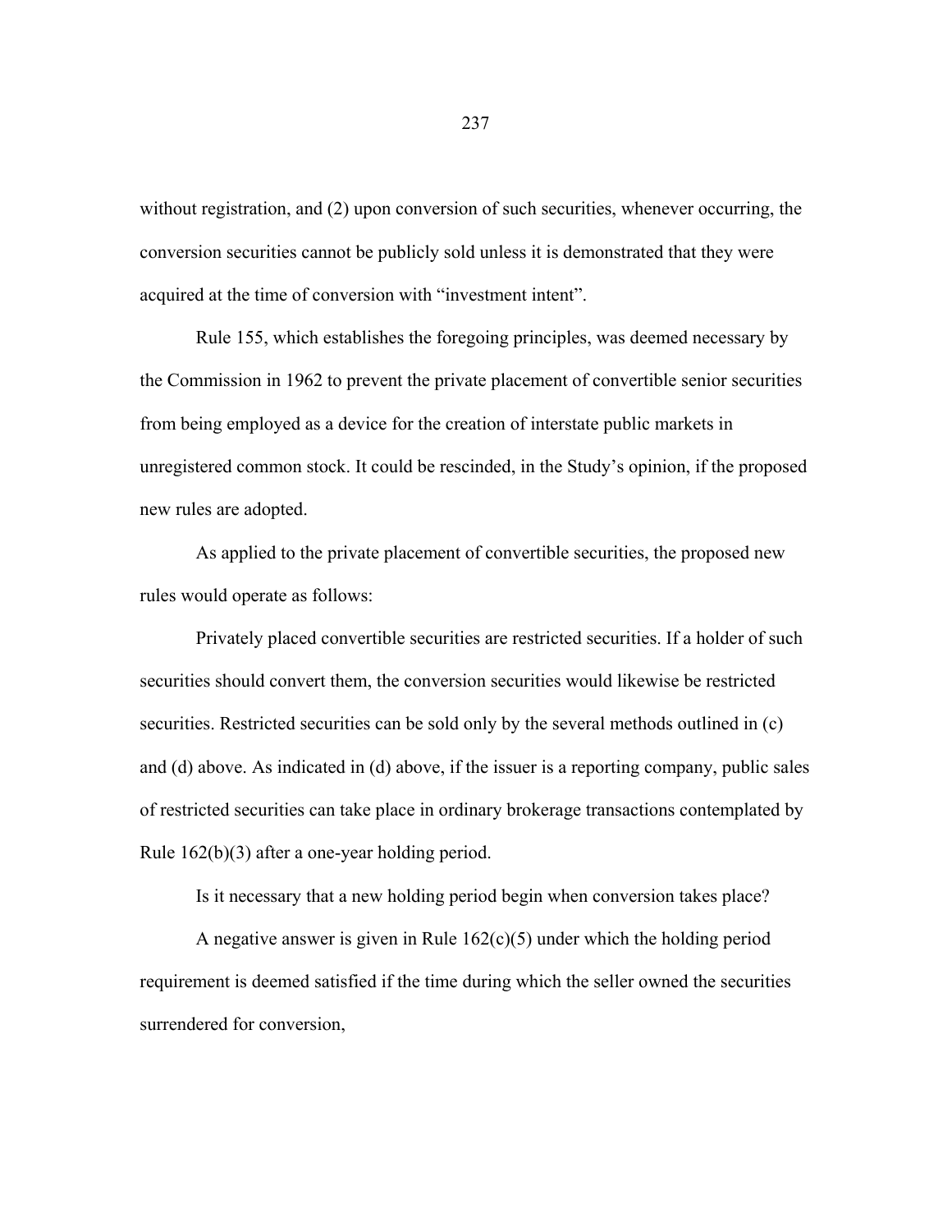without registration, and (2) upon conversion of such securities, whenever occurring, the conversion securities cannot be publicly sold unless it is demonstrated that they were acquired at the time of conversion with "investment intent".

Rule 155, which establishes the foregoing principles, was deemed necessary by the Commission in 1962 to prevent the private placement of convertible senior securities from being employed as a device for the creation of interstate public markets in unregistered common stock. It could be rescinded, in the Study's opinion, if the proposed new rules are adopted.

As applied to the private placement of convertible securities, the proposed new rules would operate as follows:

Privately placed convertible securities are restricted securities. If a holder of such securities should convert them, the conversion securities would likewise be restricted securities. Restricted securities can be sold only by the several methods outlined in (c) and (d) above. As indicated in (d) above, if the issuer is a reporting company, public sales of restricted securities can take place in ordinary brokerage transactions contemplated by Rule 162(b)(3) after a one-year holding period.

Is it necessary that a new holding period begin when conversion takes place?

A negative answer is given in Rule 162(c)(5) under which the holding period requirement is deemed satisfied if the time during which the seller owned the securities surrendered for conversion,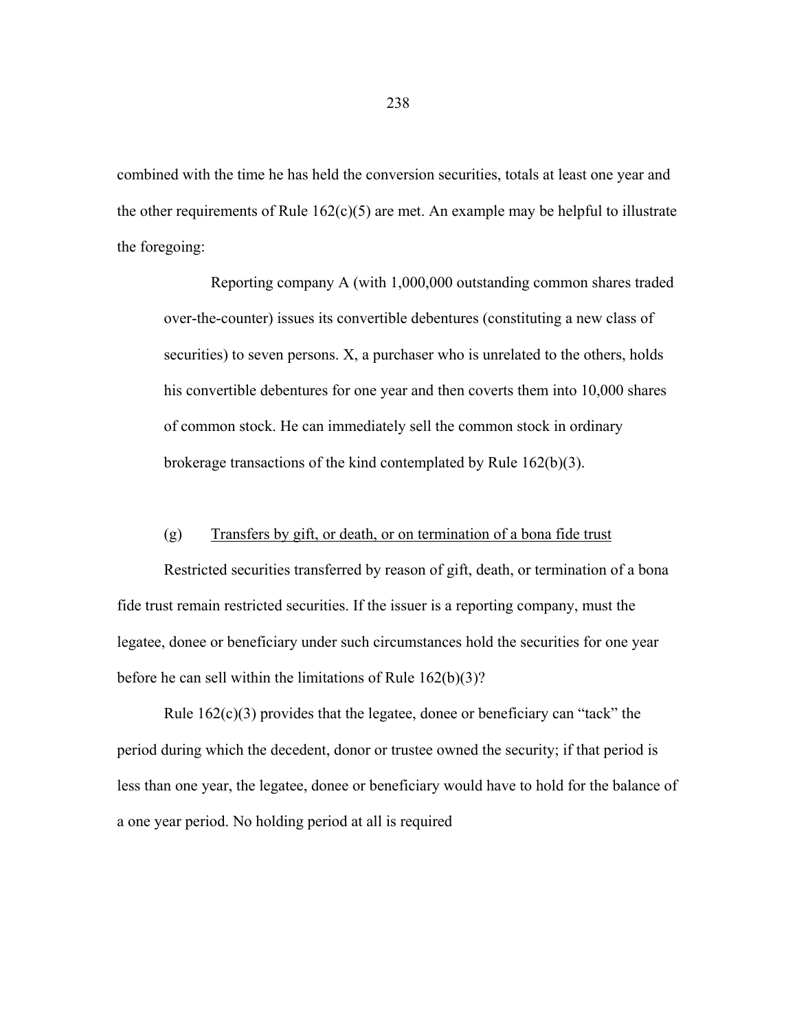combined with the time he has held the conversion securities, totals at least one year and the other requirements of Rule 162(c)(5) are met. An example may be helpful to illustrate the foregoing:

> Reporting company A (with 1,000,000 outstanding common shares traded over-the-counter) issues its convertible debentures (constituting a new class of securities) to seven persons. X, a purchaser who is unrelated to the others, holds his convertible debentures for one year and then coverts them into 10,000 shares of common stock. He can immediately sell the common stock in ordinary brokerage transactions of the kind contemplated by Rule 162(b)(3).

(g) <u>Transfers by gift, or death, or on termination of a bona fide trust</u>

Restricted securities transferred by reason of gift, death, or termination of a bona fide trust remain restricted securities. If the issuer is a reporting company, must the legatee, donee or beneficiary under such circumstances hold the securities for one year before he can sell within the limitations of Rule 162(b)(3)?

Rule 162(c)(3) provides that the legatee, donee or beneficiary can "tack" the period during which the decedent, donor or trustee owned the security; if that period is less than one year, the legatee, donee or beneficiary would have to hold for the balance of a one year period. No holding period at all is required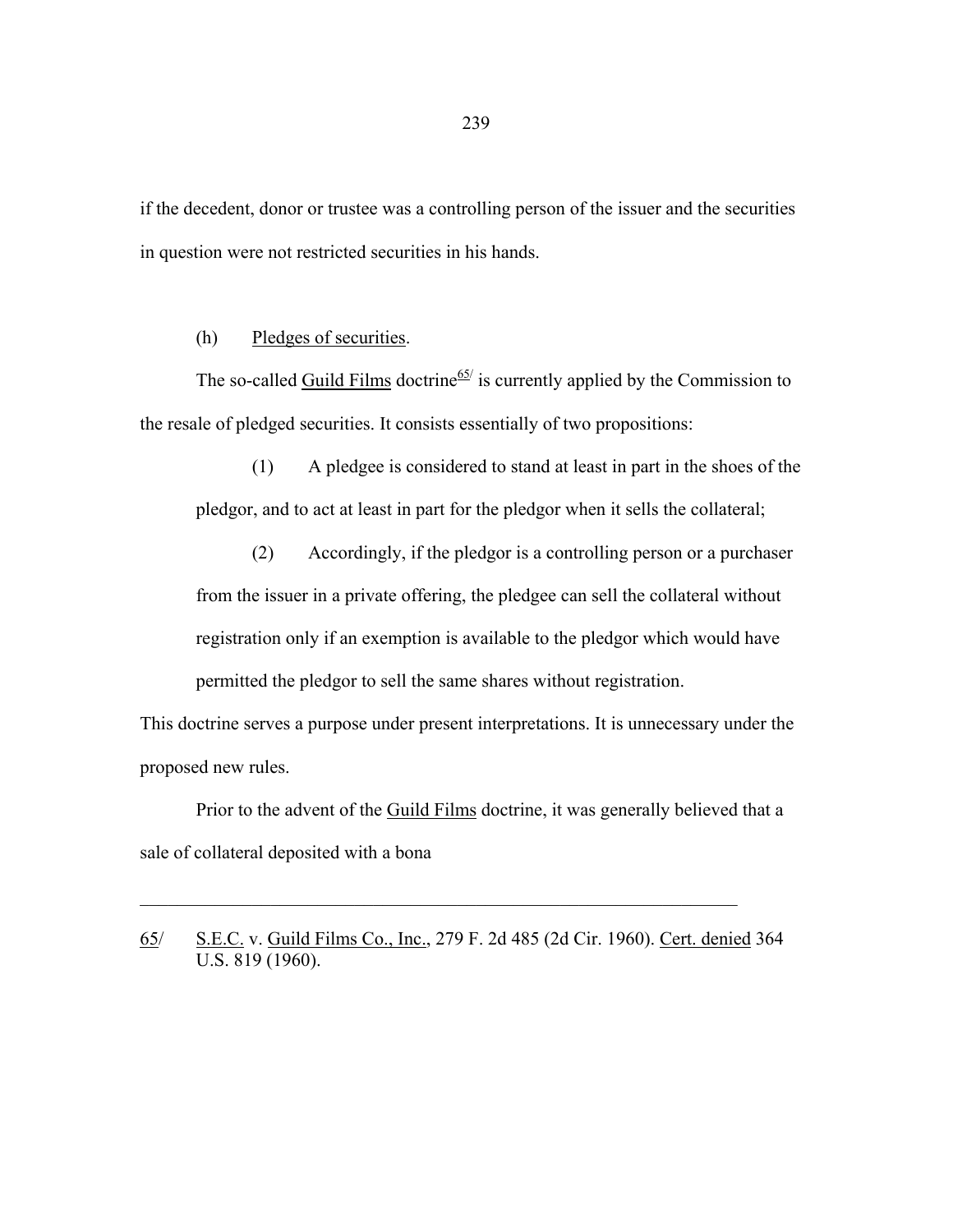if the decedent, donor or trustee was a controlling person of the issuer and the securities in question were not restricted securities in his hands.

(h) Pledges of securities.

The so-called Guild Films doctrine[65/] is currently applied by the Commission to the resale of pledged securities. It consists essentially of two propositions:

> (1) A pledgee is considered to stand at least in part in the shoes of the pledgor, and to act at least in part for the pledgor when it sells the collateral;
>
> (2) Accordingly, if the pledgor is a controlling person or a purchaser from the issuer in a private offering, the pledgee can sell the collateral without registration only if an exemption is available to the pledgor which would have permitted the pledgor to sell the same shares without registration.

This doctrine serves a purpose under present interpretations. It is unnecessary under the proposed new rules.

Prior to the advent of the Guild Films doctrine, it was generally believed that a sale of collateral deposited with a bona

---

65/ S.E.C. v. Guild Films Co., Inc., 279 F. 2d 485 (2d Cir. 1960). Cert. denied 364 U.S. 819 (1960).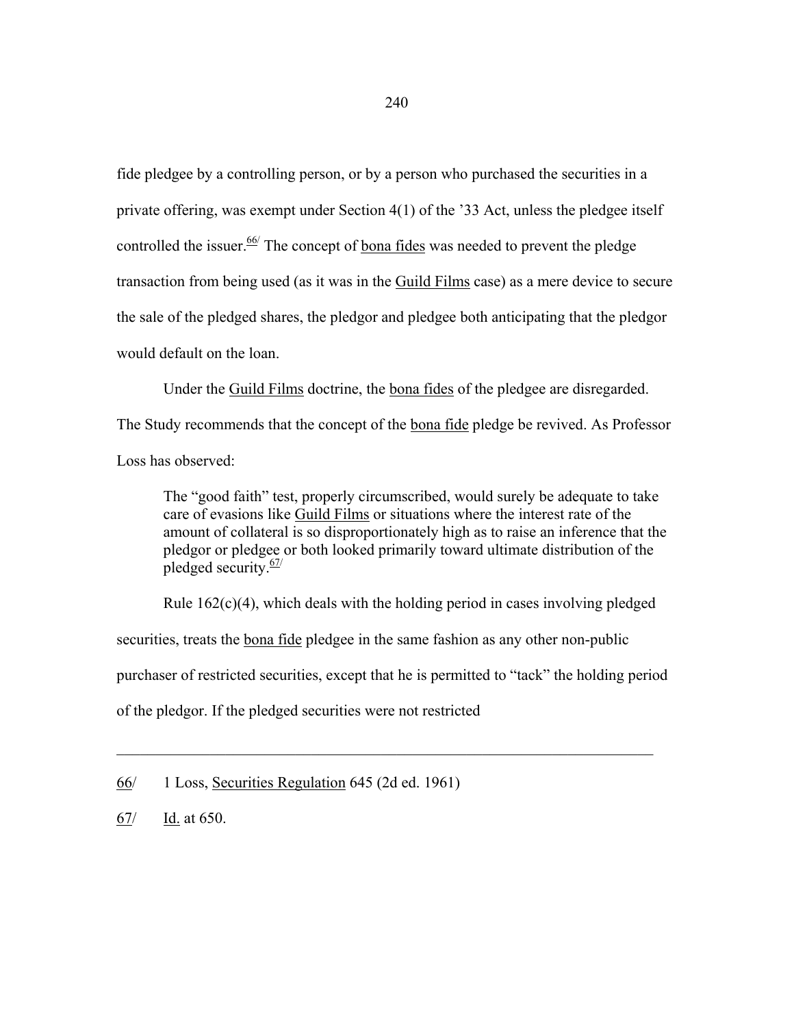fide pledgee by a controlling person, or by a person who purchased the securities in a private offering, was exempt under Section 4(1) of the '33 Act, unless the pledgee itself controlled the issuer.[66] The concept of bona fides was needed to prevent the pledge transaction from being used (as it was in the Guild Films case) as a mere device to secure the sale of the pledged shares, the pledgor and pledgee both anticipating that the pledgor would default on the loan.

Under the Guild Films doctrine, the bona fides of the pledgee are disregarded. The Study recommends that the concept of the bona fide pledge be revived. As Professor Loss has observed:

> The "good faith" test, properly circumscribed, would surely be adequate to take care of evasions like Guild Films or situations where the interest rate of the amount of collateral is so disproportionately high as to raise an inference that the pledgor or pledgee or both looked primarily toward ultimate distribution of the pledged security.[67]

Rule 162(c)(4), which deals with the holding period in cases involving pledged securities, treats the bona fide pledgee in the same fashion as any other non-public purchaser of restricted securities, except that he is permitted to "tack" the holding period of the pledgor. If the pledged securities were not restricted

---

66/ 1 Loss, Securities Regulation 645 (2d ed. 1961)

67/ Id. at 650.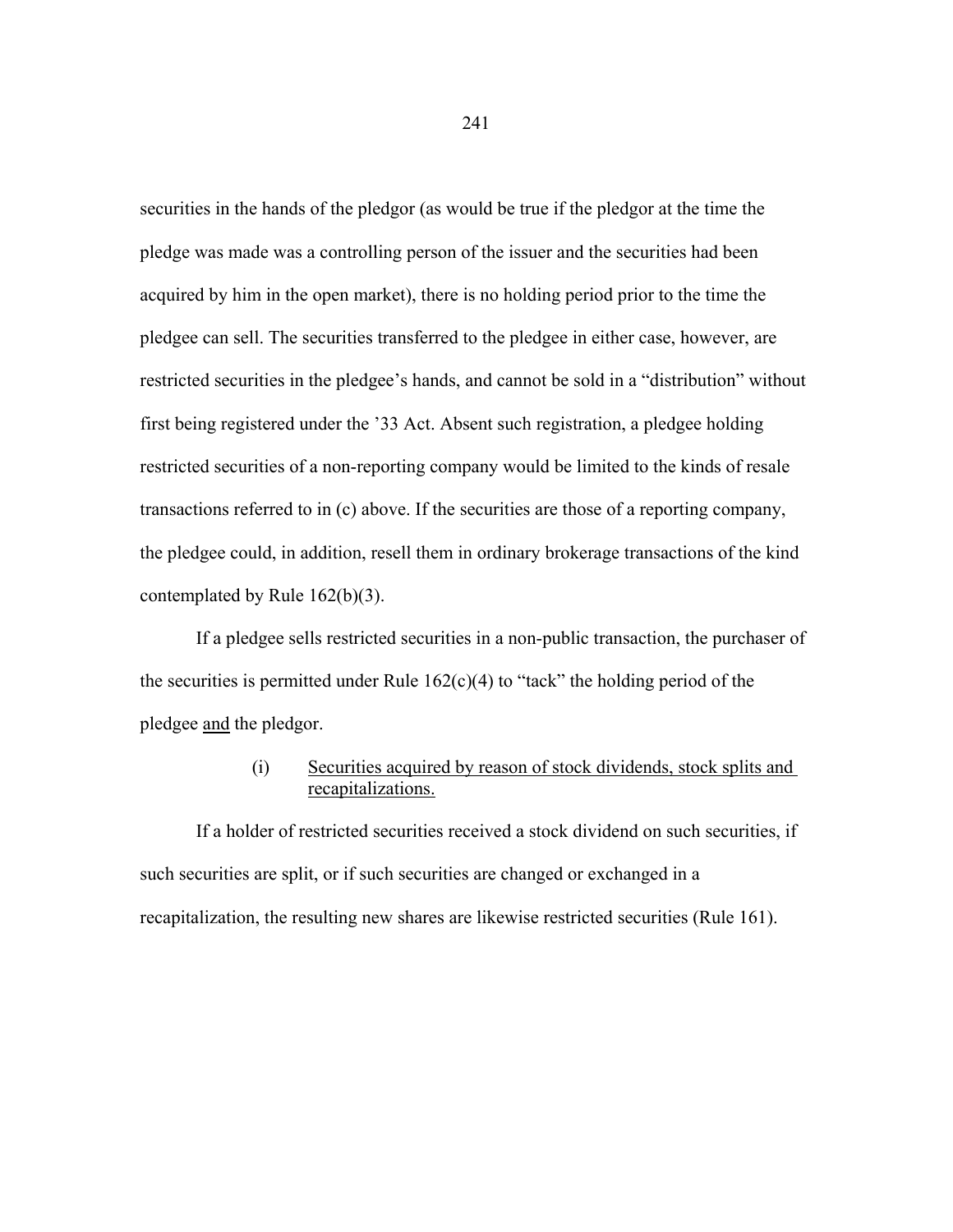securities in the hands of the pledgor (as would be true if the pledgor at the time the pledge was made was a controlling person of the issuer and the securities had been acquired by him in the open market), there is no holding period prior to the time the pledgee can sell. The securities transferred to the pledgee in either case, however, are restricted securities in the pledgee's hands, and cannot be sold in a "distribution" without first being registered under the '33 Act. Absent such registration, a pledgee holding restricted securities of a non-reporting company would be limited to the kinds of resale transactions referred to in (c) above. If the securities are those of a reporting company, the pledgee could, in addition, resell them in ordinary brokerage transactions of the kind contemplated by Rule 162(b)(3).

If a pledgee sells restricted securities in a non-public transaction, the purchaser of the securities is permitted under Rule 162(c)(4) to "tack" the holding period of the pledgee <u>and</u> the pledgor.

(i) <u>Securities acquired by reason of stock dividends, stock splits and recapitalizations.</u>

If a holder of restricted securities received a stock dividend on such securities, if such securities are split, or if such securities are changed or exchanged in a recapitalization, the resulting new shares are likewise restricted securities (Rule 161).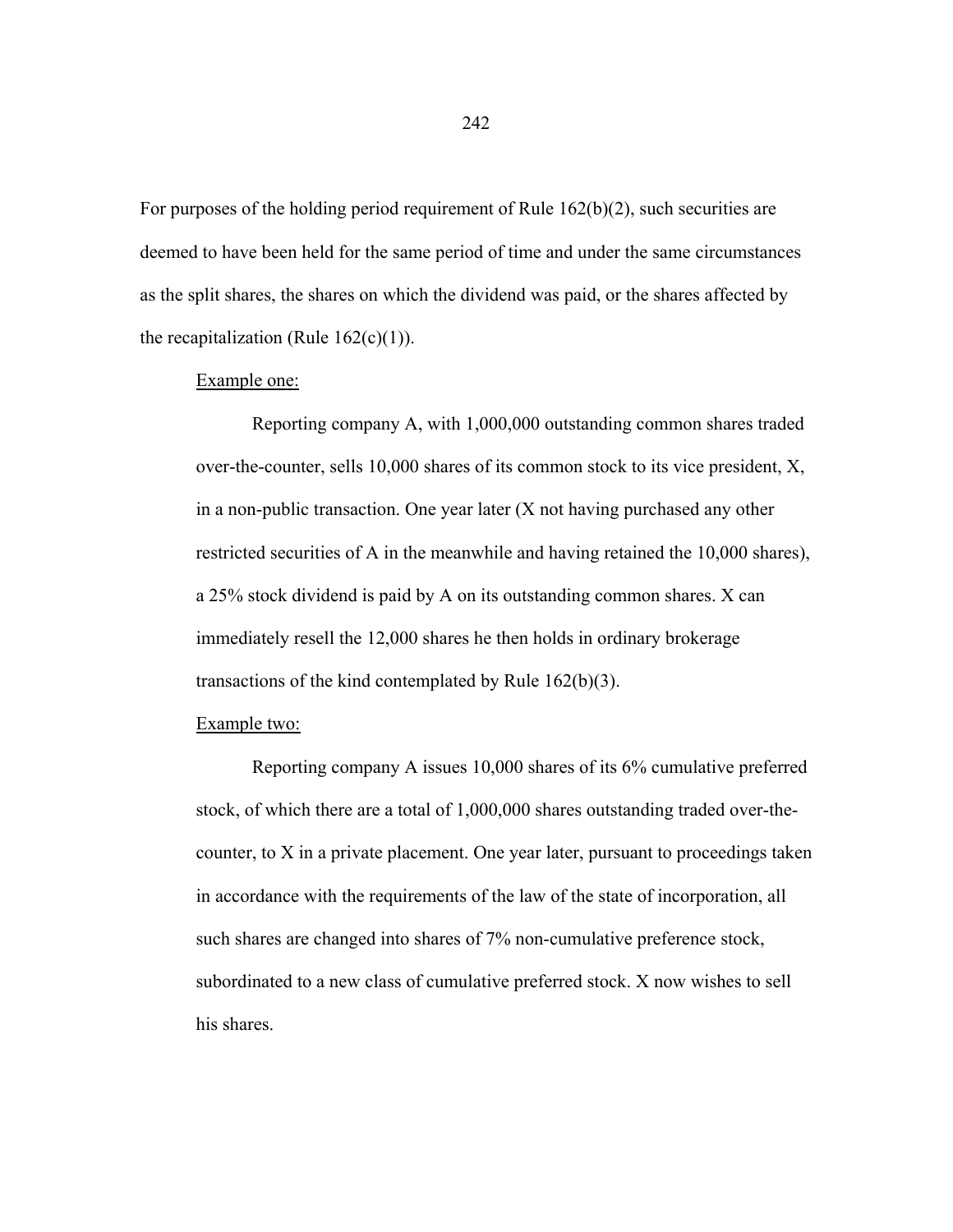For purposes of the holding period requirement of Rule 162(b)(2), such securities are deemed to have been held for the same period of time and under the same circumstances as the split shares, the shares on which the dividend was paid, or the shares affected by the recapitalization (Rule 162(c)(1)).

<u>Example one:</u>

> Reporting company A, with 1,000,000 outstanding common shares traded over-the-counter, sells 10,000 shares of its common stock to its vice president, X, in a non-public transaction. One year later (X not having purchased any other restricted securities of A in the meanwhile and having retained the 10,000 shares), a 25% stock dividend is paid by A on its outstanding common shares. X can immediately resell the 12,000 shares he then holds in ordinary brokerage transactions of the kind contemplated by Rule 162(b)(3).

<u>Example two:</u>

> Reporting company A issues 10,000 shares of its 6% cumulative preferred stock, of which there are a total of 1,000,000 shares outstanding traded over-the-counter, to X in a private placement. One year later, pursuant to proceedings taken in accordance with the requirements of the law of the state of incorporation, all such shares are changed into shares of 7% non-cumulative preference stock, subordinated to a new class of cumulative preferred stock. X now wishes to sell his shares.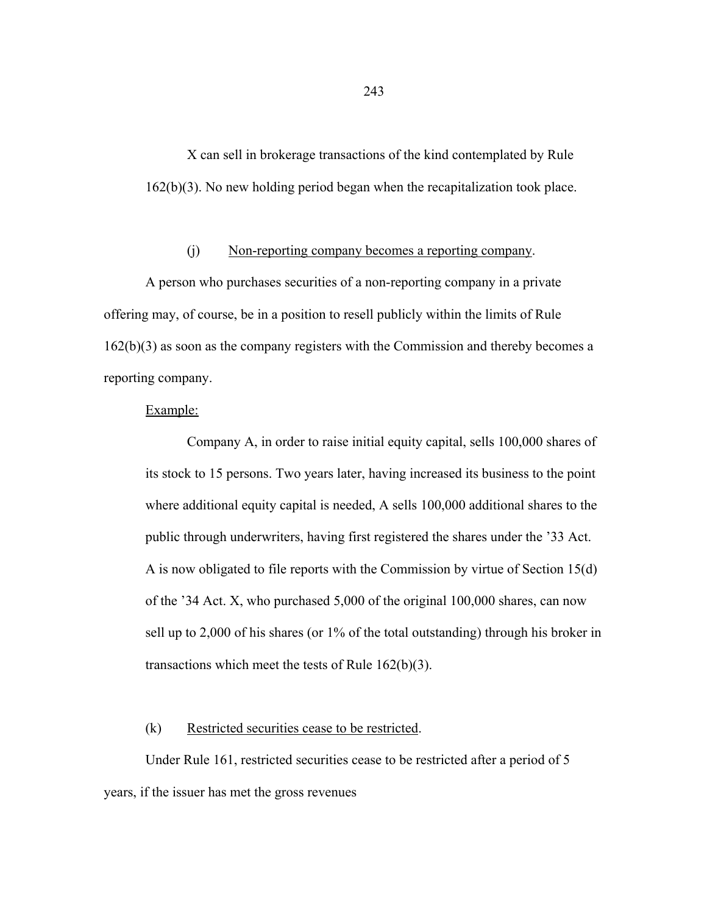X can sell in brokerage transactions of the kind contemplated by Rule 162(b)(3). No new holding period began when the recapitalization took place.

(j) Non-reporting company becomes a reporting company.

A person who purchases securities of a non-reporting company in a private offering may, of course, be in a position to resell publicly within the limits of Rule 162(b)(3) as soon as the company registers with the Commission and thereby becomes a reporting company.

Example:

> Company A, in order to raise initial equity capital, sells 100,000 shares of its stock to 15 persons. Two years later, having increased its business to the point where additional equity capital is needed, A sells 100,000 additional shares to the public through underwriters, having first registered the shares under the '33 Act. A is now obligated to file reports with the Commission by virtue of Section 15(d) of the '34 Act. X, who purchased 5,000 of the original 100,000 shares, can now sell up to 2,000 of his shares (or 1% of the total outstanding) through his broker in transactions which meet the tests of Rule 162(b)(3).

(k) Restricted securities cease to be restricted.

Under Rule 161, restricted securities cease to be restricted after a period of 5 years, if the issuer has met the gross revenues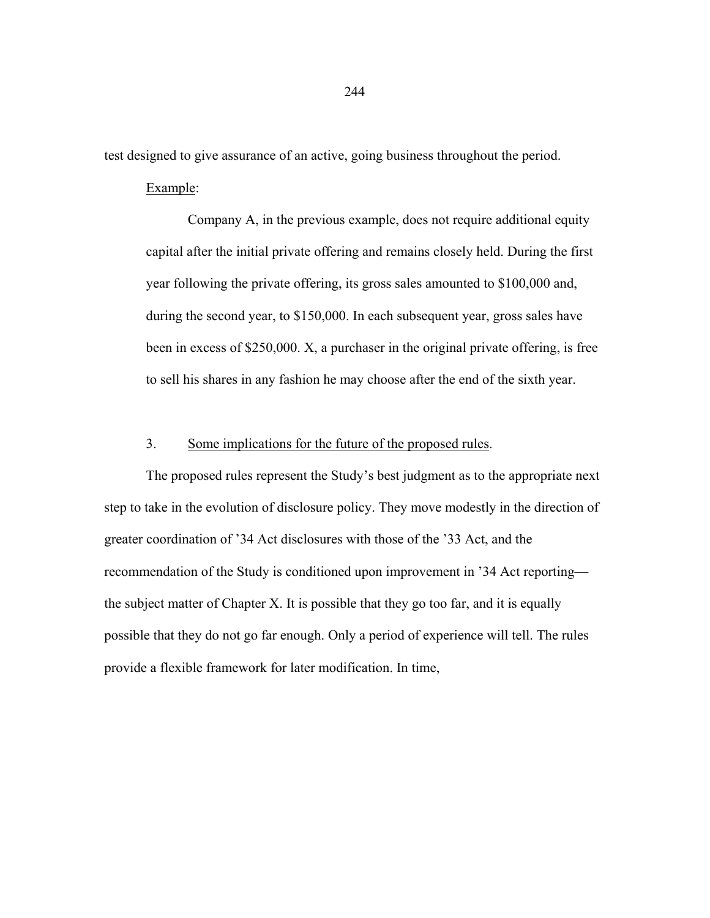test designed to give assurance of an active, going business throughout the period.

Example:

> Company A, in the previous example, does not require additional equity capital after the initial private offering and remains closely held. During the first year following the private offering, its gross sales amounted to $100,000 and, during the second year, to $150,000. In each subsequent year, gross sales have been in excess of $250,000. X, a purchaser in the original private offering, is free to sell his shares in any fashion he may choose after the end of the sixth year.

3. Some implications for the future of the proposed rules.

The proposed rules represent the Study's best judgment as to the appropriate next step to take in the evolution of disclosure policy. They move modestly in the direction of greater coordination of '34 Act disclosures with those of the '33 Act, and the recommendation of the Study is conditioned upon improvement in '34 Act reporting—the subject matter of Chapter X. It is possible that they go too far, and it is equally possible that they do not go far enough. Only a period of experience will tell. The rules provide a flexible framework for later modification. In time,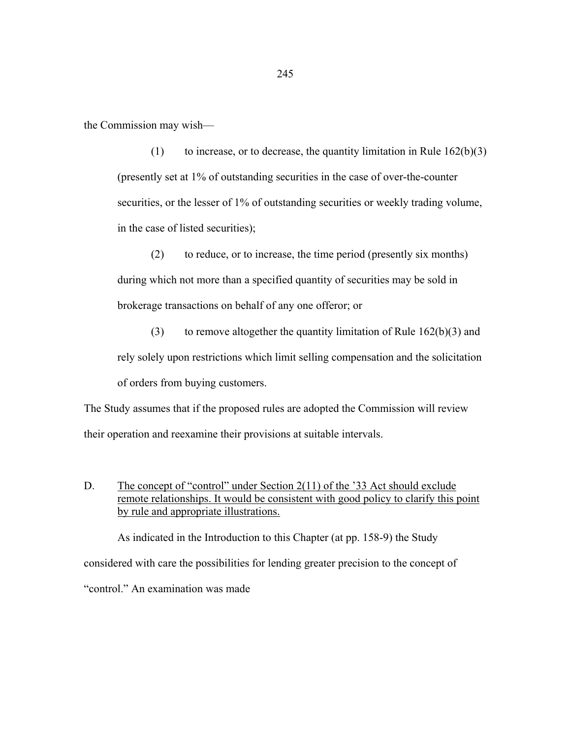the Commission may wish—

(1) to increase, or to decrease, the quantity limitation in Rule 162(b)(3) (presently set at 1% of outstanding securities in the case of over-the-counter securities, or the lesser of 1% of outstanding securities or weekly trading volume, in the case of listed securities);

(2) to reduce, or to increase, the time period (presently six months) during which not more than a specified quantity of securities may be sold in brokerage transactions on behalf of any one offeror; or

(3) to remove altogether the quantity limitation of Rule 162(b)(3) and rely solely upon restrictions which limit selling compensation and the solicitation of orders from buying customers.

The Study assumes that if the proposed rules are adopted the Commission will review their operation and reexamine their provisions at suitable intervals.

D. <u>The concept of "control" under Section 2(11) of the '33 Act should exclude remote relationships. It would be consistent with good policy to clarify this point by rule and appropriate illustrations.</u>

As indicated in the Introduction to this Chapter (at pp. 158-9) the Study considered with care the possibilities for lending greater precision to the concept of "control." An examination was made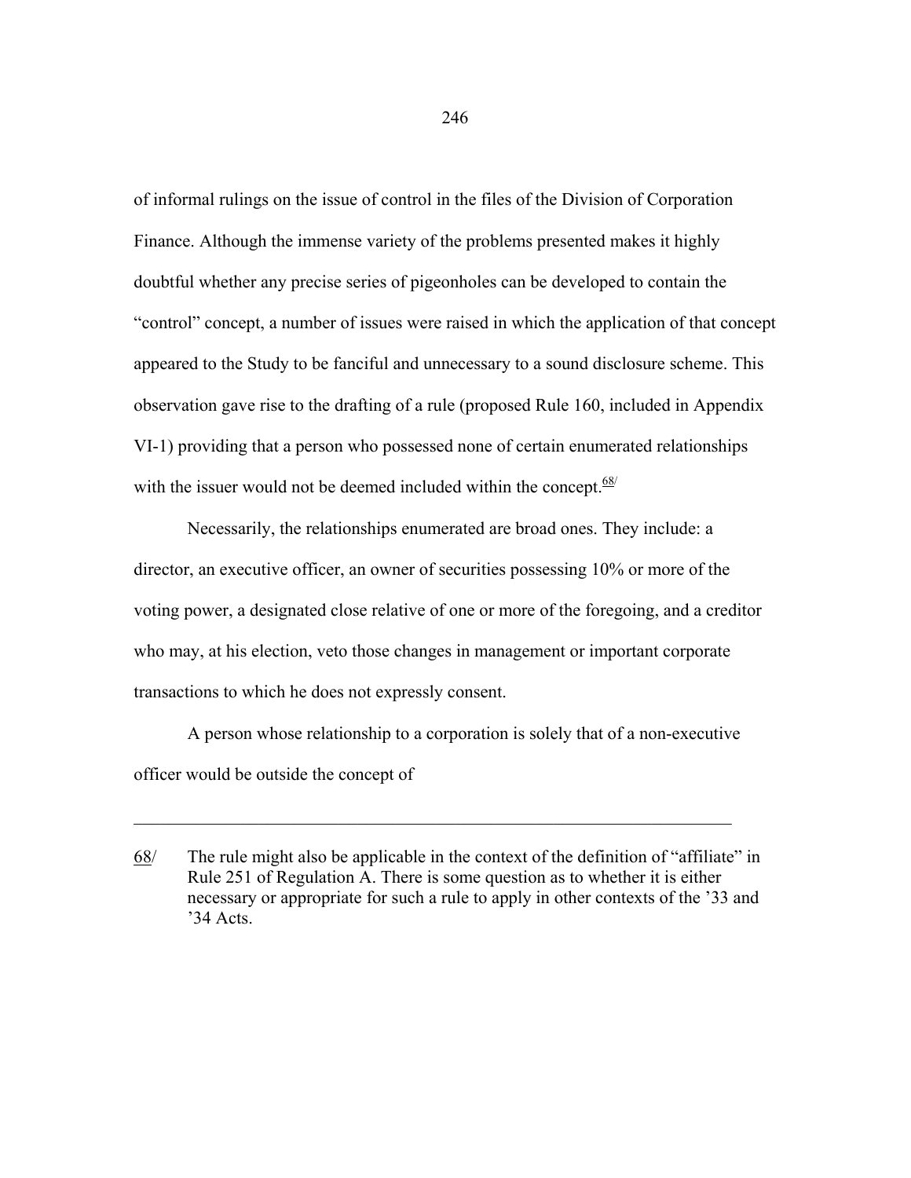of informal rulings on the issue of control in the files of the Division of Corporation Finance. Although the immense variety of the problems presented makes it highly doubtful whether any precise series of pigeonholes can be developed to contain the "control" concept, a number of issues were raised in which the application of that concept appeared to the Study to be fanciful and unnecessary to a sound disclosure scheme. This observation gave rise to the drafting of a rule (proposed Rule 160, included in Appendix VI-1) providing that a person who possessed none of certain enumerated relationships with the issuer would not be deemed included within the concept.[68/]

Necessarily, the relationships enumerated are broad ones. They include: a director, an executive officer, an owner of securities possessing 10% or more of the voting power, a designated close relative of one or more of the foregoing, and a creditor who may, at his election, veto those changes in management or important corporate transactions to which he does not expressly consent.

A person whose relationship to a corporation is solely that of a non-executive officer would be outside the concept of

---

68/ The rule might also be applicable in the context of the definition of "affiliate" in Rule 251 of Regulation A. There is some question as to whether it is either necessary or appropriate for such a rule to apply in other contexts of the '33 and '34 Acts.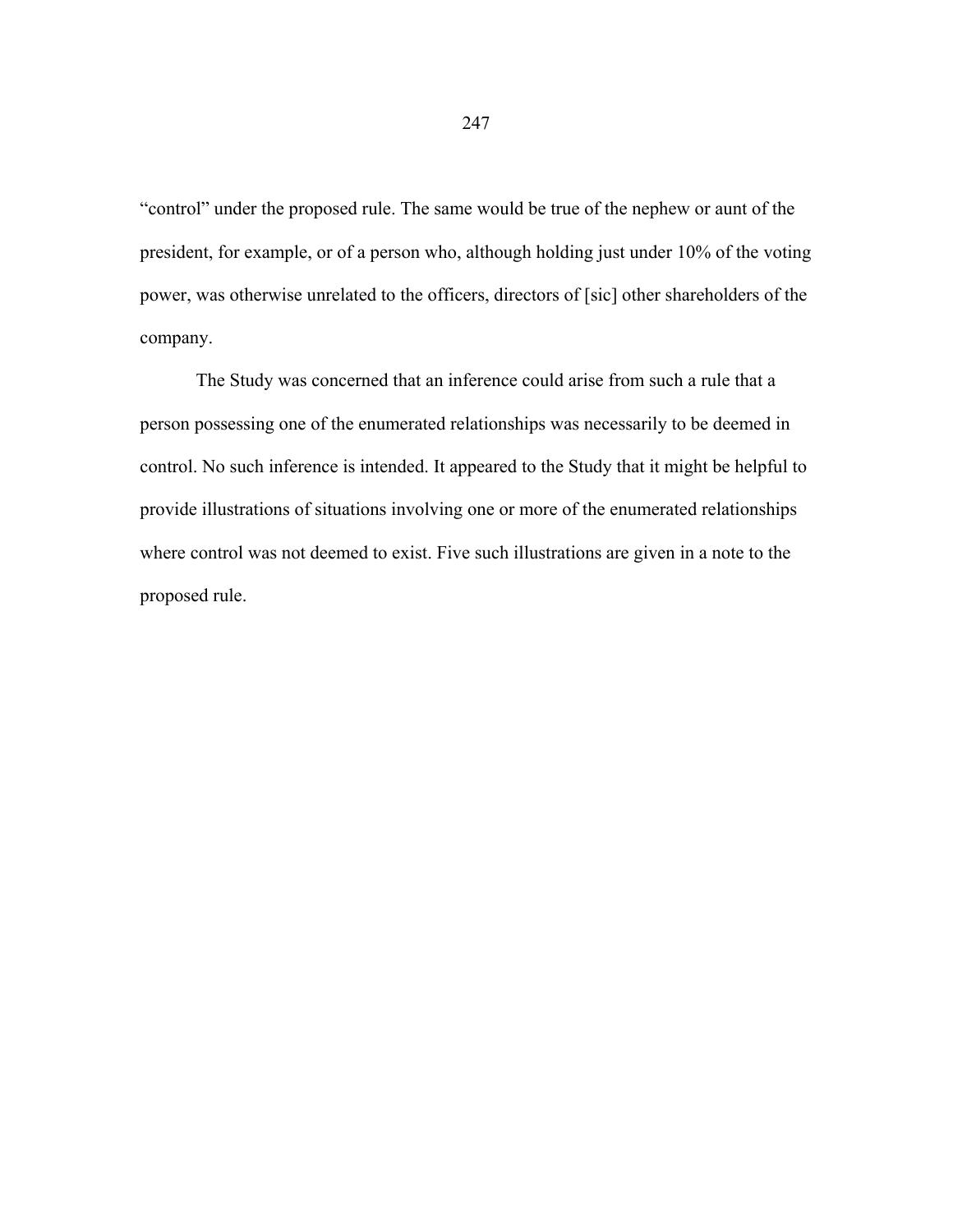"control" under the proposed rule. The same would be true of the nephew or aunt of the president, for example, or of a person who, although holding just under 10% of the voting power, was otherwise unrelated to the officers, directors of [sic] other shareholders of the company.

The Study was concerned that an inference could arise from such a rule that a person possessing one of the enumerated relationships was necessarily to be deemed in control. No such inference is intended. It appeared to the Study that it might be helpful to provide illustrations of situations involving one or more of the enumerated relationships where control was not deemed to exist. Five such illustrations are given in a note to the proposed rule.